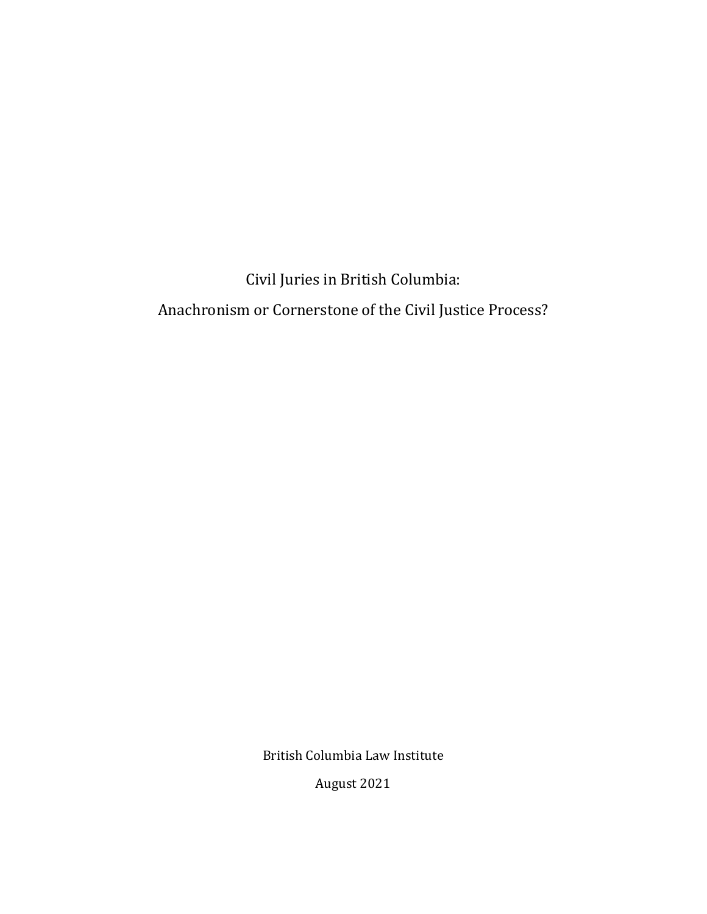# Civil Juries in British Columbia:

# Anachronism or Cornerstone of the Civil Justice Process?

British Columbia Law Institute

August 2021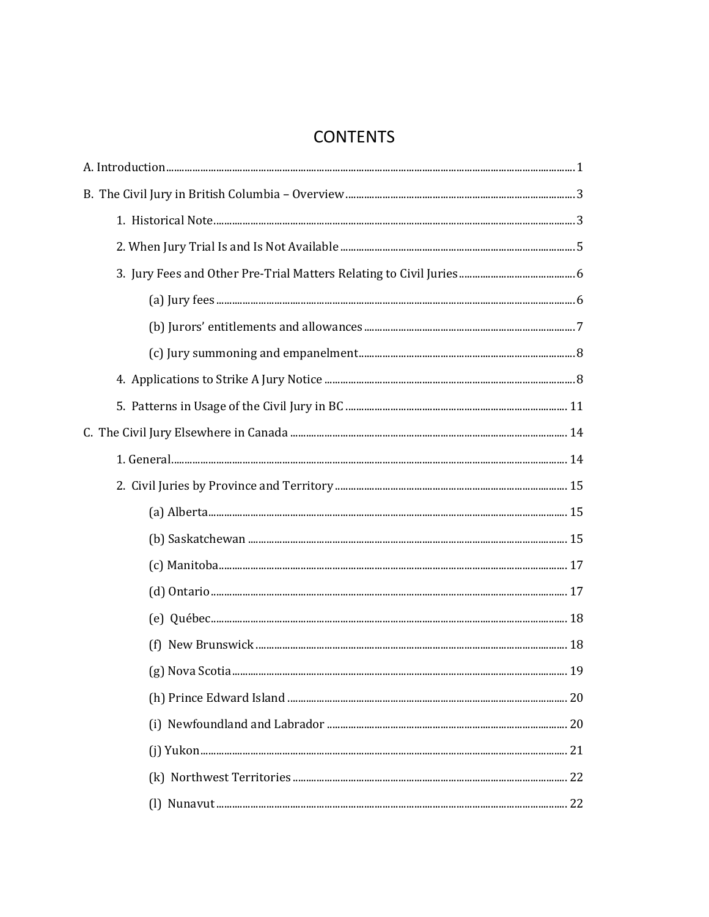# CONTENTS

A. Introduction ........................................................................................................ 1

B. The Civil Jury in British Columbia – Overview ........................................................ 3

1. Historical Note ........................................................................................................ 3

2. When Jury Trial Is and Is Not Available ................................................................. 5

3. Jury Fees and Other Pre-Trial Matters Relating to Civil Juries ............................... 6

(a) Jury fees ............................................................................................................... 6

(b) Jurors' entitlements and allowances ..................................................................... 7

(c) Jury summoning and empanelment ...................................................................... 8

4. Applications to Strike A Jury Notice ....................................................................... 8

5. Patterns in Usage of the Civil Jury in BC ............................................................... 11

C. The Civil Jury Elsewhere in Canada ......................................................................... 14

1. General .................................................................................................................. 14

2. Civil Juries by Province and Territory .................................................................... 15

(a) Alberta ................................................................................................................. 15

(b) Saskatchewan ...................................................................................................... 15

(c) Manitoba .............................................................................................................. 17

(d) Ontario ................................................................................................................ 17

(e) Québec ................................................................................................................. 18

(f) New Brunswick ..................................................................................................... 18

(g) Nova Scotia .......................................................................................................... 19

(h) Prince Edward Island ........................................................................................... 20

(i) Newfoundland and Labrador ................................................................................. 20

(j) Yukon .................................................................................................................... 21

(k) Northwest Territories ........................................................................................... 22

(l) Nunavut ................................................................................................................ 22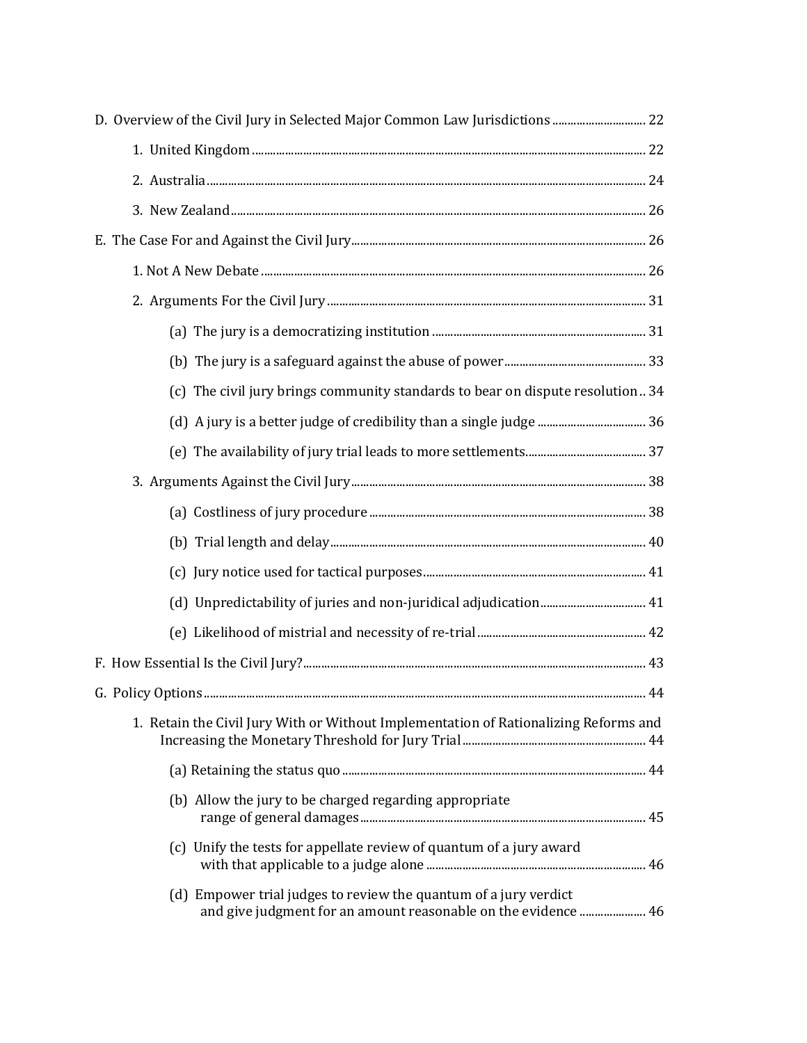D. Overview of the Civil Jury in Selected Major Common Law Jurisdictions ............................... 22

1. United Kingdom ............................................................................................................................ 22

2. Australia ........................................................................................................................................ 24

3. New Zealand .................................................................................................................................. 26

E. The Case For and Against the Civil Jury ........................................................................................ 26

1. Not A New Debate ........................................................................................................................ 26

2. Arguments For the Civil Jury ........................................................................................................ 31

(a) The jury is a democratizing institution ...................................................................... 31

(b) The jury is a safeguard against the abuse of power ............................................... 33

(c) The civil jury brings community standards to bear on dispute resolution .. 34

(d) A jury is a better judge of credibility than a single judge .................................... 36

(e) The availability of jury trial leads to more settlements ......................................... 37

3. Arguments Against the Civil Jury ................................................................................................. 38

(a) Costliness of jury procedure ........................................................................................ 38

(b) Trial length and delay ................................................................................................... 40

(c) Jury notice used for tactical purposes ........................................................................ 41

(d) Unpredictability of juries and non-juridical adjudication ..................................... 41

(e) Likelihood of mistrial and necessity of re-trial ........................................................ 42

F. How Essential Is the Civil Jury? ...................................................................................................... 43

G. Policy Options ................................................................................................................................... 44

1. Retain the Civil Jury With or Without Implementation of Rationalizing Reforms and Increasing the Monetary Threshold for Jury Trial ................................................................ 44

(a) Retaining the status quo ................................................................................................ 44

(b) Allow the jury to be charged regarding appropriate range of general damages ............................................................................................................. 45

(c) Unify the tests for appellate review of quantum of a jury award with that applicable to a judge alone ......................................................................... 46

(d) Empower trial judges to review the quantum of a jury verdict and give judgment for an amount reasonable on the evidence ...................... 46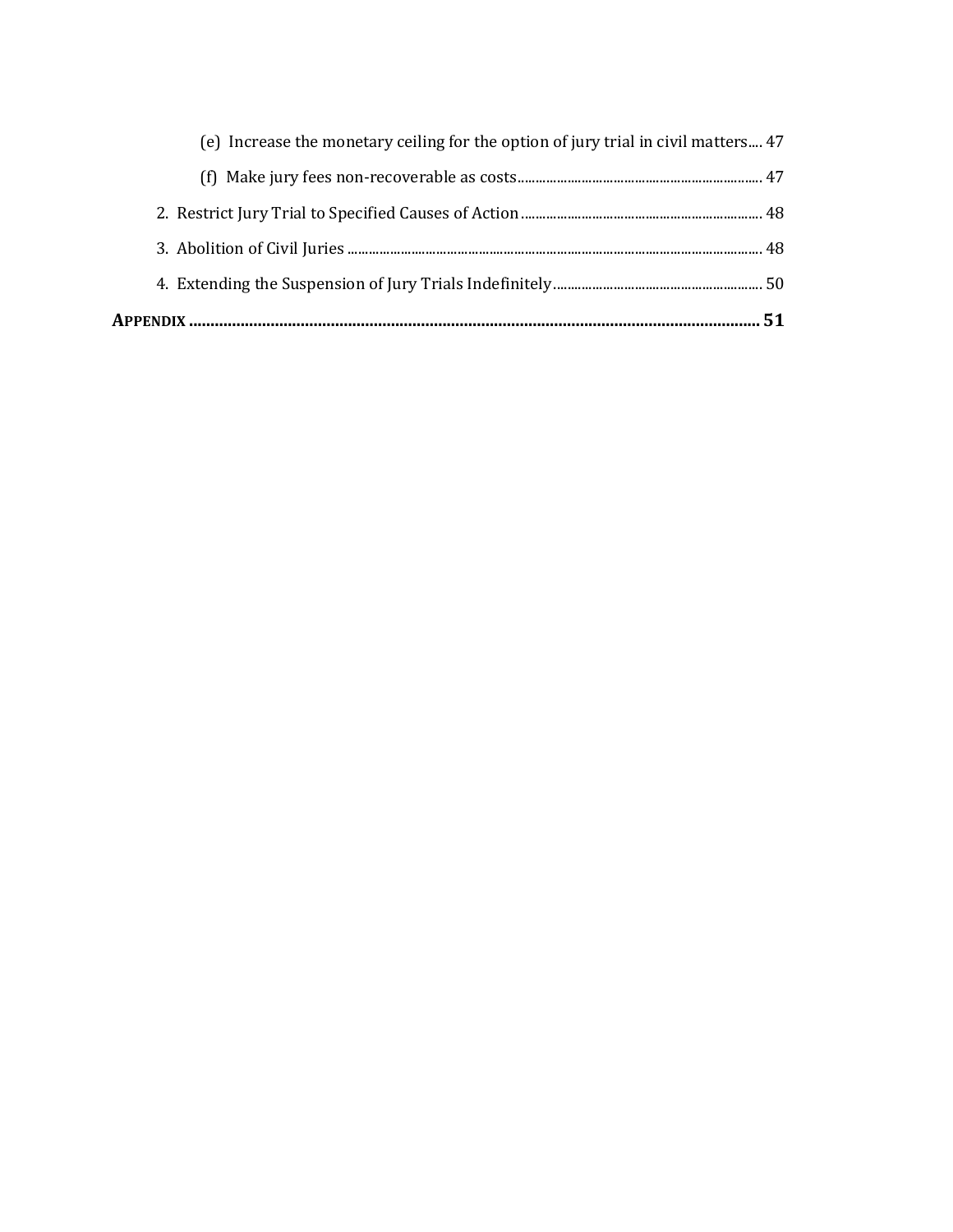(e) Increase the monetary ceiling for the option of jury trial in civil matters.... 47

(f) Make jury fees non-recoverable as costs........................................................................ 47

2. Restrict Jury Trial to Specified Causes of Action........................................................................ 48

3. Abolition of Civil Juries........................................................................................................................ 48

4. Extending the Suspension of Jury Trials Indefinitely............................................................ 50

**APPENDIX**........................................................................................................................................ **51**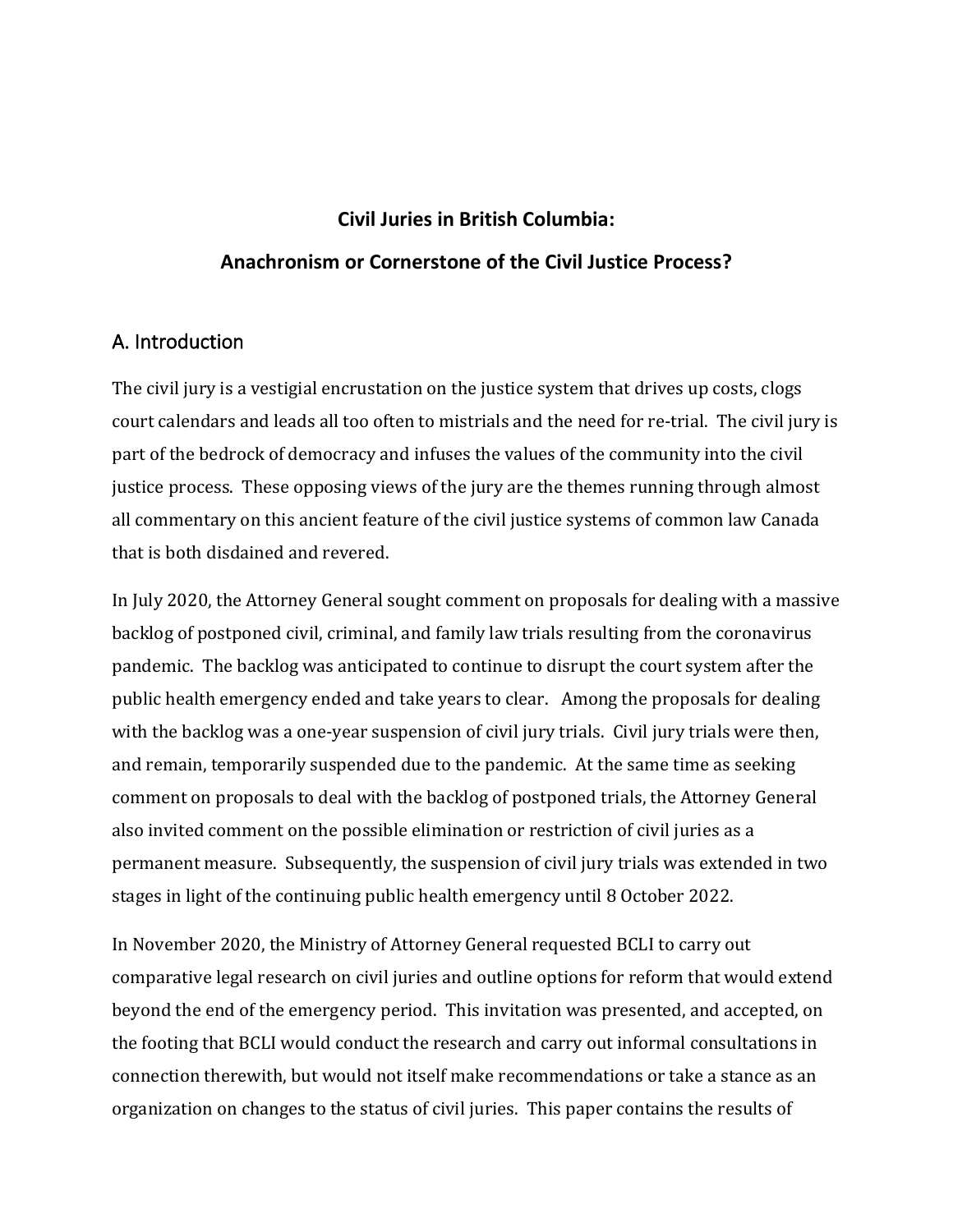**Civil Juries in British Columbia:**

**Anachronism or Cornerstone of the Civil Justice Process?**

## A. Introduction

The civil jury is a vestigial encrustation on the justice system that drives up costs, clogs court calendars and leads all too often to mistrials and the need for re-trial. The civil jury is part of the bedrock of democracy and infuses the values of the community into the civil justice process. These opposing views of the jury are the themes running through almost all commentary on this ancient feature of the civil justice systems of common law Canada that is both disdained and revered.

In July 2020, the Attorney General sought comment on proposals for dealing with a massive backlog of postponed civil, criminal, and family law trials resulting from the coronavirus pandemic. The backlog was anticipated to continue to disrupt the court system after the public health emergency ended and take years to clear. Among the proposals for dealing with the backlog was a one-year suspension of civil jury trials. Civil jury trials were then, and remain, temporarily suspended due to the pandemic. At the same time as seeking comment on proposals to deal with the backlog of postponed trials, the Attorney General also invited comment on the possible elimination or restriction of civil juries as a permanent measure. Subsequently, the suspension of civil jury trials was extended in two stages in light of the continuing public health emergency until 8 October 2022.

In November 2020, the Ministry of Attorney General requested BCLI to carry out comparative legal research on civil juries and outline options for reform that would extend beyond the end of the emergency period. This invitation was presented, and accepted, on the footing that BCLI would conduct the research and carry out informal consultations in connection therewith, but would not itself make recommendations or take a stance as an organization on changes to the status of civil juries. This paper contains the results of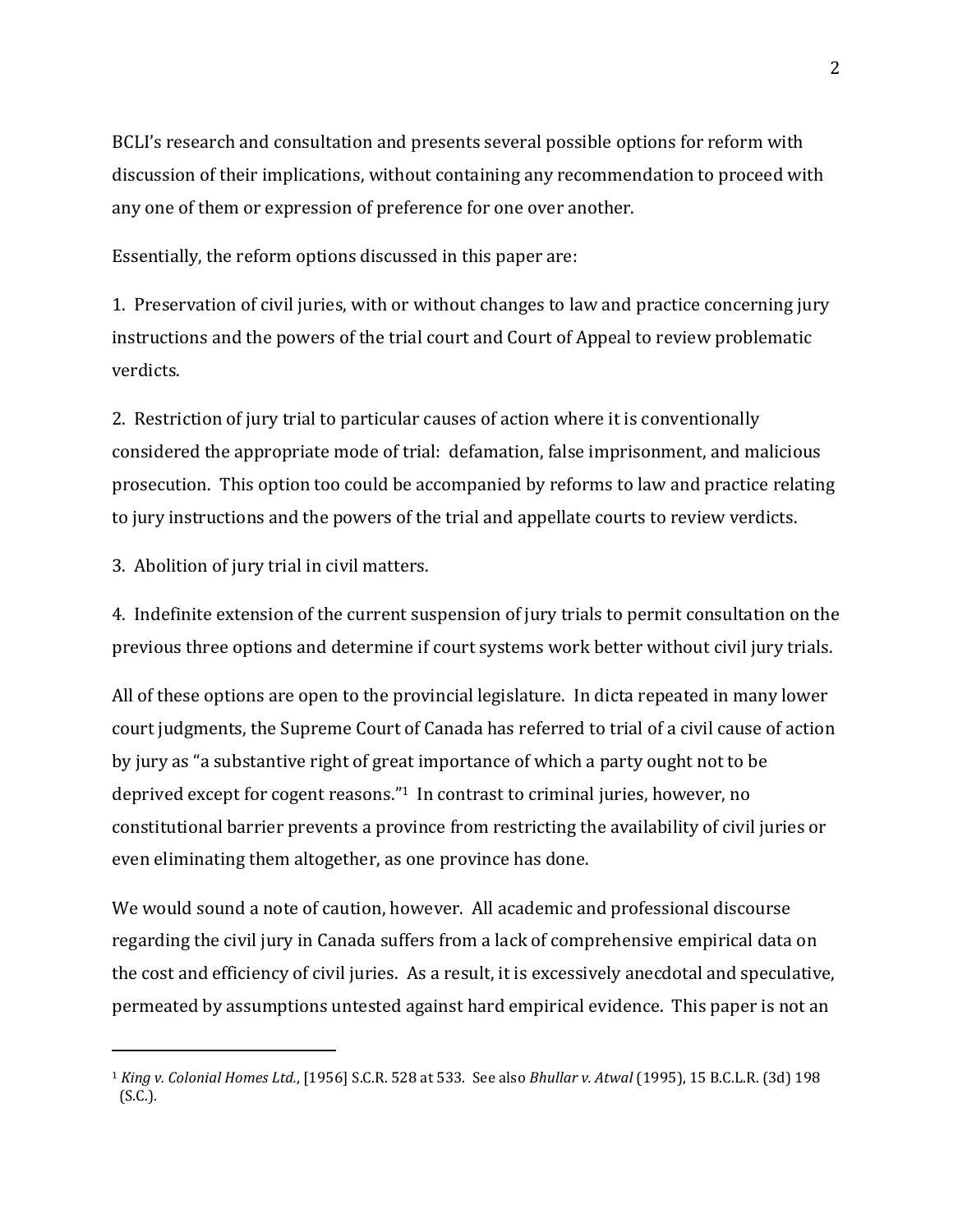BCLI's research and consultation and presents several possible options for reform with discussion of their implications, without containing any recommendation to proceed with any one of them or expression of preference for one over another.

Essentially, the reform options discussed in this paper are:

1. Preservation of civil juries, with or without changes to law and practice concerning jury instructions and the powers of the trial court and Court of Appeal to review problematic verdicts.

2. Restriction of jury trial to particular causes of action where it is conventionally considered the appropriate mode of trial: defamation, false imprisonment, and malicious prosecution. This option too could be accompanied by reforms to law and practice relating to jury instructions and the powers of the trial and appellate courts to review verdicts.

3. Abolition of jury trial in civil matters.

4. Indefinite extension of the current suspension of jury trials to permit consultation on the previous three options and determine if court systems work better without civil jury trials.

All of these options are open to the provincial legislature. In dicta repeated in many lower court judgments, the Supreme Court of Canada has referred to trial of a civil cause of action by jury as "a substantive right of great importance of which a party ought not to be deprived except for cogent reasons."[1] In contrast to criminal juries, however, no constitutional barrier prevents a province from restricting the availability of civil juries or even eliminating them altogether, as one province has done.

We would sound a note of caution, however. All academic and professional discourse regarding the civil jury in Canada suffers from a lack of comprehensive empirical data on the cost and efficiency of civil juries. As a result, it is excessively anecdotal and speculative, permeated by assumptions untested against hard empirical evidence. This paper is not an

---

[1] *King v. Colonial Homes Ltd.*, [1956] S.C.R. 528 at 533. See also *Bhullar v. Atwal* (1995), 15 B.C.L.R. (3d) 198 (S.C.).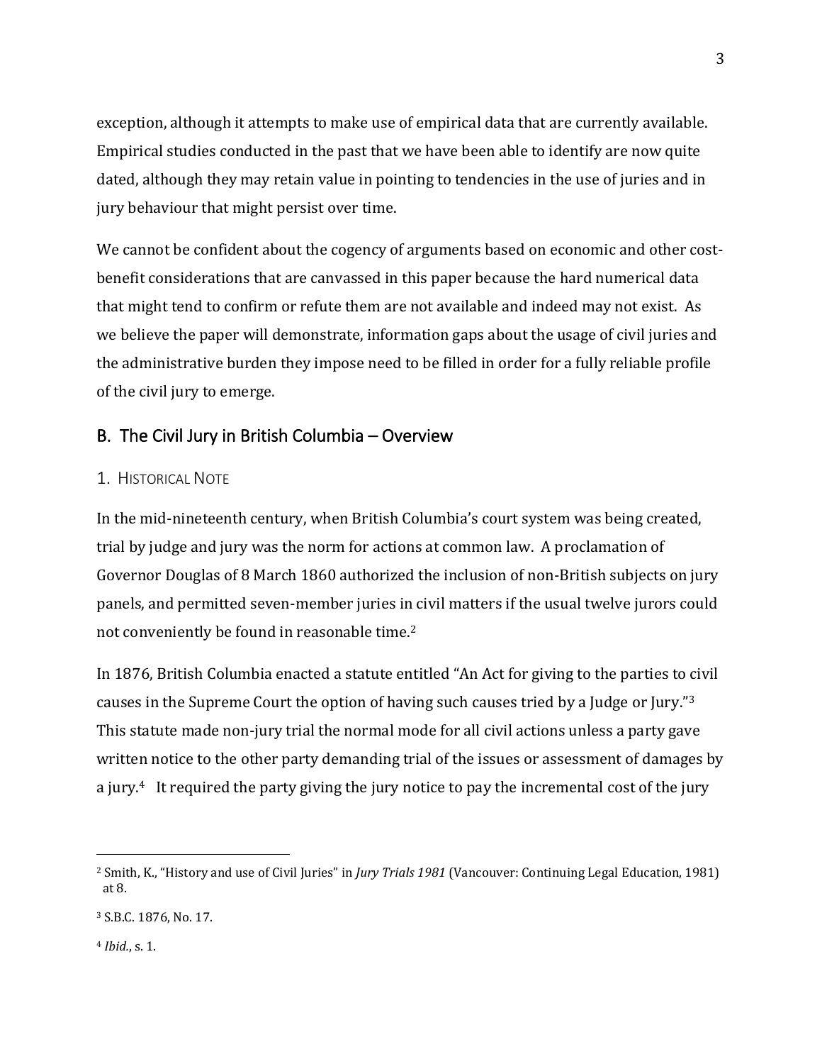exception, although it attempts to make use of empirical data that are currently available. Empirical studies conducted in the past that we have been able to identify are now quite dated, although they may retain value in pointing to tendencies in the use of juries and in jury behaviour that might persist over time.

We cannot be confident about the cogency of arguments based on economic and other cost-benefit considerations that are canvassed in this paper because the hard numerical data that might tend to confirm or refute them are not available and indeed may not exist. As we believe the paper will demonstrate, information gaps about the usage of civil juries and the administrative burden they impose need to be filled in order for a fully reliable profile of the civil jury to emerge.

## B. The Civil Jury in British Columbia – Overview

### 1. Historical Note

In the mid-nineteenth century, when British Columbia's court system was being created, trial by judge and jury was the norm for actions at common law. A proclamation of Governor Douglas of 8 March 1860 authorized the inclusion of non-British subjects on jury panels, and permitted seven-member juries in civil matters if the usual twelve jurors could not conveniently be found in reasonable time.[2]

In 1876, British Columbia enacted a statute entitled "An Act for giving to the parties to civil causes in the Supreme Court the option of having such causes tried by a Judge or Jury."[3] This statute made non-jury trial the normal mode for all civil actions unless a party gave written notice to the other party demanding trial of the issues or assessment of damages by a jury.[4] It required the party giving the jury notice to pay the incremental cost of the jury

---

[2] Smith, K., "History and use of Civil Juries" in *Jury Trials 1981* (Vancouver: Continuing Legal Education, 1981) at 8.

[3] S.B.C. 1876, No. 17.

[4] *Ibid.*, s. 1.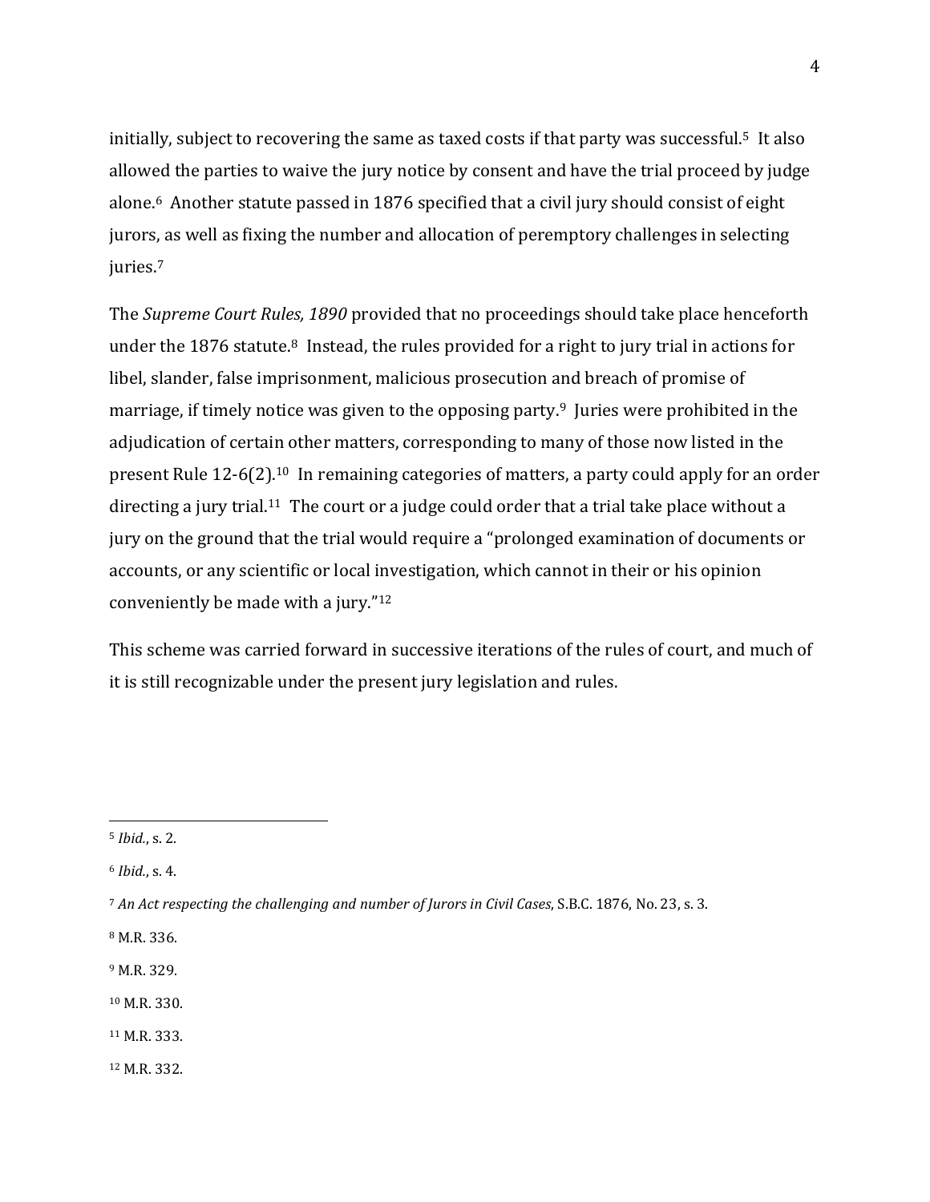initially, subject to recovering the same as taxed costs if that party was successful.[5] It also allowed the parties to waive the jury notice by consent and have the trial proceed by judge alone.[6] Another statute passed in 1876 specified that a civil jury should consist of eight jurors, as well as fixing the number and allocation of peremptory challenges in selecting juries.[7]

The *Supreme Court Rules, 1890* provided that no proceedings should take place henceforth under the 1876 statute.[8] Instead, the rules provided for a right to jury trial in actions for libel, slander, false imprisonment, malicious prosecution and breach of promise of marriage, if timely notice was given to the opposing party.[9] Juries were prohibited in the adjudication of certain other matters, corresponding to many of those now listed in the present Rule 12-6(2).[10] In remaining categories of matters, a party could apply for an order directing a jury trial.[11] The court or a judge could order that a trial take place without a jury on the ground that the trial would require a "prolonged examination of documents or accounts, or any scientific or local investigation, which cannot in their or his opinion conveniently be made with a jury."[12]

This scheme was carried forward in successive iterations of the rules of court, and much of it is still recognizable under the present jury legislation and rules.

---

[5] *Ibid.*, s. 2.

[6] *Ibid.*, s. 4.

[7] *An Act respecting the challenging and number of Jurors in Civil Cases*, S.B.C. 1876, No. 23, s. 3.

[8] M.R. 336.

[9] M.R. 329.

[10] M.R. 330.

[11] M.R. 333.

[12] M.R. 332.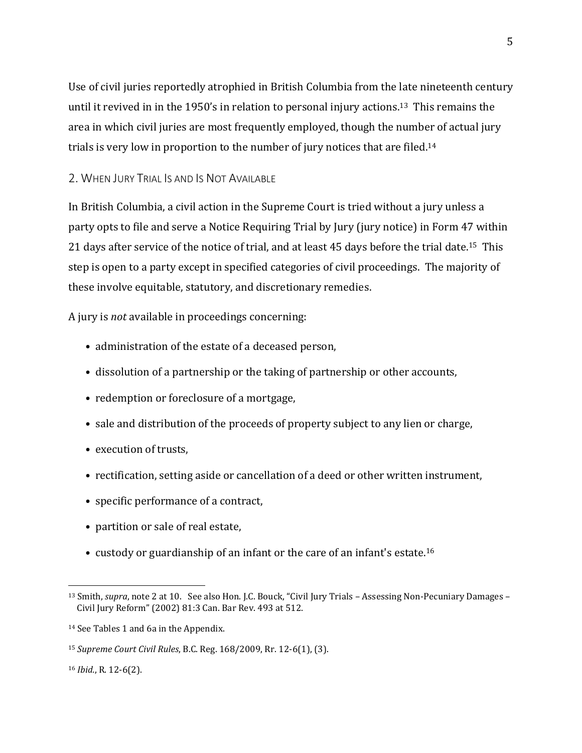Use of civil juries reportedly atrophied in British Columbia from the late nineteenth century until it revived in in the 1950's in relation to personal injury actions.[13] This remains the area in which civil juries are most frequently employed, though the number of actual jury trials is very low in proportion to the number of jury notices that are filed.[14]

## 2. When Jury Trial Is and Is Not Available

In British Columbia, a civil action in the Supreme Court is tried without a jury unless a party opts to file and serve a Notice Requiring Trial by Jury (jury notice) in Form 47 within 21 days after service of the notice of trial, and at least 45 days before the trial date.[15] This step is open to a party except in specified categories of civil proceedings. The majority of these involve equitable, statutory, and discretionary remedies.

A jury is *not* available in proceedings concerning:

- administration of the estate of a deceased person,
- dissolution of a partnership or the taking of partnership or other accounts,
- redemption or foreclosure of a mortgage,
- sale and distribution of the proceeds of property subject to any lien or charge,
- execution of trusts,
- rectification, setting aside or cancellation of a deed or other written instrument,
- specific performance of a contract,
- partition or sale of real estate,
- custody or guardianship of an infant or the care of an infant's estate.[16]

---

[13] Smith, *supra*, note 2 at 10. See also Hon. J.C. Bouck, "Civil Jury Trials – Assessing Non-Pecuniary Damages – Civil Jury Reform" (2002) 81:3 Can. Bar Rev. 493 at 512.

[14] See Tables 1 and 6a in the Appendix.

[15] *Supreme Court Civil Rules*, B.C. Reg. 168/2009, Rr. 12-6(1), (3).

[16] *Ibid.*, R. 12-6(2).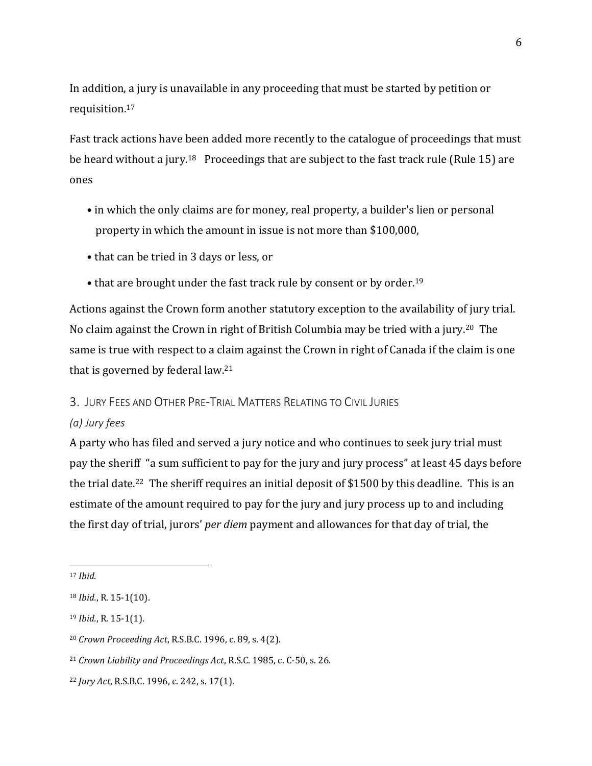In addition, a jury is unavailable in any proceeding that must be started by petition or requisition.[17]

Fast track actions have been added more recently to the catalogue of proceedings that must be heard without a jury.[18] Proceedings that are subject to the fast track rule (Rule 15) are ones

- in which the only claims are for money, real property, a builder's lien or personal property in which the amount in issue is not more than $100,000,
- that can be tried in 3 days or less, or
- that are brought under the fast track rule by consent or by order.[19]

Actions against the Crown form another statutory exception to the availability of jury trial. No claim against the Crown in right of British Columbia may be tried with a jury.[20] The same is true with respect to a claim against the Crown in right of Canada if the claim is one that is governed by federal law.[21]

## 3. Jury Fees and Other Pre-Trial Matters Relating to Civil Juries

### *(a) Jury fees*

A party who has filed and served a jury notice and who continues to seek jury trial must pay the sheriff "a sum sufficient to pay for the jury and jury process" at least 45 days before the trial date.[22] The sheriff requires an initial deposit of $1500 by this deadline. This is an estimate of the amount required to pay for the jury and jury process up to and including the first day of trial, jurors' *per diem* payment and allowances for that day of trial, the

---

[17] *Ibid.*

[18] *Ibid.*, R. 15-1(10).

[19] *Ibid.*, R. 15-1(1).

[20] *Crown Proceeding Act*, R.S.B.C. 1996, c. 89, s. 4(2).

[21] *Crown Liability and Proceedings Act*, R.S.C. 1985, c. C-50, s. 26.

[22] *Jury Act*, R.S.B.C. 1996, c. 242, s. 17(1).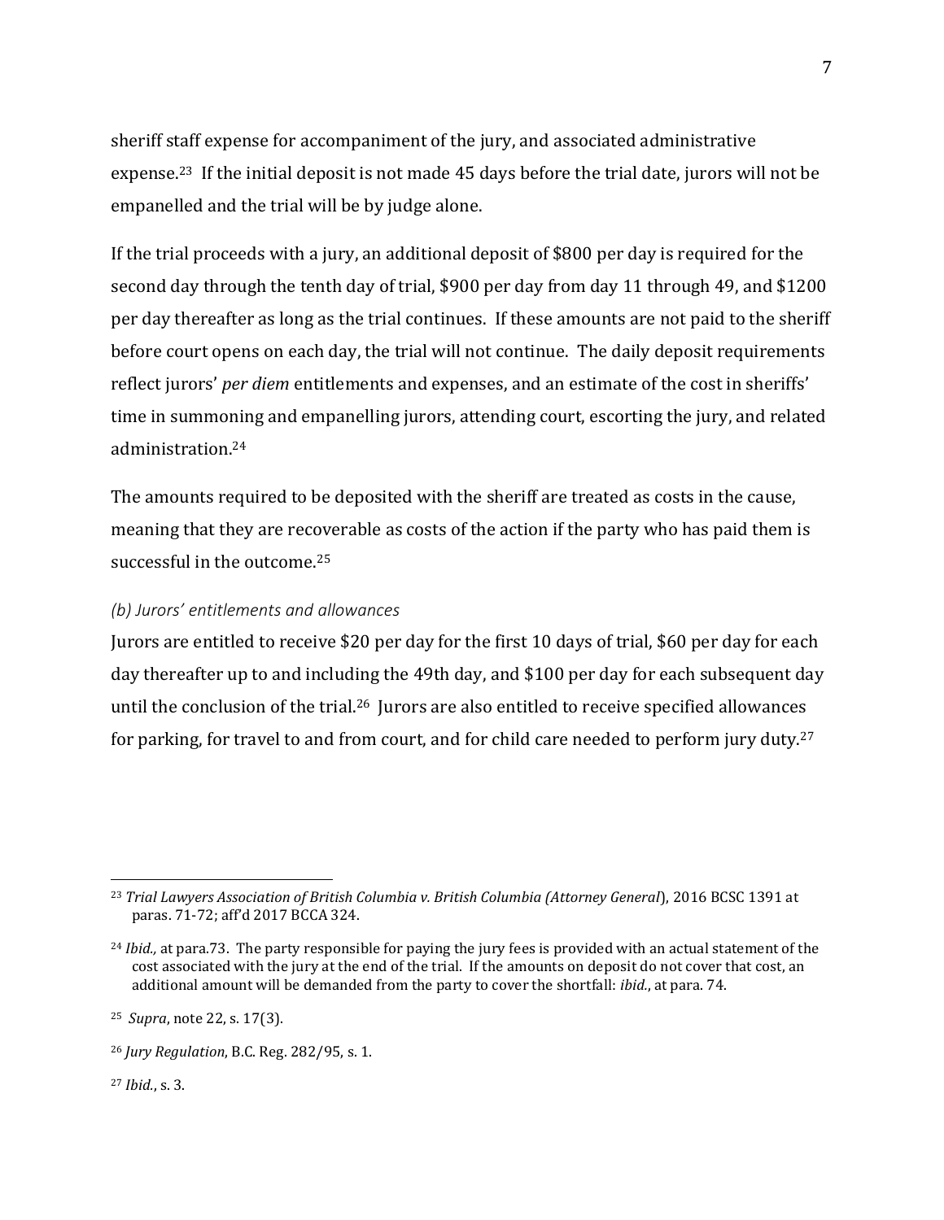sheriff staff expense for accompaniment of the jury, and associated administrative expense.[23] If the initial deposit is not made 45 days before the trial date, jurors will not be empanelled and the trial will be by judge alone.

If the trial proceeds with a jury, an additional deposit of $800 per day is required for the second day through the tenth day of trial, $900 per day from day 11 through 49, and $1200 per day thereafter as long as the trial continues. If these amounts are not paid to the sheriff before court opens on each day, the trial will not continue. The daily deposit requirements reflect jurors' *per diem* entitlements and expenses, and an estimate of the cost in sheriffs' time in summoning and empanelling jurors, attending court, escorting the jury, and related administration.[24]

The amounts required to be deposited with the sheriff are treated as costs in the cause, meaning that they are recoverable as costs of the action if the party who has paid them is successful in the outcome.[25]

*(b) Jurors' entitlements and allowances*

Jurors are entitled to receive $20 per day for the first 10 days of trial, $60 per day for each day thereafter up to and including the 49th day, and $100 per day for each subsequent day until the conclusion of the trial.[26] Jurors are also entitled to receive specified allowances for parking, for travel to and from court, and for child care needed to perform jury duty.[27]

---

[23] *Trial Lawyers Association of British Columbia v. British Columbia (Attorney General)*, 2016 BCSC 1391 at paras. 71-72; aff'd 2017 BCCA 324.

[24] *Ibid.,* at para.73. The party responsible for paying the jury fees is provided with an actual statement of the cost associated with the jury at the end of the trial. If the amounts on deposit do not cover that cost, an additional amount will be demanded from the party to cover the shortfall: *ibid.*, at para. 74.

[25] *Supra*, note 22, s. 17(3).

[26] *Jury Regulation*, B.C. Reg. 282/95, s. 1.

[27] *Ibid.*, s. 3.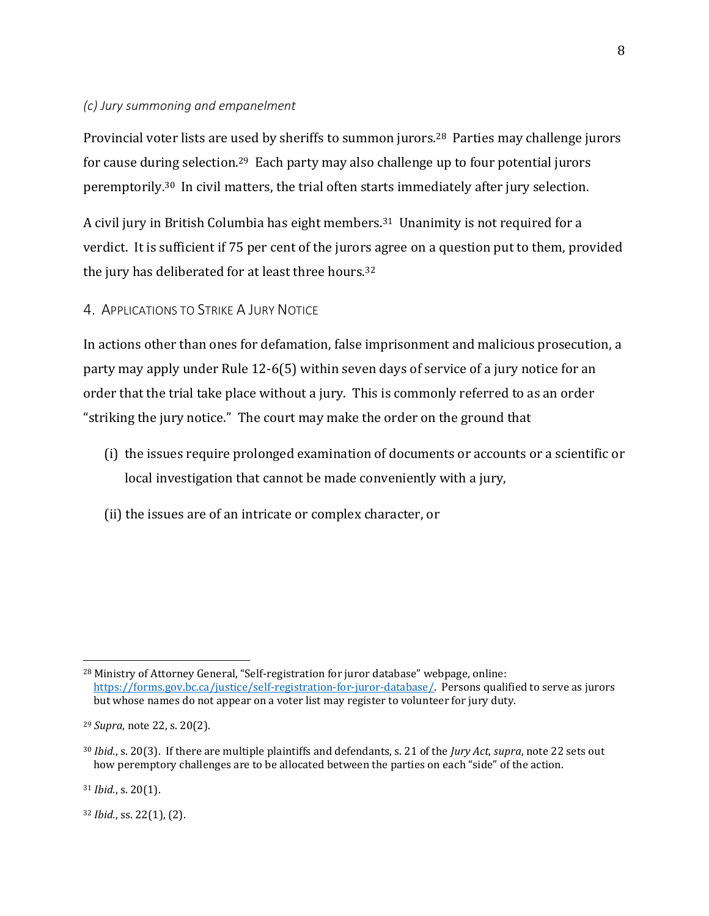*(c) Jury summoning and empanelment*

Provincial voter lists are used by sheriffs to summon jurors.[28] Parties may challenge jurors for cause during selection.[29] Each party may also challenge up to four potential jurors peremptorily.[30] In civil matters, the trial often starts immediately after jury selection.

A civil jury in British Columbia has eight members.[31] Unanimity is not required for a verdict. It is sufficient if 75 per cent of the jurors agree on a question put to them, provided the jury has deliberated for at least three hours.[32]

## 4. Applications to Strike a Jury Notice

In actions other than ones for defamation, false imprisonment and malicious prosecution, a party may apply under Rule 12-6(5) within seven days of service of a jury notice for an order that the trial take place without a jury. This is commonly referred to as an order "striking the jury notice." The court may make the order on the ground that

(i) the issues require prolonged examination of documents or accounts or a scientific or local investigation that cannot be made conveniently with a jury,

(ii) the issues are of an intricate or complex character, or

---

[28] Ministry of Attorney General, "Self-registration for juror database" webpage, online: https://forms.gov.bc.ca/justice/self-registration-for-juror-database/. Persons qualified to serve as jurors but whose names do not appear on a voter list may register to volunteer for jury duty.

[29] *Supra*, note 22, s. 20(2).

[30] *Ibid.*, s. 20(3). If there are multiple plaintiffs and defendants, s. 21 of the *Jury Act*, *supra*, note 22 sets out how peremptory challenges are to be allocated between the parties on each "side" of the action.

[31] *Ibid.*, s. 20(1).

[32] *Ibid.*, ss. 22(1), (2).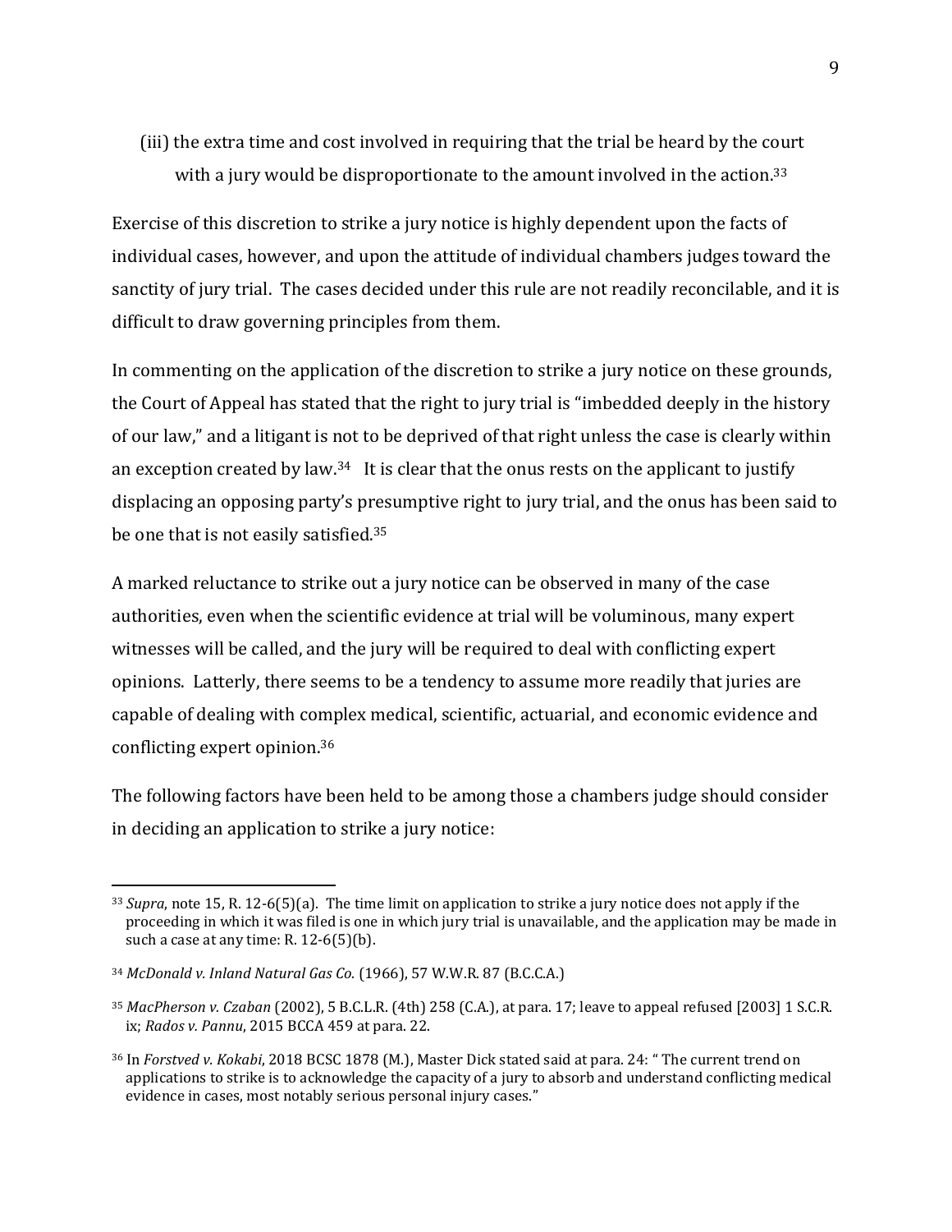(iii) the extra time and cost involved in requiring that the trial be heard by the court with a jury would be disproportionate to the amount involved in the action.[33]

Exercise of this discretion to strike a jury notice is highly dependent upon the facts of individual cases, however, and upon the attitude of individual chambers judges toward the sanctity of jury trial. The cases decided under this rule are not readily reconcilable, and it is difficult to draw governing principles from them.

In commenting on the application of the discretion to strike a jury notice on these grounds, the Court of Appeal has stated that the right to jury trial is "imbedded deeply in the history of our law," and a litigant is not to be deprived of that right unless the case is clearly within an exception created by law.[34] It is clear that the onus rests on the applicant to justify displacing an opposing party's presumptive right to jury trial, and the onus has been said to be one that is not easily satisfied.[35]

A marked reluctance to strike out a jury notice can be observed in many of the case authorities, even when the scientific evidence at trial will be voluminous, many expert witnesses will be called, and the jury will be required to deal with conflicting expert opinions. Latterly, there seems to be a tendency to assume more readily that juries are capable of dealing with complex medical, scientific, actuarial, and economic evidence and conflicting expert opinion.[36]

The following factors have been held to be among those a chambers judge should consider in deciding an application to strike a jury notice:

---

[33] *Supra*, note 15, R. 12-6(5)(a). The time limit on application to strike a jury notice does not apply if the proceeding in which it was filed is one in which jury trial is unavailable, and the application may be made in such a case at any time: R. 12-6(5)(b).

[34] *McDonald v. Inland Natural Gas Co.* (1966), 57 W.W.R. 87 (B.C.C.A.)

[35] *MacPherson v. Czaban* (2002), 5 B.C.L.R. (4th) 258 (C.A.), at para. 17; leave to appeal refused [2003] 1 S.C.R. ix; *Rados v. Pannu*, 2015 BCCA 459 at para. 22.

[36] In *Forstved v. Kokabi*, 2018 BCSC 1878 (M.), Master Dick stated said at para. 24: " The current trend on applications to strike is to acknowledge the capacity of a jury to absorb and understand conflicting medical evidence in cases, most notably serious personal injury cases."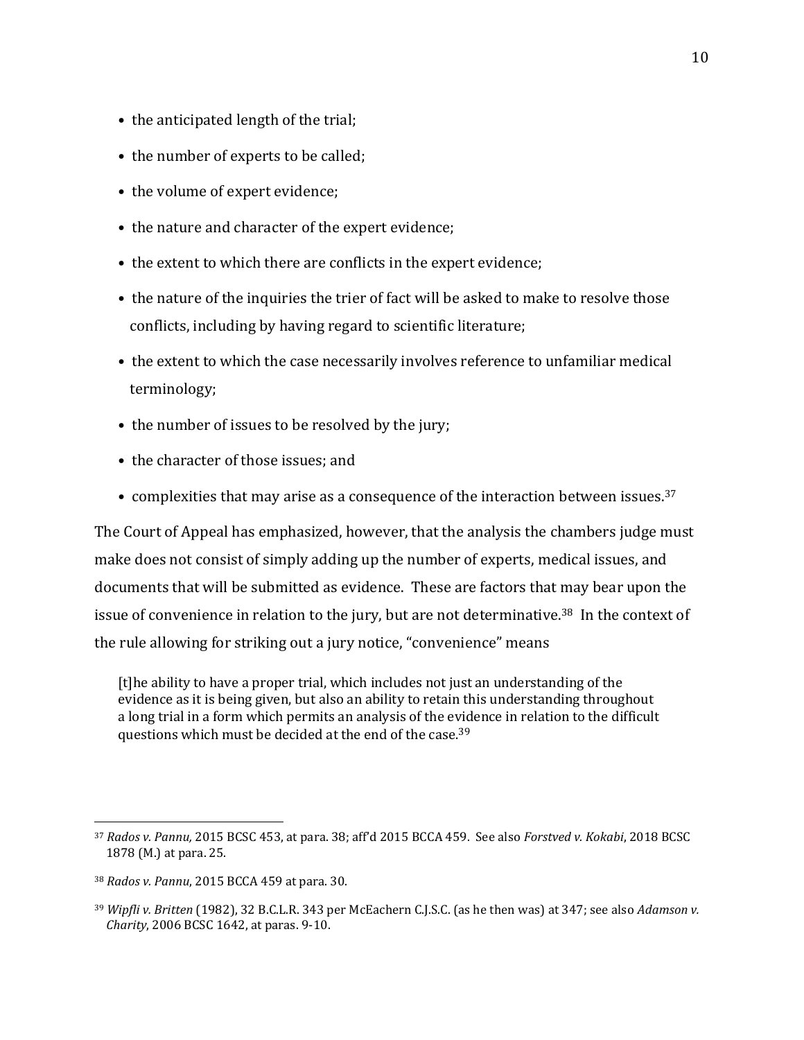- the anticipated length of the trial;
- the number of experts to be called;
- the volume of expert evidence;
- the nature and character of the expert evidence;
- the extent to which there are conflicts in the expert evidence;
- the nature of the inquiries the trier of fact will be asked to make to resolve those conflicts, including by having regard to scientific literature;
- the extent to which the case necessarily involves reference to unfamiliar medical terminology;
- the number of issues to be resolved by the jury;
- the character of those issues; and
- complexities that may arise as a consequence of the interaction between issues.[37]

The Court of Appeal has emphasized, however, that the analysis the chambers judge must make does not consist of simply adding up the number of experts, medical issues, and documents that will be submitted as evidence. These are factors that may bear upon the issue of convenience in relation to the jury, but are not determinative.[38] In the context of the rule allowing for striking out a jury notice, "convenience" means

> [t]he ability to have a proper trial, which includes not just an understanding of the evidence as it is being given, but also an ability to retain this understanding throughout a long trial in a form which permits an analysis of the evidence in relation to the difficult questions which must be decided at the end of the case.[39]

---

[37] *Rados v. Pannu,* 2015 BCSC 453, at para. 38; aff'd 2015 BCCA 459. See also *Forstved v. Kokabi*, 2018 BCSC 1878 (M.) at para. 25.

[38] *Rados v. Pannu*, 2015 BCCA 459 at para. 30.

[39] *Wipfli v. Britten* (1982), 32 B.C.L.R. 343 per McEachern C.J.S.C. (as he then was) at 347; see also *Adamson v. Charity*, 2006 BCSC 1642, at paras. 9-10.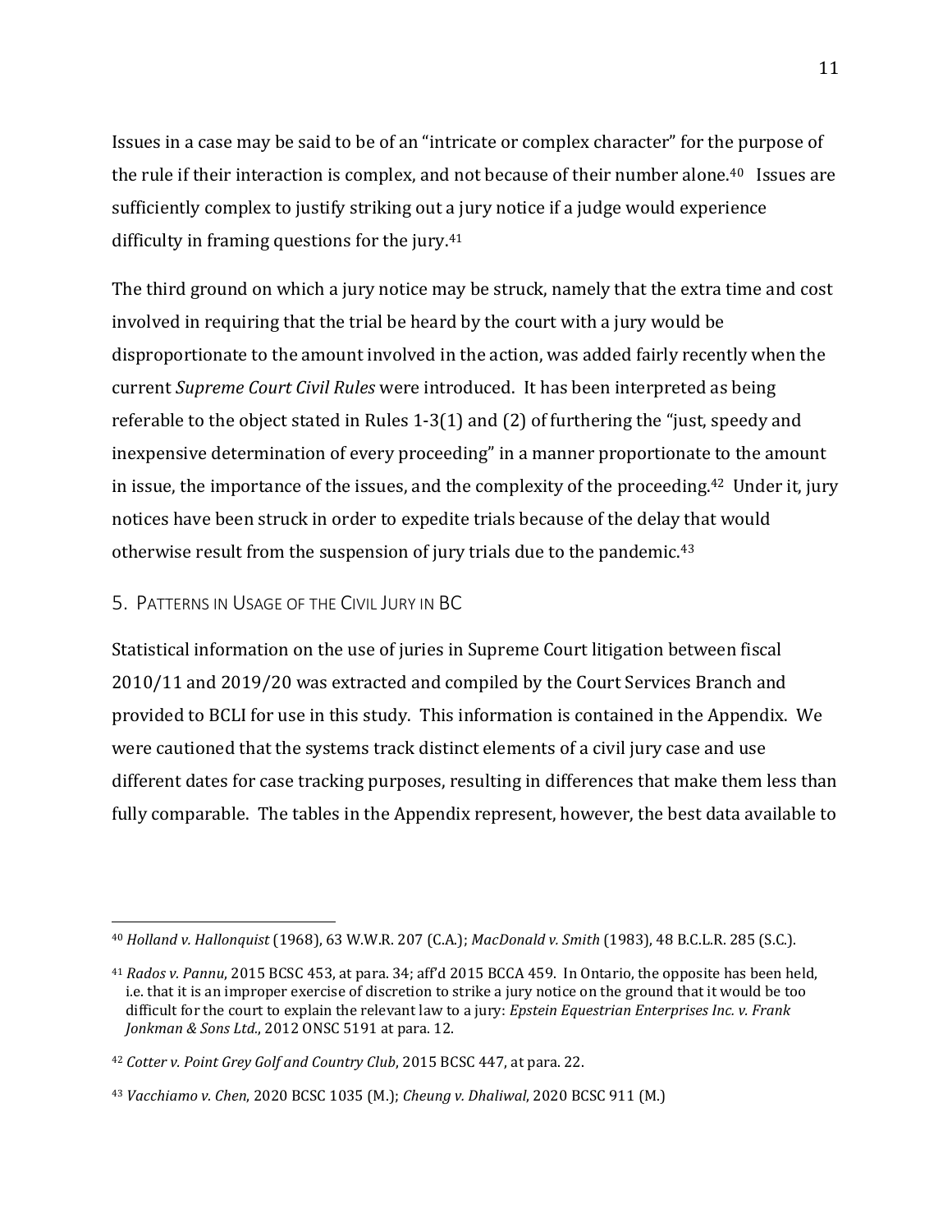Issues in a case may be said to be of an "intricate or complex character" for the purpose of the rule if their interaction is complex, and not because of their number alone.[40] Issues are sufficiently complex to justify striking out a jury notice if a judge would experience difficulty in framing questions for the jury.[41]

The third ground on which a jury notice may be struck, namely that the extra time and cost involved in requiring that the trial be heard by the court with a jury would be disproportionate to the amount involved in the action, was added fairly recently when the current *Supreme Court Civil Rules* were introduced. It has been interpreted as being referable to the object stated in Rules 1-3(1) and (2) of furthering the "just, speedy and inexpensive determination of every proceeding" in a manner proportionate to the amount in issue, the importance of the issues, and the complexity of the proceeding.[42] Under it, jury notices have been struck in order to expedite trials because of the delay that would otherwise result from the suspension of jury trials due to the pandemic.[43]

## 5. Patterns in Usage of the Civil Jury in BC

Statistical information on the use of juries in Supreme Court litigation between fiscal 2010/11 and 2019/20 was extracted and compiled by the Court Services Branch and provided to BCLI for use in this study. This information is contained in the Appendix. We were cautioned that the systems track distinct elements of a civil jury case and use different dates for case tracking purposes, resulting in differences that make them less than fully comparable. The tables in the Appendix represent, however, the best data available to

---

[40] *Holland v. Hallonquist* (1968), 63 W.W.R. 207 (C.A.); *MacDonald v. Smith* (1983), 48 B.C.L.R. 285 (S.C.).

[41] *Rados v. Pannu*, 2015 BCSC 453, at para. 34; aff'd 2015 BCCA 459. In Ontario, the opposite has been held, i.e. that it is an improper exercise of discretion to strike a jury notice on the ground that it would be too difficult for the court to explain the relevant law to a jury: *Epstein Equestrian Enterprises Inc. v. Frank Jonkman & Sons Ltd.*, 2012 ONSC 5191 at para. 12.

[42] *Cotter v. Point Grey Golf and Country Club*, 2015 BCSC 447, at para. 22.

[43] *Vacchiamo v. Chen*, 2020 BCSC 1035 (M.); *Cheung v. Dhaliwal*, 2020 BCSC 911 (M.)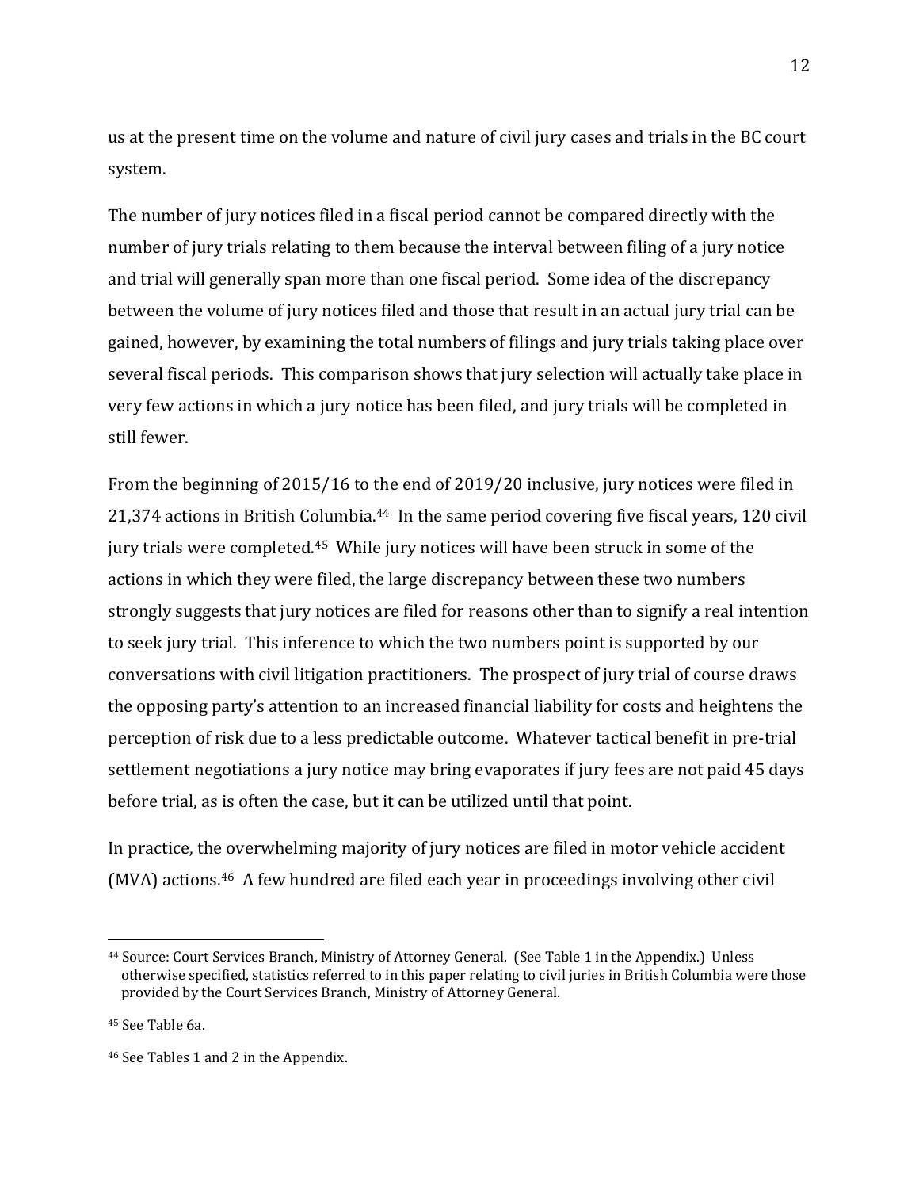us at the present time on the volume and nature of civil jury cases and trials in the BC court system.

The number of jury notices filed in a fiscal period cannot be compared directly with the number of jury trials relating to them because the interval between filing of a jury notice and trial will generally span more than one fiscal period. Some idea of the discrepancy between the volume of jury notices filed and those that result in an actual jury trial can be gained, however, by examining the total numbers of filings and jury trials taking place over several fiscal periods. This comparison shows that jury selection will actually take place in very few actions in which a jury notice has been filed, and jury trials will be completed in still fewer.

From the beginning of 2015/16 to the end of 2019/20 inclusive, jury notices were filed in 21,374 actions in British Columbia.[44] In the same period covering five fiscal years, 120 civil jury trials were completed.[45] While jury notices will have been struck in some of the actions in which they were filed, the large discrepancy between these two numbers strongly suggests that jury notices are filed for reasons other than to signify a real intention to seek jury trial. This inference to which the two numbers point is supported by our conversations with civil litigation practitioners. The prospect of jury trial of course draws the opposing party's attention to an increased financial liability for costs and heightens the perception of risk due to a less predictable outcome. Whatever tactical benefit in pre-trial settlement negotiations a jury notice may bring evaporates if jury fees are not paid 45 days before trial, as is often the case, but it can be utilized until that point.

In practice, the overwhelming majority of jury notices are filed in motor vehicle accident (MVA) actions.[46] A few hundred are filed each year in proceedings involving other civil

---

[44] Source: Court Services Branch, Ministry of Attorney General. (See Table 1 in the Appendix.) Unless otherwise specified, statistics referred to in this paper relating to civil juries in British Columbia were those provided by the Court Services Branch, Ministry of Attorney General.

[45] See Table 6a.

[46] See Tables 1 and 2 in the Appendix.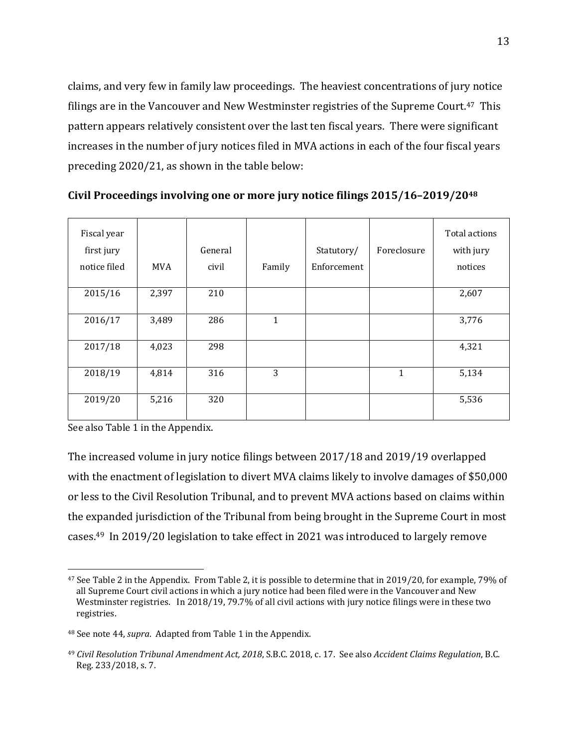claims, and very few in family law proceedings. The heaviest concentrations of jury notice filings are in the Vancouver and New Westminster registries of the Supreme Court.[47] This pattern appears relatively consistent over the last ten fiscal years. There were significant increases in the number of jury notices filed in MVA actions in each of the four fiscal years preceding 2020/21, as shown in the table below:

**Civil Proceedings involving one or more jury notice filings 2015/16–2019/20[48]**

| Fiscal year first jury notice filed | MVA | General civil | Family | Statutory/ Enforcement | Foreclosure | Total actions with jury notices |
|---|---|---|---|---|---|---|
| 2015/16 | 2,397 | 210 | | | | 2,607 |
| 2016/17 | 3,489 | 286 | 1 | | | 3,776 |
| 2017/18 | 4,023 | 298 | | | | 4,321 |
| 2018/19 | 4,814 | 316 | 3 | | 1 | 5,134 |
| 2019/20 | 5,216 | 320 | | | | 5,536 |

See also Table 1 in the Appendix.

The increased volume in jury notice filings between 2017/18 and 2019/19 overlapped with the enactment of legislation to divert MVA claims likely to involve damages of $50,000 or less to the Civil Resolution Tribunal, and to prevent MVA actions based on claims within the expanded jurisdiction of the Tribunal from being brought in the Supreme Court in most cases.[49] In 2019/20 legislation to take effect in 2021 was introduced to largely remove

---

[47] See Table 2 in the Appendix. From Table 2, it is possible to determine that in 2019/20, for example, 79% of all Supreme Court civil actions in which a jury notice had been filed were in the Vancouver and New Westminster registries. In 2018/19, 79.7% of all civil actions with jury notice filings were in these two registries.

[48] See note 44, *supra*. Adapted from Table 1 in the Appendix.

[49] *Civil Resolution Tribunal Amendment Act, 2018*, S.B.C. 2018, c. 17. See also *Accident Claims Regulation*, B.C. Reg. 233/2018, s. 7.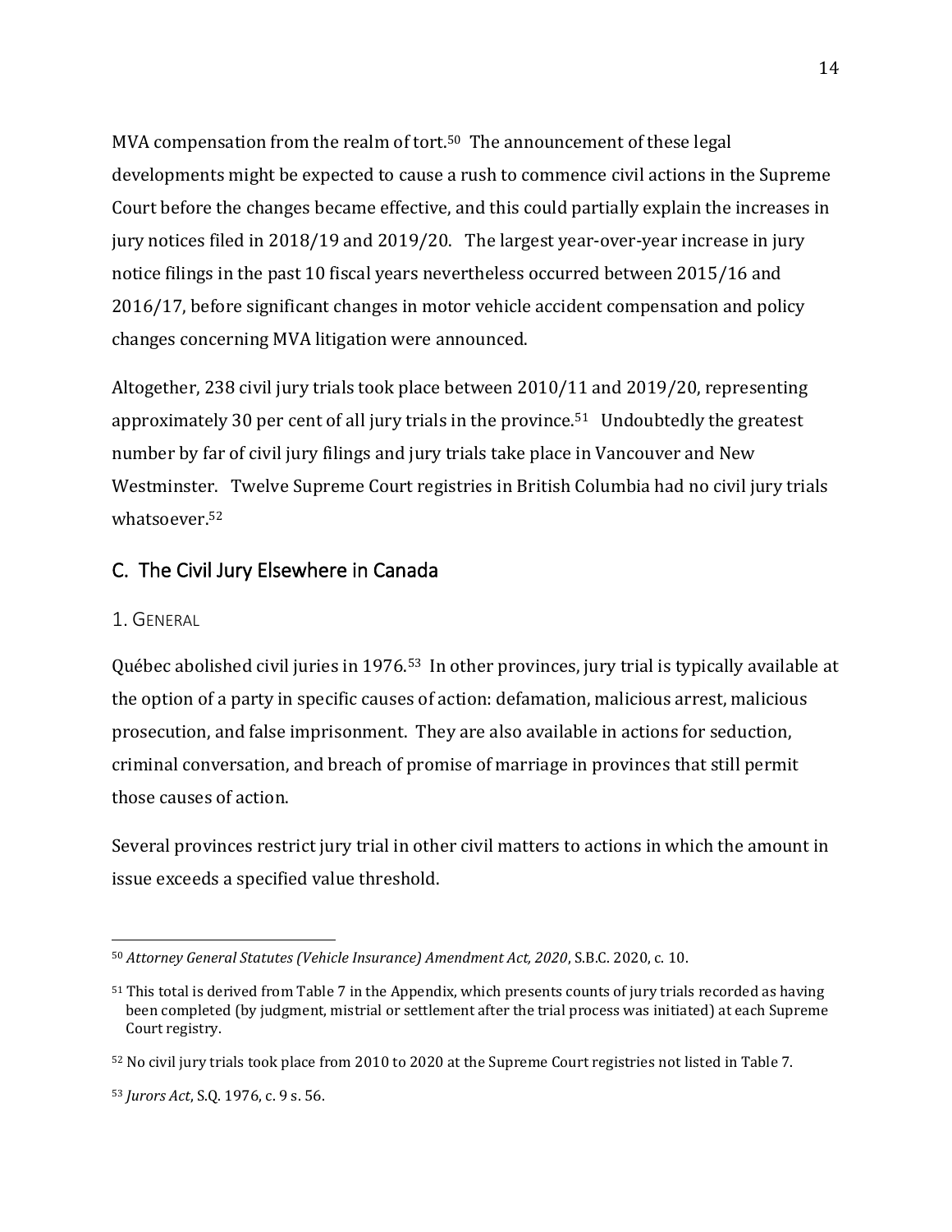MVA compensation from the realm of tort.[50] The announcement of these legal developments might be expected to cause a rush to commence civil actions in the Supreme Court before the changes became effective, and this could partially explain the increases in jury notices filed in 2018/19 and 2019/20. The largest year-over-year increase in jury notice filings in the past 10 fiscal years nevertheless occurred between 2015/16 and 2016/17, before significant changes in motor vehicle accident compensation and policy changes concerning MVA litigation were announced.

Altogether, 238 civil jury trials took place between 2010/11 and 2019/20, representing approximately 30 per cent of all jury trials in the province.[51] Undoubtedly the greatest number by far of civil jury filings and jury trials take place in Vancouver and New Westminster. Twelve Supreme Court registries in British Columbia had no civil jury trials whatsoever.[52]

## C. The Civil Jury Elsewhere in Canada

### 1. General

Québec abolished civil juries in 1976.[53] In other provinces, jury trial is typically available at the option of a party in specific causes of action: defamation, malicious arrest, malicious prosecution, and false imprisonment. They are also available in actions for seduction, criminal conversation, and breach of promise of marriage in provinces that still permit those causes of action.

Several provinces restrict jury trial in other civil matters to actions in which the amount in issue exceeds a specified value threshold.

---

[50] *Attorney General Statutes (Vehicle Insurance) Amendment Act, 2020*, S.B.C. 2020, c. 10.

[51] This total is derived from Table 7 in the Appendix, which presents counts of jury trials recorded as having been completed (by judgment, mistrial or settlement after the trial process was initiated) at each Supreme Court registry.

[52] No civil jury trials took place from 2010 to 2020 at the Supreme Court registries not listed in Table 7.

[53] *Jurors Act*, S.Q. 1976, c. 9 s. 56.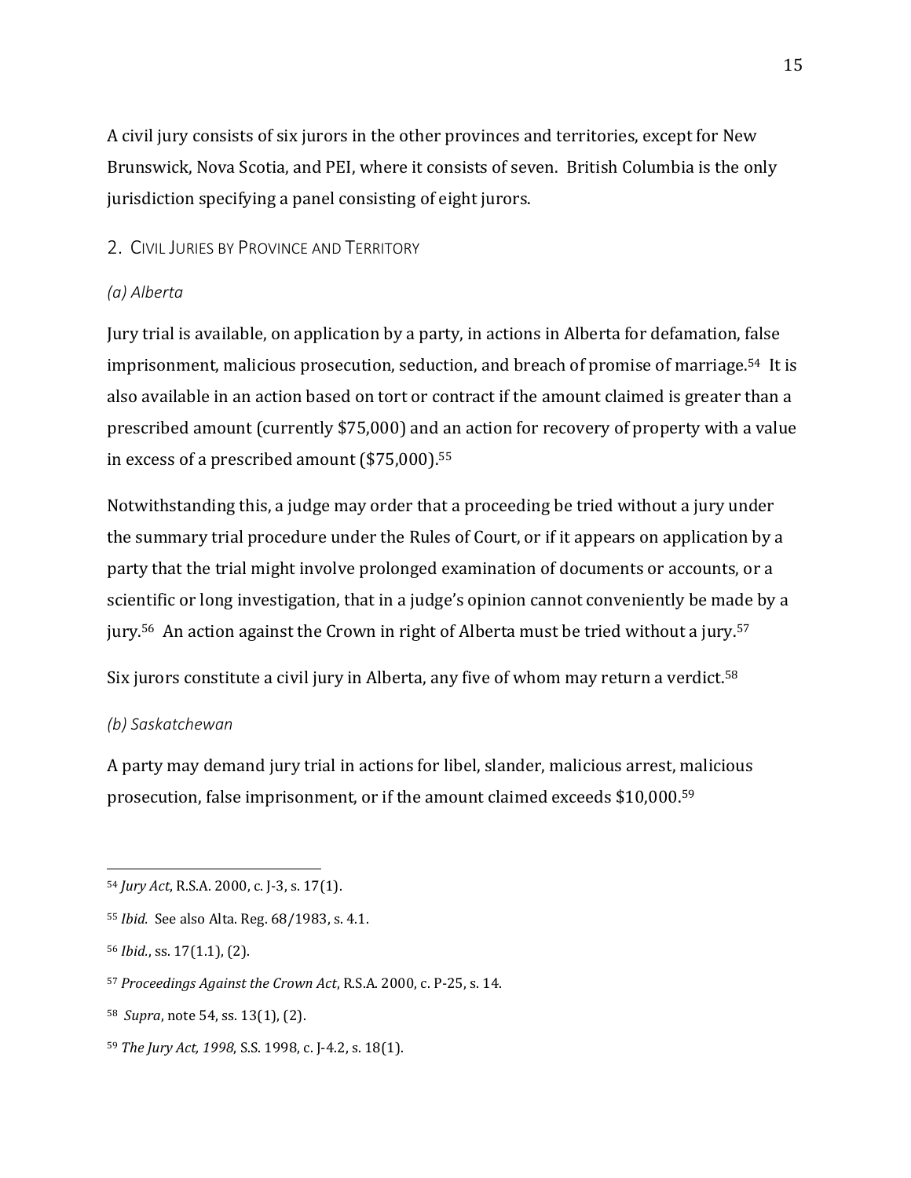A civil jury consists of six jurors in the other provinces and territories, except for New Brunswick, Nova Scotia, and PEI, where it consists of seven. British Columbia is the only jurisdiction specifying a panel consisting of eight jurors.

## 2. Civil Juries by Province and Territory

### *(a) Alberta*

Jury trial is available, on application by a party, in actions in Alberta for defamation, false imprisonment, malicious prosecution, seduction, and breach of promise of marriage.[54] It is also available in an action based on tort or contract if the amount claimed is greater than a prescribed amount (currently $75,000) and an action for recovery of property with a value in excess of a prescribed amount ($75,000).[55]

Notwithstanding this, a judge may order that a proceeding be tried without a jury under the summary trial procedure under the Rules of Court, or if it appears on application by a party that the trial might involve prolonged examination of documents or accounts, or a scientific or long investigation, that in a judge's opinion cannot conveniently be made by a jury.[56] An action against the Crown in right of Alberta must be tried without a jury.[57]

Six jurors constitute a civil jury in Alberta, any five of whom may return a verdict.[58]

### *(b) Saskatchewan*

A party may demand jury trial in actions for libel, slander, malicious arrest, malicious prosecution, false imprisonment, or if the amount claimed exceeds $10,000.[59]

---

[54] *Jury Act*, R.S.A. 2000, c. J-3, s. 17(1).

[55] *Ibid.* See also Alta. Reg. 68/1983, s. 4.1.

[56] *Ibid.*, ss. 17(1.1), (2).

[57] *Proceedings Against the Crown Act*, R.S.A. 2000, c. P-25, s. 14.

[58] *Supra*, note 54, ss. 13(1), (2).

[59] *The Jury Act, 1998*, S.S. 1998, c. J-4.2, s. 18(1).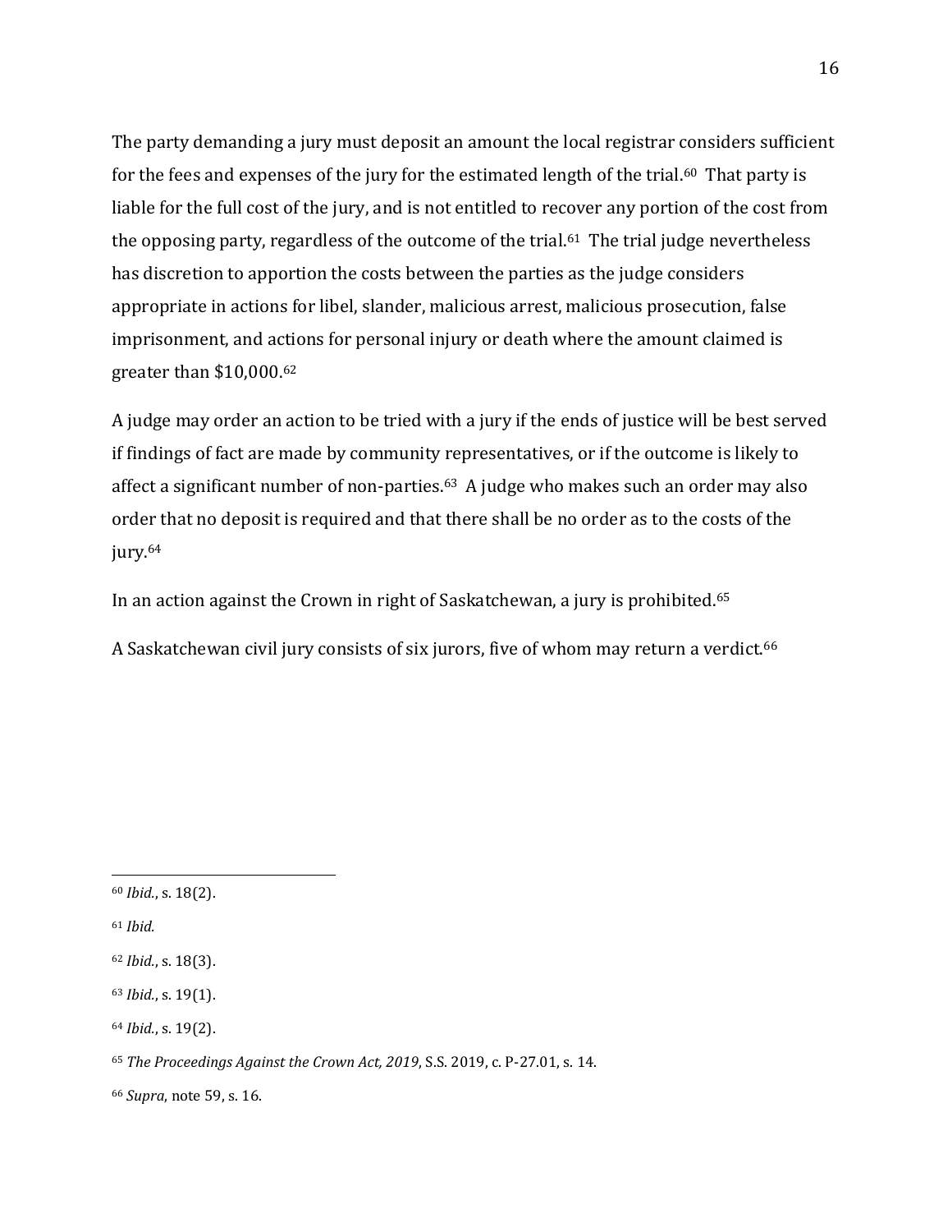The party demanding a jury must deposit an amount the local registrar considers sufficient for the fees and expenses of the jury for the estimated length of the trial.[60] That party is liable for the full cost of the jury, and is not entitled to recover any portion of the cost from the opposing party, regardless of the outcome of the trial.[61] The trial judge nevertheless has discretion to apportion the costs between the parties as the judge considers appropriate in actions for libel, slander, malicious arrest, malicious prosecution, false imprisonment, and actions for personal injury or death where the amount claimed is greater than $10,000.[62]

A judge may order an action to be tried with a jury if the ends of justice will be best served if findings of fact are made by community representatives, or if the outcome is likely to affect a significant number of non-parties.[63] A judge who makes such an order may also order that no deposit is required and that there shall be no order as to the costs of the jury.[64]

In an action against the Crown in right of Saskatchewan, a jury is prohibited.[65]

A Saskatchewan civil jury consists of six jurors, five of whom may return a verdict.[66]

---

[60] *Ibid.*, s. 18(2).

[61] *Ibid.*

[62] *Ibid.*, s. 18(3).

[63] *Ibid.*, s. 19(1).

[64] *Ibid.*, s. 19(2).

[65] *The Proceedings Against the Crown Act, 2019*, S.S. 2019, c. P-27.01, s. 14.

[66] *Supra*, note 59, s. 16.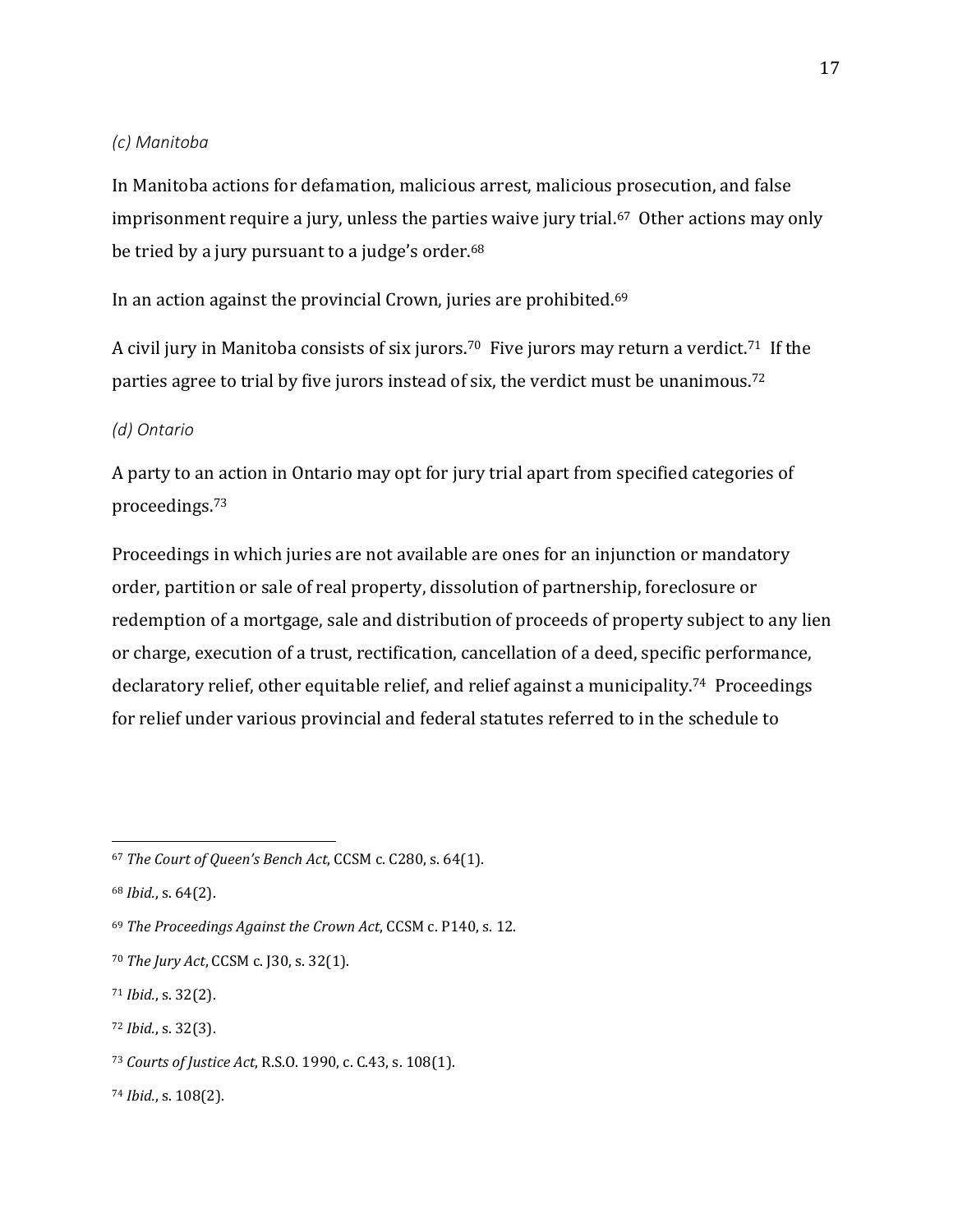*(c) Manitoba*

In Manitoba actions for defamation, malicious arrest, malicious prosecution, and false imprisonment require a jury, unless the parties waive jury trial.[67] Other actions may only be tried by a jury pursuant to a judge's order.[68]

In an action against the provincial Crown, juries are prohibited.[69]

A civil jury in Manitoba consists of six jurors.[70] Five jurors may return a verdict.[71] If the parties agree to trial by five jurors instead of six, the verdict must be unanimous.[72]

*(d) Ontario*

A party to an action in Ontario may opt for jury trial apart from specified categories of proceedings.[73]

Proceedings in which juries are not available are ones for an injunction or mandatory order, partition or sale of real property, dissolution of partnership, foreclosure or redemption of a mortgage, sale and distribution of proceeds of property subject to any lien or charge, execution of a trust, rectification, cancellation of a deed, specific performance, declaratory relief, other equitable relief, and relief against a municipality.[74] Proceedings for relief under various provincial and federal statutes referred to in the schedule to

---

[67] *The Court of Queen's Bench Act*, CCSM c. C280, s. 64(1).

[68] *Ibid.*, s. 64(2).

[69] *The Proceedings Against the Crown Act*, CCSM c. P140, s. 12.

[70] *The Jury Act*, CCSM c. J30, s. 32(1).

[71] *Ibid.*, s. 32(2).

[72] *Ibid.*, s. 32(3).

[73] *Courts of Justice Act*, R.S.O. 1990, c. C.43, s. 108(1).

[74] *Ibid.*, s. 108(2).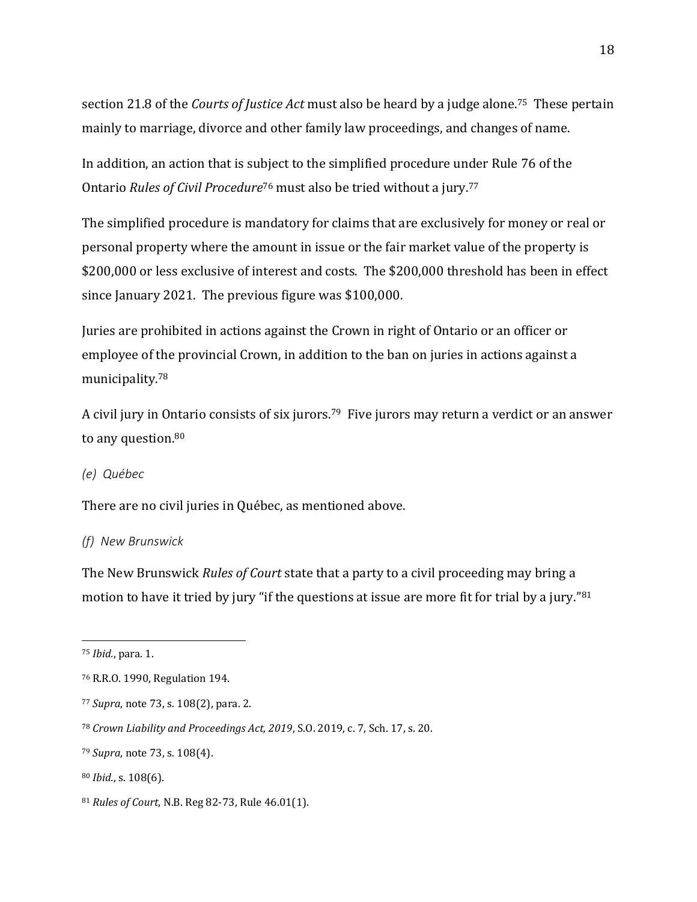section 21.8 of the *Courts of Justice Act* must also be heard by a judge alone.[75] These pertain mainly to marriage, divorce and other family law proceedings, and changes of name.

In addition, an action that is subject to the simplified procedure under Rule 76 of the Ontario *Rules of Civil Procedure*[76] must also be tried without a jury.[77]

The simplified procedure is mandatory for claims that are exclusively for money or real or personal property where the amount in issue or the fair market value of the property is $200,000 or less exclusive of interest and costs. The $200,000 threshold has been in effect since January 2021. The previous figure was $100,000.

Juries are prohibited in actions against the Crown in right of Ontario or an officer or employee of the provincial Crown, in addition to the ban on juries in actions against a municipality.[78]

A civil jury in Ontario consists of six jurors.[79] Five jurors may return a verdict or an answer to any question.[80]

*(e) Québec*

There are no civil juries in Québec, as mentioned above.

*(f) New Brunswick*

The New Brunswick *Rules of Court* state that a party to a civil proceeding may bring a motion to have it tried by jury "if the questions at issue are more fit for trial by a jury."[81]

---

[75] *Ibid.*, para. 1.

[76] R.R.O. 1990, Regulation 194.

[77] *Supra*, note 73, s. 108(2), para. 2.

[78] *Crown Liability and Proceedings Act, 2019*, S.O. 2019, c. 7, Sch. 17, s. 20.

[79] *Supra*, note 73, s. 108(4).

[80] *Ibid.*, s. 108(6).

[81] *Rules of Court*, N.B. Reg 82-73, Rule 46.01(1).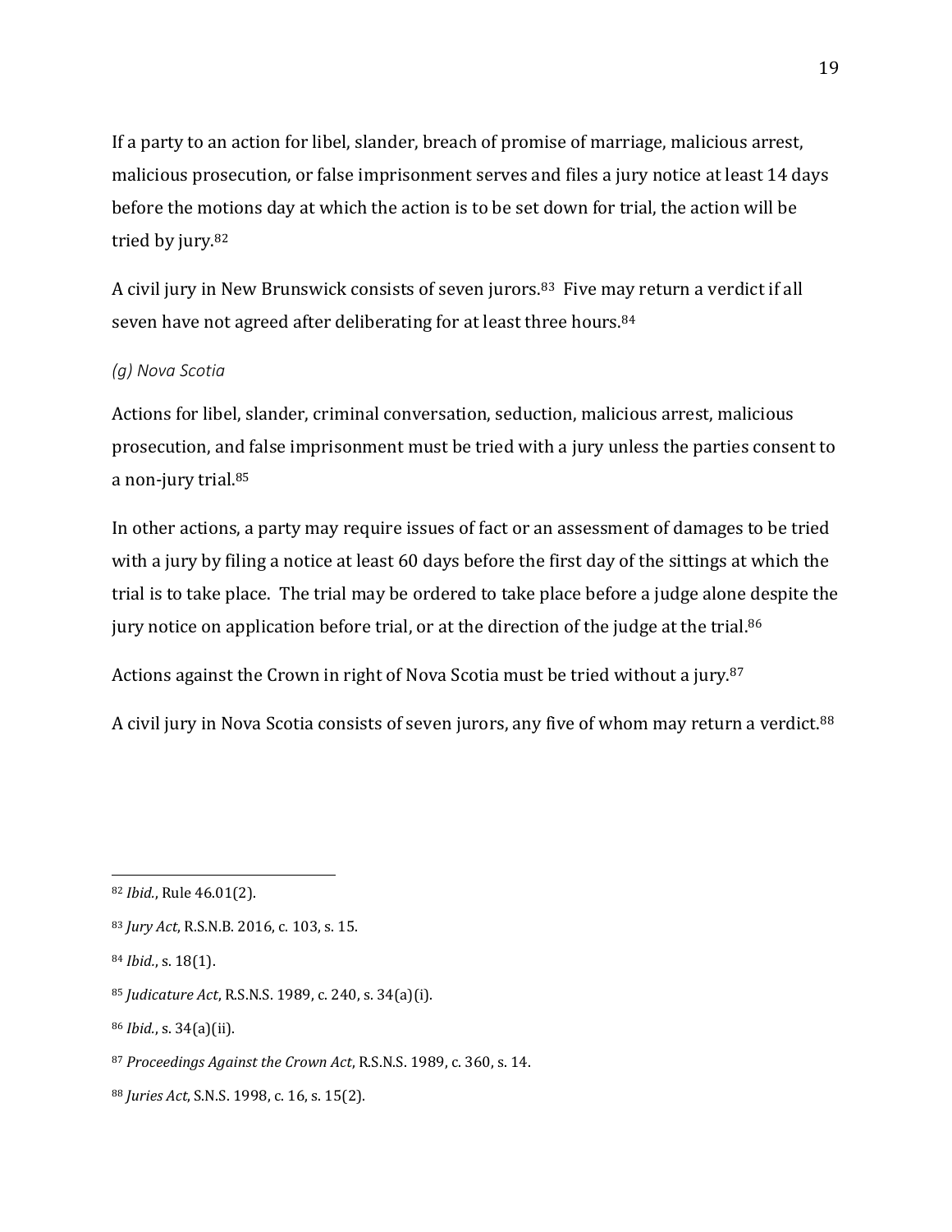If a party to an action for libel, slander, breach of promise of marriage, malicious arrest, malicious prosecution, or false imprisonment serves and files a jury notice at least 14 days before the motions day at which the action is to be set down for trial, the action will be tried by jury.[82]

A civil jury in New Brunswick consists of seven jurors.[83] Five may return a verdict if all seven have not agreed after deliberating for at least three hours.[84]

*(g) Nova Scotia*

Actions for libel, slander, criminal conversation, seduction, malicious arrest, malicious prosecution, and false imprisonment must be tried with a jury unless the parties consent to a non-jury trial.[85]

In other actions, a party may require issues of fact or an assessment of damages to be tried with a jury by filing a notice at least 60 days before the first day of the sittings at which the trial is to take place. The trial may be ordered to take place before a judge alone despite the jury notice on application before trial, or at the direction of the judge at the trial.[86]

Actions against the Crown in right of Nova Scotia must be tried without a jury.[87]

A civil jury in Nova Scotia consists of seven jurors, any five of whom may return a verdict.[88]

---

[82] *Ibid.*, Rule 46.01(2).

[83] *Jury Act*, R.S.N.B. 2016, c. 103, s. 15.

[84] *Ibid.*, s. 18(1).

[85] *Judicature Act*, R.S.N.S. 1989, c. 240, s. 34(a)(i).

[86] *Ibid.*, s. 34(a)(ii).

[87] *Proceedings Against the Crown Act*, R.S.N.S. 1989, c. 360, s. 14.

[88] *Juries Act*, S.N.S. 1998, c. 16, s. 15(2).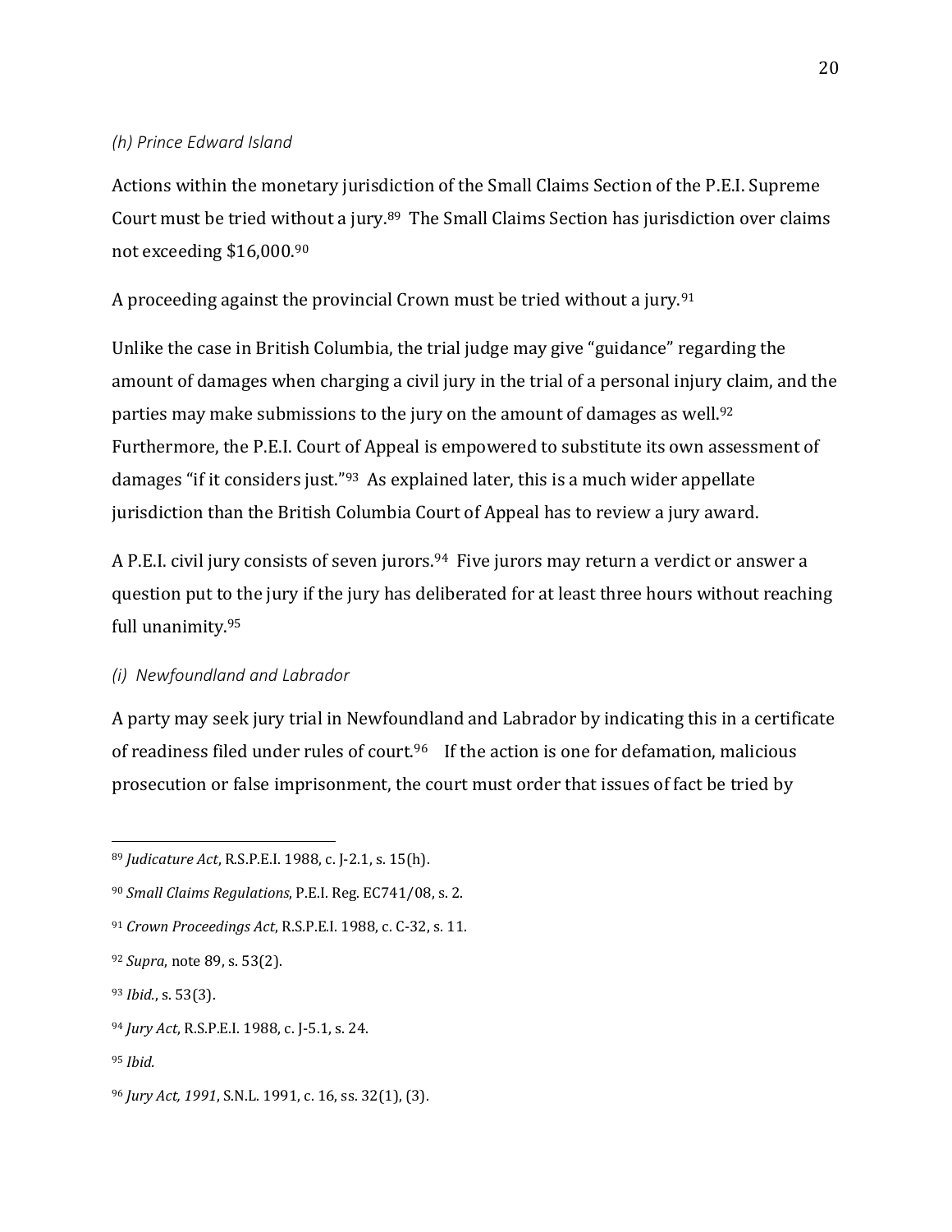*(h) Prince Edward Island*

Actions within the monetary jurisdiction of the Small Claims Section of the P.E.I. Supreme Court must be tried without a jury.[89] The Small Claims Section has jurisdiction over claims not exceeding $16,000.[90]

A proceeding against the provincial Crown must be tried without a jury.[91]

Unlike the case in British Columbia, the trial judge may give "guidance" regarding the amount of damages when charging a civil jury in the trial of a personal injury claim, and the parties may make submissions to the jury on the amount of damages as well.[92] Furthermore, the P.E.I. Court of Appeal is empowered to substitute its own assessment of damages "if it considers just."[93] As explained later, this is a much wider appellate jurisdiction than the British Columbia Court of Appeal has to review a jury award.

A P.E.I. civil jury consists of seven jurors.[94] Five jurors may return a verdict or answer a question put to the jury if the jury has deliberated for at least three hours without reaching full unanimity.[95]

*(i) Newfoundland and Labrador*

A party may seek jury trial in Newfoundland and Labrador by indicating this in a certificate of readiness filed under rules of court.[96] If the action is one for defamation, malicious prosecution or false imprisonment, the court must order that issues of fact be tried by

---

[89] *Judicature Act*, R.S.P.E.I. 1988, c. J-2.1, s. 15(h).

[90] *Small Claims Regulations*, P.E.I. Reg. EC741/08, s. 2.

[91] *Crown Proceedings Act*, R.S.P.E.I. 1988, c. C-32, s. 11.

[92] *Supra*, note 89, s. 53(2).

[93] *Ibid.*, s. 53(3).

[94] *Jury Act*, R.S.P.E.I. 1988, c. J-5.1, s. 24.

[95] *Ibid.*

[96] *Jury Act, 1991*, S.N.L. 1991, c. 16, ss. 32(1), (3).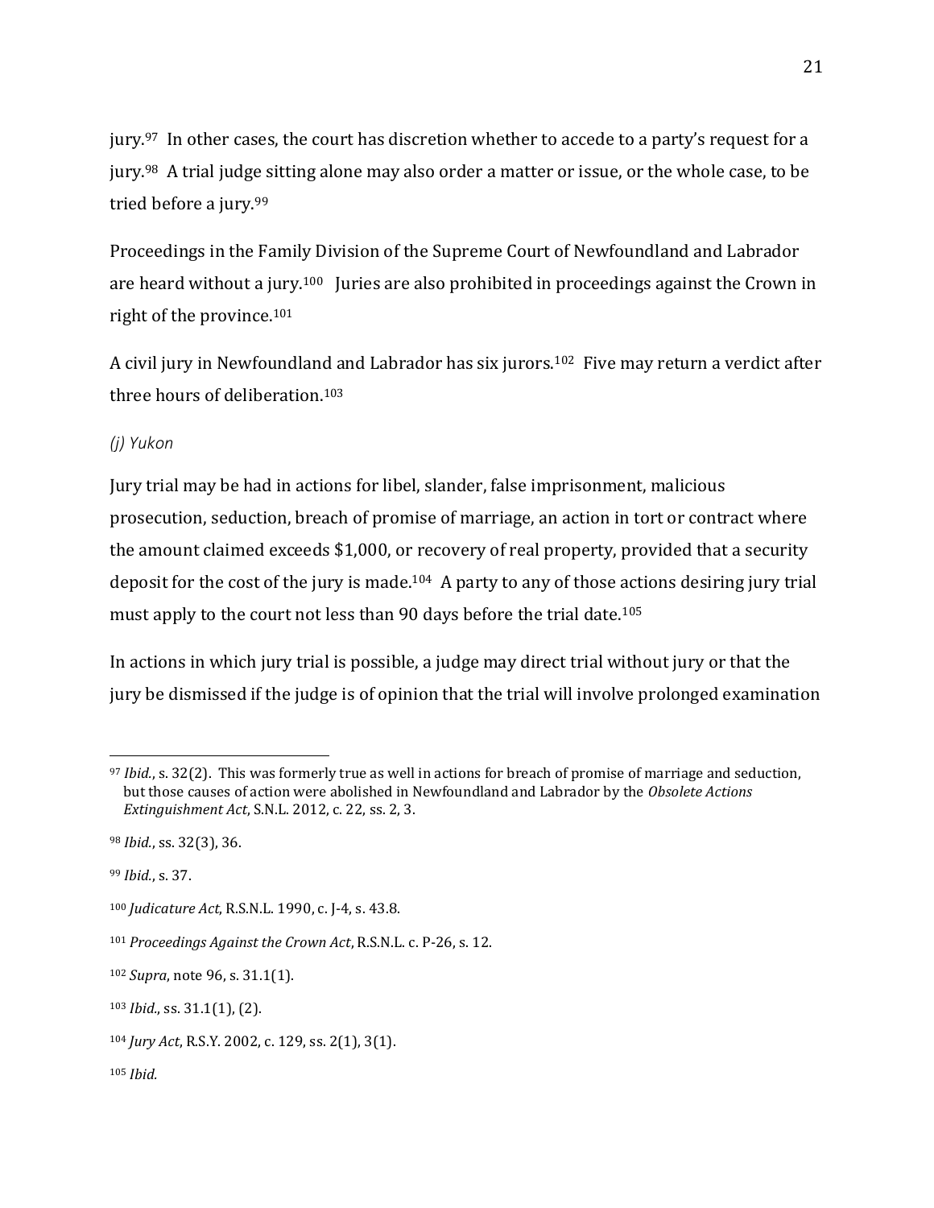jury.[97] In other cases, the court has discretion whether to accede to a party's request for a jury.[98] A trial judge sitting alone may also order a matter or issue, or the whole case, to be tried before a jury.[99]

Proceedings in the Family Division of the Supreme Court of Newfoundland and Labrador are heard without a jury.[100] Juries are also prohibited in proceedings against the Crown in right of the province.[101]

A civil jury in Newfoundland and Labrador has six jurors.[102] Five may return a verdict after three hours of deliberation.[103]

*(j) Yukon*

Jury trial may be had in actions for libel, slander, false imprisonment, malicious prosecution, seduction, breach of promise of marriage, an action in tort or contract where the amount claimed exceeds $1,000, or recovery of real property, provided that a security deposit for the cost of the jury is made.[104] A party to any of those actions desiring jury trial must apply to the court not less than 90 days before the trial date.[105]

In actions in which jury trial is possible, a judge may direct trial without jury or that the jury be dismissed if the judge is of opinion that the trial will involve prolonged examination

---

[97] *Ibid.*, s. 32(2). This was formerly true as well in actions for breach of promise of marriage and seduction, but those causes of action were abolished in Newfoundland and Labrador by the *Obsolete Actions Extinguishment Act*, S.N.L. 2012, c. 22, ss. 2, 3.

[98] *Ibid.*, ss. 32(3), 36.

[99] *Ibid.*, s. 37.

[100] *Judicature Act*, R.S.N.L. 1990, c. J-4, s. 43.8.

[101] *Proceedings Against the Crown Act*, R.S.N.L. c. P-26, s. 12.

[102] *Supra*, note 96, s. 31.1(1).

[103] *Ibid.*, ss. 31.1(1), (2).

[104] *Jury Act*, R.S.Y. 2002, c. 129, ss. 2(1), 3(1).

[105] *Ibid.*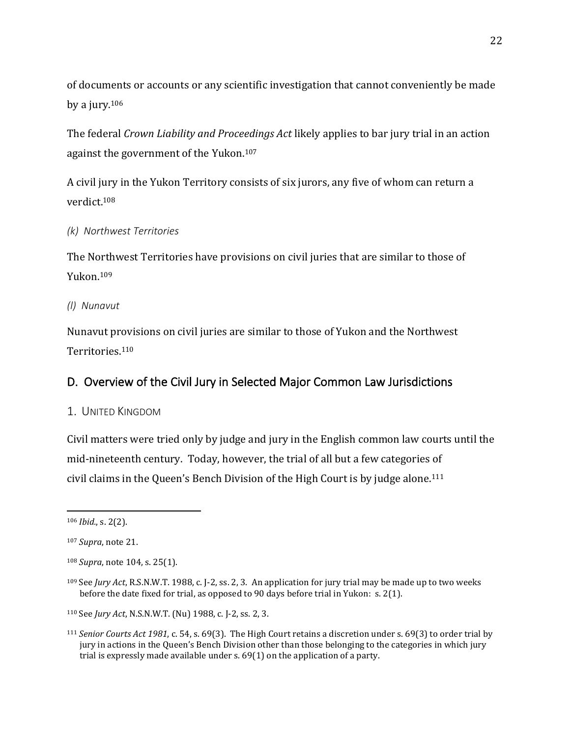of documents or accounts or any scientific investigation that cannot conveniently be made by a jury.[106]

The federal *Crown Liability and Proceedings Act* likely applies to bar jury trial in an action against the government of the Yukon.[107]

A civil jury in the Yukon Territory consists of six jurors, any five of whom can return a verdict.[108]

*(k) Northwest Territories*

The Northwest Territories have provisions on civil juries that are similar to those of Yukon.[109]

*(l) Nunavut*

Nunavut provisions on civil juries are similar to those of Yukon and the Northwest Territories.[110]

## D. Overview of the Civil Jury in Selected Major Common Law Jurisdictions

### 1. United Kingdom

Civil matters were tried only by judge and jury in the English common law courts until the mid-nineteenth century. Today, however, the trial of all but a few categories of civil claims in the Queen's Bench Division of the High Court is by judge alone.[111]

---

[106] *Ibid.*, s. 2(2).

[107] *Supra*, note 21.

[108] *Supra*, note 104, s. 25(1).

[109] See *Jury Act*, R.S.N.W.T. 1988, c. J-2, ss. 2, 3. An application for jury trial may be made up to two weeks before the date fixed for trial, as opposed to 90 days before trial in Yukon: s. 2(1).

[110] See *Jury Act*, N.S.N.W.T. (Nu) 1988, c. J-2, ss. 2, 3.

[111] *Senior Courts Act 1981*, c. 54, s. 69(3). The High Court retains a discretion under s. 69(3) to order trial by jury in actions in the Queen's Bench Division other than those belonging to the categories in which jury trial is expressly made available under s. 69(1) on the application of a party.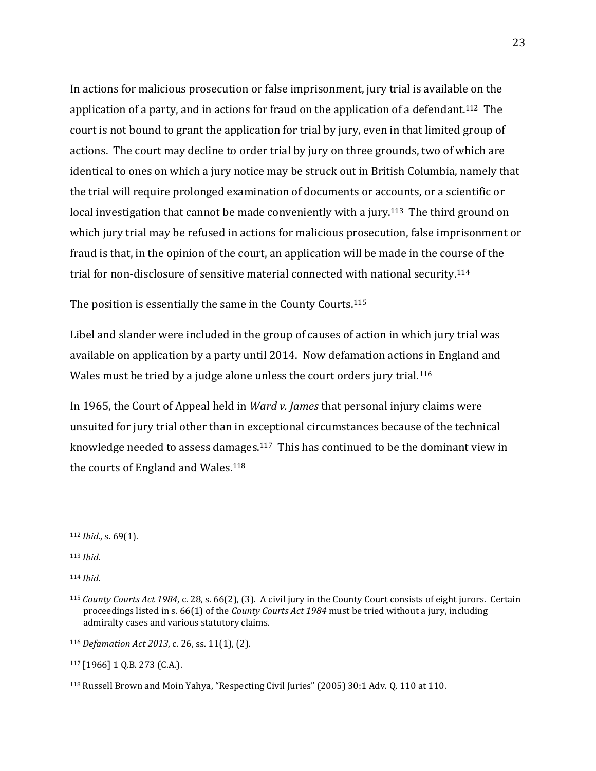In actions for malicious prosecution or false imprisonment, jury trial is available on the application of a party, and in actions for fraud on the application of a defendant.[112] The court is not bound to grant the application for trial by jury, even in that limited group of actions. The court may decline to order trial by jury on three grounds, two of which are identical to ones on which a jury notice may be struck out in British Columbia, namely that the trial will require prolonged examination of documents or accounts, or a scientific or local investigation that cannot be made conveniently with a jury.[113] The third ground on which jury trial may be refused in actions for malicious prosecution, false imprisonment or fraud is that, in the opinion of the court, an application will be made in the course of the trial for non-disclosure of sensitive material connected with national security.[114]

The position is essentially the same in the County Courts.[115]

Libel and slander were included in the group of causes of action in which jury trial was available on application by a party until 2014. Now defamation actions in England and Wales must be tried by a judge alone unless the court orders jury trial.[116]

In 1965, the Court of Appeal held in *Ward v. James* that personal injury claims were unsuited for jury trial other than in exceptional circumstances because of the technical knowledge needed to assess damages.[117] This has continued to be the dominant view in the courts of England and Wales.[118]

---

[112] *Ibid.*, s. 69(1).

[113] *Ibid.*

[114] *Ibid.*

[115] *County Courts Act 1984*, c. 28, s. 66(2), (3). A civil jury in the County Court consists of eight jurors. Certain proceedings listed in s. 66(1) of the *County Courts Act 1984* must be tried without a jury, including admiralty cases and various statutory claims.

[116] *Defamation Act 2013*, c. 26, ss. 11(1), (2).

[117] [1966] 1 Q.B. 273 (C.A.).

[118] Russell Brown and Moin Yahya, "Respecting Civil Juries" (2005) 30:1 Adv. Q. 110 at 110.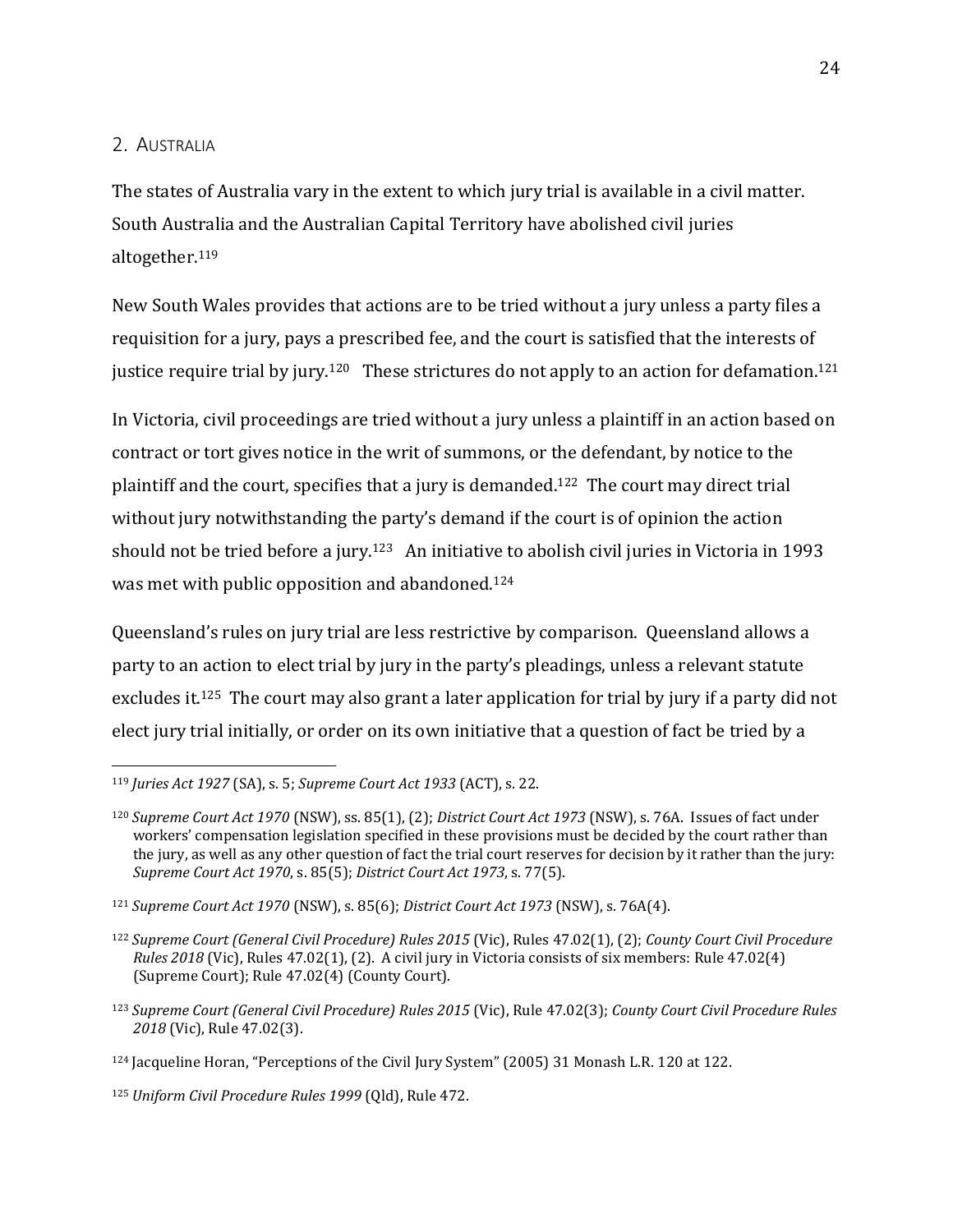## 2. Australia

The states of Australia vary in the extent to which jury trial is available in a civil matter. South Australia and the Australian Capital Territory have abolished civil juries altogether.[119]

New South Wales provides that actions are to be tried without a jury unless a party files a requisition for a jury, pays a prescribed fee, and the court is satisfied that the interests of justice require trial by jury.[120] These strictures do not apply to an action for defamation.[121]

In Victoria, civil proceedings are tried without a jury unless a plaintiff in an action based on contract or tort gives notice in the writ of summons, or the defendant, by notice to the plaintiff and the court, specifies that a jury is demanded.[122] The court may direct trial without jury notwithstanding the party's demand if the court is of opinion the action should not be tried before a jury.[123] An initiative to abolish civil juries in Victoria in 1993 was met with public opposition and abandoned.[124]

Queensland's rules on jury trial are less restrictive by comparison. Queensland allows a party to an action to elect trial by jury in the party's pleadings, unless a relevant statute excludes it.[125] The court may also grant a later application for trial by jury if a party did not elect jury trial initially, or order on its own initiative that a question of fact be tried by a

---

[119] *Juries Act 1927* (SA), s. 5; *Supreme Court Act 1933* (ACT), s. 22.

[120] *Supreme Court Act 1970* (NSW), ss. 85(1), (2); *District Court Act 1973* (NSW), s. 76A. Issues of fact under workers' compensation legislation specified in these provisions must be decided by the court rather than the jury, as well as any other question of fact the trial court reserves for decision by it rather than the jury: *Supreme Court Act 1970*, s. 85(5); *District Court Act 1973*, s. 77(5).

[121] *Supreme Court Act 1970* (NSW), s. 85(6); *District Court Act 1973* (NSW), s. 76A(4).

[122] *Supreme Court (General Civil Procedure) Rules 2015* (Vic), Rules 47.02(1), (2); *County Court Civil Procedure Rules 2018* (Vic), Rules 47.02(1), (2). A civil jury in Victoria consists of six members: Rule 47.02(4) (Supreme Court); Rule 47.02(4) (County Court).

[123] *Supreme Court (General Civil Procedure) Rules 2015* (Vic), Rule 47.02(3); *County Court Civil Procedure Rules 2018* (Vic), Rule 47.02(3).

[124] Jacqueline Horan, "Perceptions of the Civil Jury System" (2005) 31 Monash L.R. 120 at 122.

[125] *Uniform Civil Procedure Rules 1999* (Qld), Rule 472.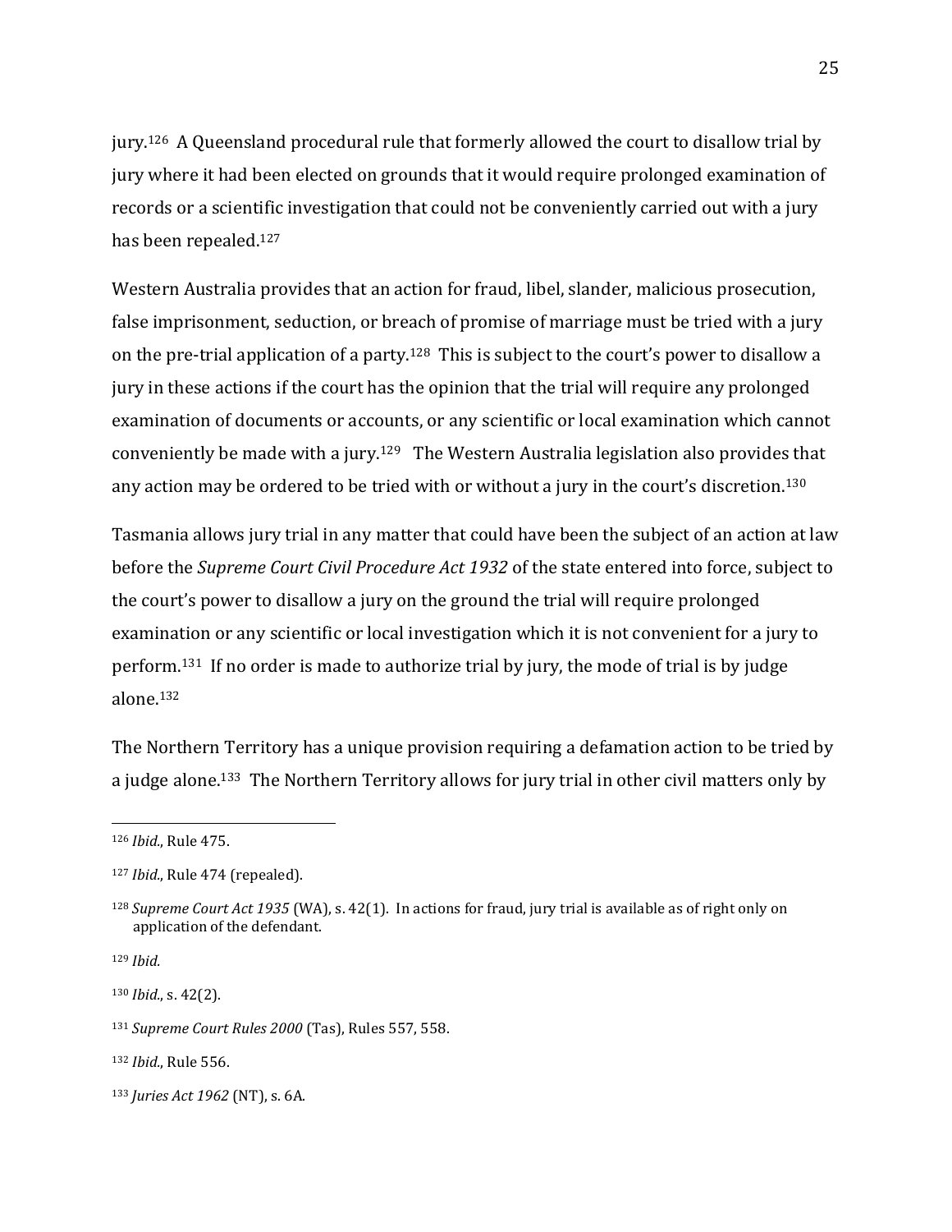jury.[126] A Queensland procedural rule that formerly allowed the court to disallow trial by jury where it had been elected on grounds that it would require prolonged examination of records or a scientific investigation that could not be conveniently carried out with a jury has been repealed.[127]

Western Australia provides that an action for fraud, libel, slander, malicious prosecution, false imprisonment, seduction, or breach of promise of marriage must be tried with a jury on the pre-trial application of a party.[128] This is subject to the court's power to disallow a jury in these actions if the court has the opinion that the trial will require any prolonged examination of documents or accounts, or any scientific or local examination which cannot conveniently be made with a jury.[129] The Western Australia legislation also provides that any action may be ordered to be tried with or without a jury in the court's discretion.[130]

Tasmania allows jury trial in any matter that could have been the subject of an action at law before the *Supreme Court Civil Procedure Act 1932* of the state entered into force, subject to the court's power to disallow a jury on the ground the trial will require prolonged examination or any scientific or local investigation which it is not convenient for a jury to perform.[131] If no order is made to authorize trial by jury, the mode of trial is by judge alone.[132]

The Northern Territory has a unique provision requiring a defamation action to be tried by a judge alone.[133] The Northern Territory allows for jury trial in other civil matters only by

---

[126] *Ibid.*, Rule 475.

[127] *Ibid.*, Rule 474 (repealed).

[128] *Supreme Court Act 1935* (WA), s. 42(1). In actions for fraud, jury trial is available as of right only on application of the defendant.

[129] *Ibid.*

[130] *Ibid.*, s. 42(2).

[131] *Supreme Court Rules 2000* (Tas), Rules 557, 558.

[132] *Ibid.*, Rule 556.

[133] *Juries Act 1962* (NT), s. 6A.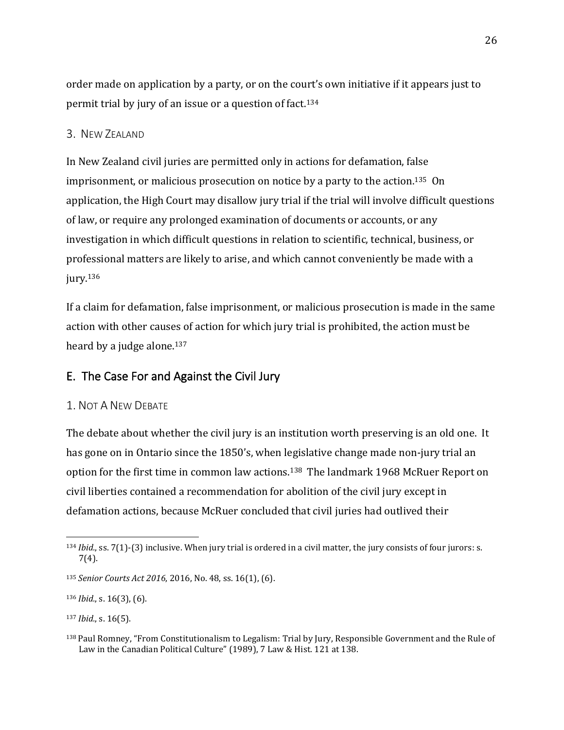order made on application by a party, or on the court's own initiative if it appears just to permit trial by jury of an issue or a question of fact.[134]

### 3. New Zealand

In New Zealand civil juries are permitted only in actions for defamation, false imprisonment, or malicious prosecution on notice by a party to the action.[135] On application, the High Court may disallow jury trial if the trial will involve difficult questions of law, or require any prolonged examination of documents or accounts, or any investigation in which difficult questions in relation to scientific, technical, business, or professional matters are likely to arise, and which cannot conveniently be made with a jury.[136]

If a claim for defamation, false imprisonment, or malicious prosecution is made in the same action with other causes of action for which jury trial is prohibited, the action must be heard by a judge alone.[137]

## E. The Case For and Against the Civil Jury

### 1. Not A New Debate

The debate about whether the civil jury is an institution worth preserving is an old one. It has gone on in Ontario since the 1850's, when legislative change made non-jury trial an option for the first time in common law actions.[138] The landmark 1968 McRuer Report on civil liberties contained a recommendation for abolition of the civil jury except in defamation actions, because McRuer concluded that civil juries had outlived their

---

[134] *Ibid.*, ss. 7(1)-(3) inclusive. When jury trial is ordered in a civil matter, the jury consists of four jurors: s. 7(4).

[135] *Senior Courts Act 2016*, 2016, No. 48, ss. 16(1), (6).

[136] *Ibid.*, s. 16(3), (6).

[137] *Ibid.*, s. 16(5).

[138] Paul Romney, "From Constitutionalism to Legalism: Trial by Jury, Responsible Government and the Rule of Law in the Canadian Political Culture" (1989), 7 Law & Hist. 121 at 138.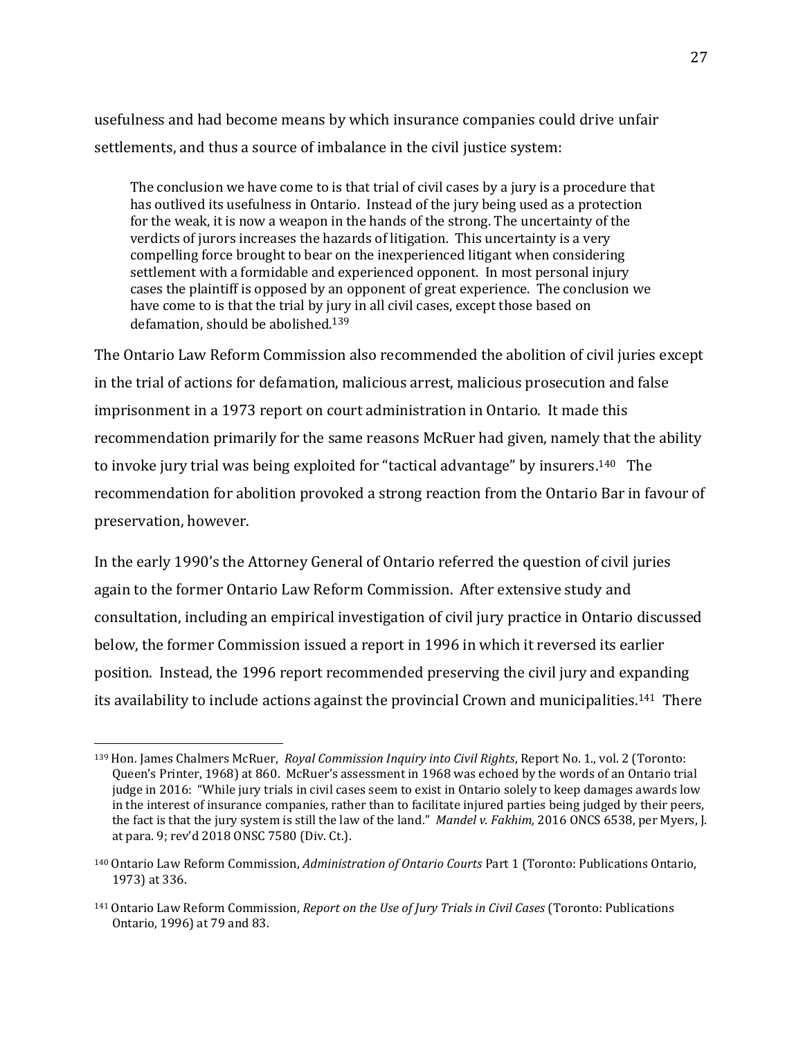usefulness and had become means by which insurance companies could drive unfair settlements, and thus a source of imbalance in the civil justice system:

> The conclusion we have come to is that trial of civil cases by a jury is a procedure that has outlived its usefulness in Ontario. Instead of the jury being used as a protection for the weak, it is now a weapon in the hands of the strong. The uncertainty of the verdicts of jurors increases the hazards of litigation. This uncertainty is a very compelling force brought to bear on the inexperienced litigant when considering settlement with a formidable and experienced opponent. In most personal injury cases the plaintiff is opposed by an opponent of great experience. The conclusion we have come to is that the trial by jury in all civil cases, except those based on defamation, should be abolished.[139]

The Ontario Law Reform Commission also recommended the abolition of civil juries except in the trial of actions for defamation, malicious arrest, malicious prosecution and false imprisonment in a 1973 report on court administration in Ontario. It made this recommendation primarily for the same reasons McRuer had given, namely that the ability to invoke jury trial was being exploited for "tactical advantage" by insurers.[140] The recommendation for abolition provoked a strong reaction from the Ontario Bar in favour of preservation, however.

In the early 1990's the Attorney General of Ontario referred the question of civil juries again to the former Ontario Law Reform Commission. After extensive study and consultation, including an empirical investigation of civil jury practice in Ontario discussed below, the former Commission issued a report in 1996 in which it reversed its earlier position. Instead, the 1996 report recommended preserving the civil jury and expanding its availability to include actions against the provincial Crown and municipalities.[141] There

---

[139] Hon. James Chalmers McRuer, *Royal Commission Inquiry into Civil Rights*, Report No. 1., vol. 2 (Toronto: Queen's Printer, 1968) at 860. McRuer's assessment in 1968 was echoed by the words of an Ontario trial judge in 2016: "While jury trials in civil cases seem to exist in Ontario solely to keep damages awards low in the interest of insurance companies, rather than to facilitate injured parties being judged by their peers, the fact is that the jury system is still the law of the land." *Mandel v. Fakhim,* 2016 ONCS 6538, per Myers, J. at para. 9; rev'd 2018 ONSC 7580 (Div. Ct.).

[140] Ontario Law Reform Commission, *Administration of Ontario Courts* Part 1 (Toronto: Publications Ontario, 1973) at 336.

[141] Ontario Law Reform Commission, *Report on the Use of Jury Trials in Civil Cases* (Toronto: Publications Ontario, 1996) at 79 and 83.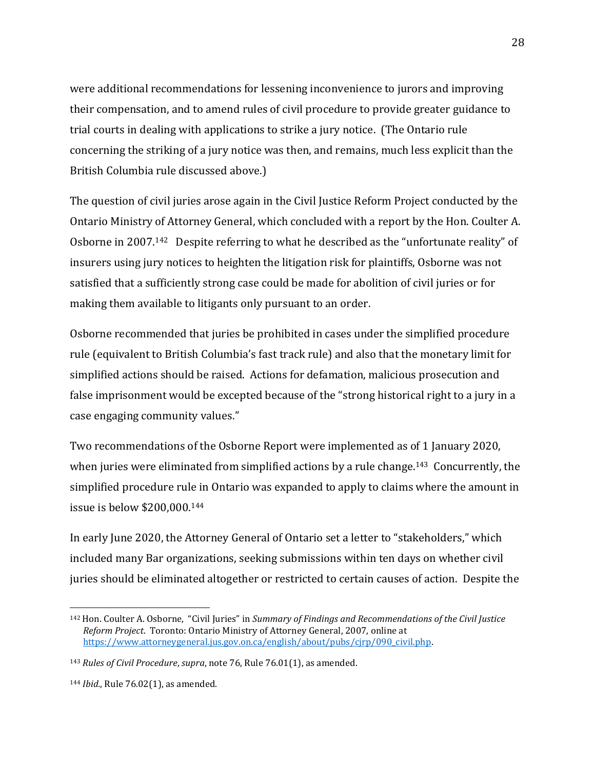were additional recommendations for lessening inconvenience to jurors and improving their compensation, and to amend rules of civil procedure to provide greater guidance to trial courts in dealing with applications to strike a jury notice. (The Ontario rule concerning the striking of a jury notice was then, and remains, much less explicit than the British Columbia rule discussed above.)

The question of civil juries arose again in the Civil Justice Reform Project conducted by the Ontario Ministry of Attorney General, which concluded with a report by the Hon. Coulter A. Osborne in 2007.[142] Despite referring to what he described as the "unfortunate reality" of insurers using jury notices to heighten the litigation risk for plaintiffs, Osborne was not satisfied that a sufficiently strong case could be made for abolition of civil juries or for making them available to litigants only pursuant to an order.

Osborne recommended that juries be prohibited in cases under the simplified procedure rule (equivalent to British Columbia's fast track rule) and also that the monetary limit for simplified actions should be raised. Actions for defamation, malicious prosecution and false imprisonment would be excepted because of the "strong historical right to a jury in a case engaging community values."

Two recommendations of the Osborne Report were implemented as of 1 January 2020, when juries were eliminated from simplified actions by a rule change.[143] Concurrently, the simplified procedure rule in Ontario was expanded to apply to claims where the amount in issue is below $200,000.[144]

In early June 2020, the Attorney General of Ontario set a letter to "stakeholders," which included many Bar organizations, seeking submissions within ten days on whether civil juries should be eliminated altogether or restricted to certain causes of action. Despite the

---

[142] Hon. Coulter A. Osborne, "Civil Juries" in *Summary of Findings and Recommendations of the Civil Justice Reform Project*. Toronto: Ontario Ministry of Attorney General, 2007, online at https://www.attorneygeneral.jus.gov.on.ca/english/about/pubs/cjrp/090_civil.php.

[143] *Rules of Civil Procedure*, *supra*, note 76, Rule 76.01(1), as amended.

[144] *Ibid.*, Rule 76.02(1), as amended.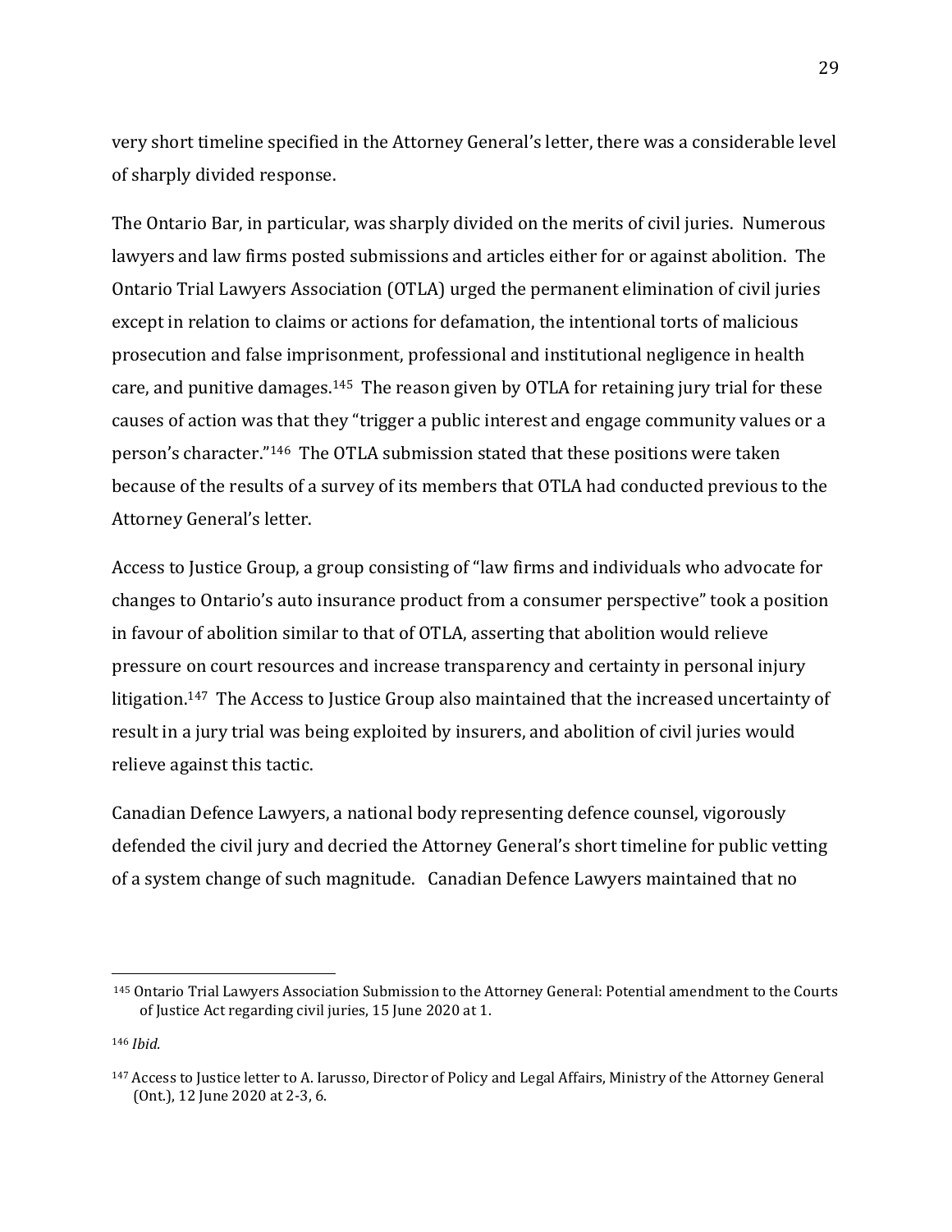very short timeline specified in the Attorney General's letter, there was a considerable level of sharply divided response.

The Ontario Bar, in particular, was sharply divided on the merits of civil juries. Numerous lawyers and law firms posted submissions and articles either for or against abolition. The Ontario Trial Lawyers Association (OTLA) urged the permanent elimination of civil juries except in relation to claims or actions for defamation, the intentional torts of malicious prosecution and false imprisonment, professional and institutional negligence in health care, and punitive damages.[145] The reason given by OTLA for retaining jury trial for these causes of action was that they "trigger a public interest and engage community values or a person's character."[146] The OTLA submission stated that these positions were taken because of the results of a survey of its members that OTLA had conducted previous to the Attorney General's letter.

Access to Justice Group, a group consisting of "law firms and individuals who advocate for changes to Ontario's auto insurance product from a consumer perspective" took a position in favour of abolition similar to that of OTLA, asserting that abolition would relieve pressure on court resources and increase transparency and certainty in personal injury litigation.[147] The Access to Justice Group also maintained that the increased uncertainty of result in a jury trial was being exploited by insurers, and abolition of civil juries would relieve against this tactic.

Canadian Defence Lawyers, a national body representing defence counsel, vigorously defended the civil jury and decried the Attorney General's short timeline for public vetting of a system change of such magnitude. Canadian Defence Lawyers maintained that no

---

[145] Ontario Trial Lawyers Association Submission to the Attorney General: Potential amendment to the Courts of Justice Act regarding civil juries, 15 June 2020 at 1.

[146] *Ibid.*

[147] Access to Justice letter to A. Iarusso, Director of Policy and Legal Affairs, Ministry of the Attorney General (Ont.), 12 June 2020 at 2-3, 6.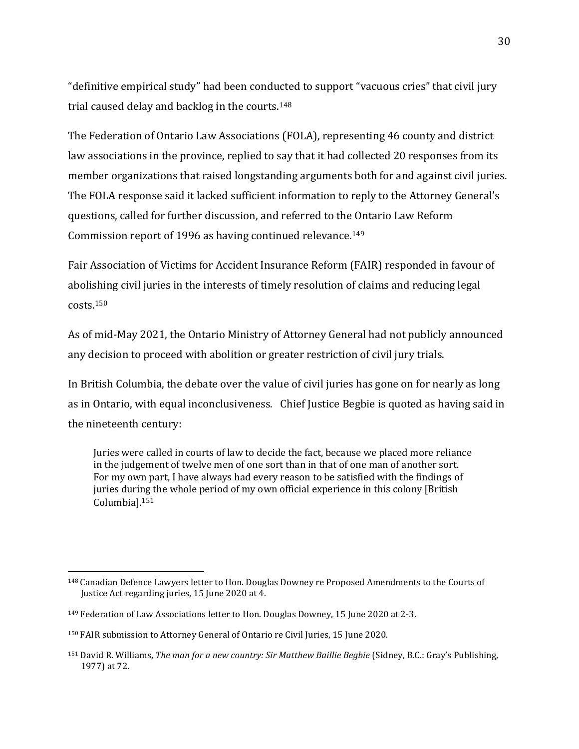"definitive empirical study" had been conducted to support "vacuous cries" that civil jury trial caused delay and backlog in the courts.[148]

The Federation of Ontario Law Associations (FOLA), representing 46 county and district law associations in the province, replied to say that it had collected 20 responses from its member organizations that raised longstanding arguments both for and against civil juries. The FOLA response said it lacked sufficient information to reply to the Attorney General's questions, called for further discussion, and referred to the Ontario Law Reform Commission report of 1996 as having continued relevance.[149]

Fair Association of Victims for Accident Insurance Reform (FAIR) responded in favour of abolishing civil juries in the interests of timely resolution of claims and reducing legal costs.[150]

As of mid-May 2021, the Ontario Ministry of Attorney General had not publicly announced any decision to proceed with abolition or greater restriction of civil jury trials.

In British Columbia, the debate over the value of civil juries has gone on for nearly as long as in Ontario, with equal inconclusiveness. Chief Justice Begbie is quoted as having said in the nineteenth century:

> Juries were called in courts of law to decide the fact, because we placed more reliance in the judgement of twelve men of one sort than in that of one man of another sort. For my own part, I have always had every reason to be satisfied with the findings of juries during the whole period of my own official experience in this colony [British Columbia].[151]

---

[148] Canadian Defence Lawyers letter to Hon. Douglas Downey re Proposed Amendments to the Courts of Justice Act regarding juries, 15 June 2020 at 4.

[149] Federation of Law Associations letter to Hon. Douglas Downey, 15 June 2020 at 2-3.

[150] FAIR submission to Attorney General of Ontario re Civil Juries, 15 June 2020.

[151] David R. Williams, *The man for a new country: Sir Matthew Baillie Begbie* (Sidney, B.C.: Gray's Publishing, 1977) at 72.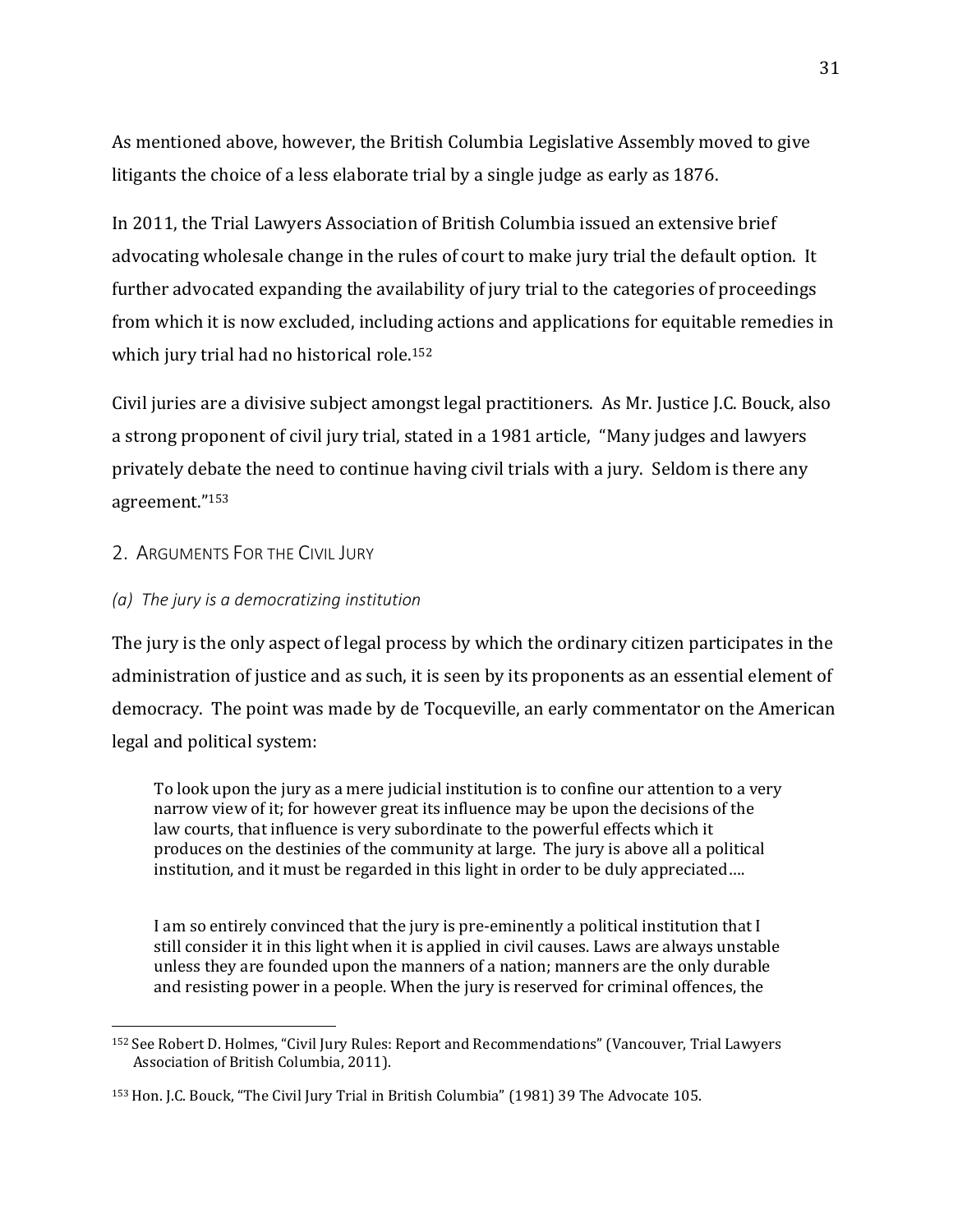As mentioned above, however, the British Columbia Legislative Assembly moved to give litigants the choice of a less elaborate trial by a single judge as early as 1876.

In 2011, the Trial Lawyers Association of British Columbia issued an extensive brief advocating wholesale change in the rules of court to make jury trial the default option. It further advocated expanding the availability of jury trial to the categories of proceedings from which it is now excluded, including actions and applications for equitable remedies in which jury trial had no historical role.[152]

Civil juries are a divisive subject amongst legal practitioners. As Mr. Justice J.C. Bouck, also a strong proponent of civil jury trial, stated in a 1981 article, "Many judges and lawyers privately debate the need to continue having civil trials with a jury. Seldom is there any agreement."[153]

## 2. Arguments For the Civil Jury

### *(a) The jury is a democratizing institution*

The jury is the only aspect of legal process by which the ordinary citizen participates in the administration of justice and as such, it is seen by its proponents as an essential element of democracy. The point was made by de Tocqueville, an early commentator on the American legal and political system:

> To look upon the jury as a mere judicial institution is to confine our attention to a very narrow view of it; for however great its influence may be upon the decisions of the law courts, that influence is very subordinate to the powerful effects which it produces on the destinies of the community at large. The jury is above all a political institution, and it must be regarded in this light in order to be duly appreciated….
>
> I am so entirely convinced that the jury is pre-eminently a political institution that I still consider it in this light when it is applied in civil causes. Laws are always unstable unless they are founded upon the manners of a nation; manners are the only durable and resisting power in a people. When the jury is reserved for criminal offences, the

[152] See Robert D. Holmes, "Civil Jury Rules: Report and Recommendations" (Vancouver, Trial Lawyers Association of British Columbia, 2011).

[153] Hon. J.C. Bouck, "The Civil Jury Trial in British Columbia" (1981) 39 The Advocate 105.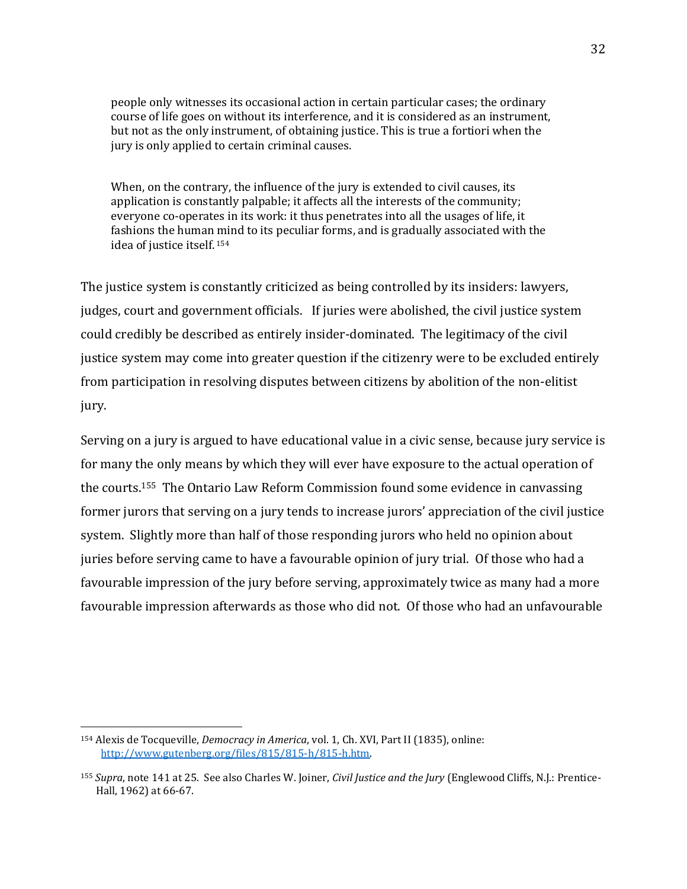> people only witnesses its occasional action in certain particular cases; the ordinary course of life goes on without its interference, and it is considered as an instrument, but not as the only instrument, of obtaining justice. This is true a fortiori when the jury is only applied to certain criminal causes.
>
> When, on the contrary, the influence of the jury is extended to civil causes, its application is constantly palpable; it affects all the interests of the community; everyone co-operates in its work: it thus penetrates into all the usages of life, it fashions the human mind to its peculiar forms, and is gradually associated with the idea of justice itself.[154]

The justice system is constantly criticized as being controlled by its insiders: lawyers, judges, court and government officials. If juries were abolished, the civil justice system could credibly be described as entirely insider-dominated. The legitimacy of the civil justice system may come into greater question if the citizenry were to be excluded entirely from participation in resolving disputes between citizens by abolition of the non-elitist jury.

Serving on a jury is argued to have educational value in a civic sense, because jury service is for many the only means by which they will ever have exposure to the actual operation of the courts.[155] The Ontario Law Reform Commission found some evidence in canvassing former jurors that serving on a jury tends to increase jurors' appreciation of the civil justice system. Slightly more than half of those responding jurors who held no opinion about juries before serving came to have a favourable opinion of jury trial. Of those who had a favourable impression of the jury before serving, approximately twice as many had a more favourable impression afterwards as those who did not. Of those who had an unfavourable

---

[154] Alexis de Tocqueville, *Democracy in America*, vol. 1, Ch. XVI, Part II (1835), online: http://www.gutenberg.org/files/815/815-h/815-h.htm.

[155] *Supra*, note 141 at 25. See also Charles W. Joiner, *Civil Justice and the Jury* (Englewood Cliffs, N.J.: Prentice-Hall, 1962) at 66-67.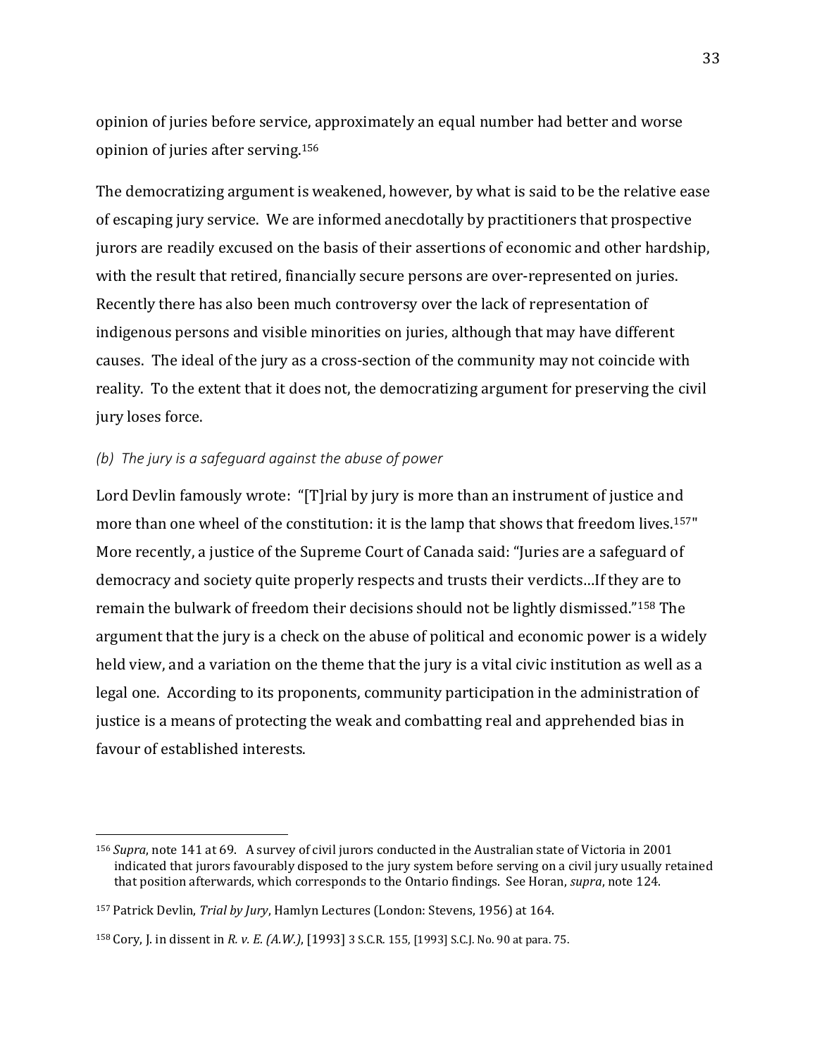opinion of juries before service, approximately an equal number had better and worse opinion of juries after serving.[156]

The democratizing argument is weakened, however, by what is said to be the relative ease of escaping jury service. We are informed anecdotally by practitioners that prospective jurors are readily excused on the basis of their assertions of economic and other hardship, with the result that retired, financially secure persons are over-represented on juries. Recently there has also been much controversy over the lack of representation of indigenous persons and visible minorities on juries, although that may have different causes. The ideal of the jury as a cross-section of the community may not coincide with reality. To the extent that it does not, the democratizing argument for preserving the civil jury loses force.

*(b) The jury is a safeguard against the abuse of power*

Lord Devlin famously wrote: "[T]rial by jury is more than an instrument of justice and more than one wheel of the constitution: it is the lamp that shows that freedom lives.[157]" More recently, a justice of the Supreme Court of Canada said: "Juries are a safeguard of democracy and society quite properly respects and trusts their verdicts…If they are to remain the bulwark of freedom their decisions should not be lightly dismissed."[158] The argument that the jury is a check on the abuse of political and economic power is a widely held view, and a variation on the theme that the jury is a vital civic institution as well as a legal one. According to its proponents, community participation in the administration of justice is a means of protecting the weak and combatting real and apprehended bias in favour of established interests.

---

[156] *Supra*, note 141 at 69. A survey of civil jurors conducted in the Australian state of Victoria in 2001 indicated that jurors favourably disposed to the jury system before serving on a civil jury usually retained that position afterwards, which corresponds to the Ontario findings. See Horan, *supra*, note 124.

[157] Patrick Devlin, *Trial by Jury*, Hamlyn Lectures (London: Stevens, 1956) at 164.

[158] Cory, J. in dissent in *R. v. E. (A.W.)*, [1993] 3 S.C.R. 155, [1993] S.C.J. No. 90 at para. 75.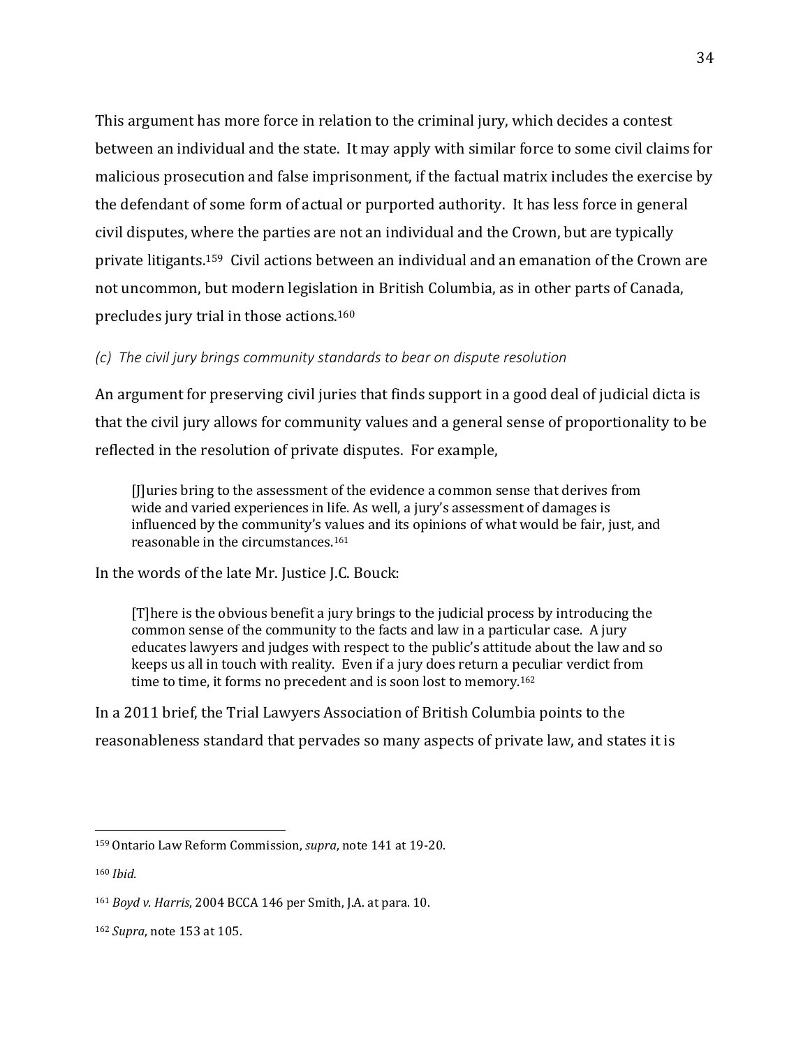This argument has more force in relation to the criminal jury, which decides a contest between an individual and the state. It may apply with similar force to some civil claims for malicious prosecution and false imprisonment, if the factual matrix includes the exercise by the defendant of some form of actual or purported authority. It has less force in general civil disputes, where the parties are not an individual and the Crown, but are typically private litigants.[159] Civil actions between an individual and an emanation of the Crown are not uncommon, but modern legislation in British Columbia, as in other parts of Canada, precludes jury trial in those actions.[160]

*(c) The civil jury brings community standards to bear on dispute resolution*

An argument for preserving civil juries that finds support in a good deal of judicial dicta is that the civil jury allows for community values and a general sense of proportionality to be reflected in the resolution of private disputes. For example,

> [J]uries bring to the assessment of the evidence a common sense that derives from wide and varied experiences in life. As well, a jury's assessment of damages is influenced by the community's values and its opinions of what would be fair, just, and reasonable in the circumstances.[161]

In the words of the late Mr. Justice J.C. Bouck:

> [T]here is the obvious benefit a jury brings to the judicial process by introducing the common sense of the community to the facts and law in a particular case. A jury educates lawyers and judges with respect to the public's attitude about the law and so keeps us all in touch with reality. Even if a jury does return a peculiar verdict from time to time, it forms no precedent and is soon lost to memory.[162]

In a 2011 brief, the Trial Lawyers Association of British Columbia points to the reasonableness standard that pervades so many aspects of private law, and states it is

---

[159] Ontario Law Reform Commission, *supra*, note 141 at 19-20.

[160] *Ibid.*

[161] *Boyd v. Harris*, 2004 BCCA 146 per Smith, J.A. at para. 10.

[162] *Supra*, note 153 at 105.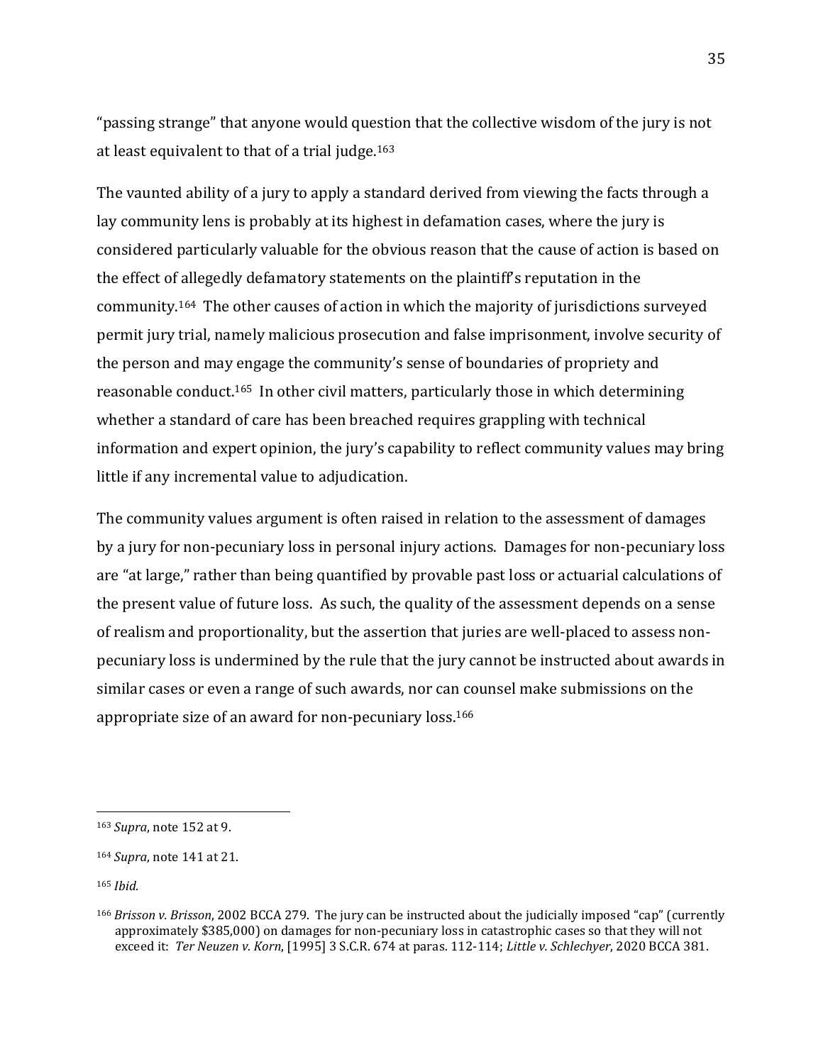"passing strange" that anyone would question that the collective wisdom of the jury is not at least equivalent to that of a trial judge.[163]

The vaunted ability of a jury to apply a standard derived from viewing the facts through a lay community lens is probably at its highest in defamation cases, where the jury is considered particularly valuable for the obvious reason that the cause of action is based on the effect of allegedly defamatory statements on the plaintiff's reputation in the community.[164] The other causes of action in which the majority of jurisdictions surveyed permit jury trial, namely malicious prosecution and false imprisonment, involve security of the person and may engage the community's sense of boundaries of propriety and reasonable conduct.[165] In other civil matters, particularly those in which determining whether a standard of care has been breached requires grappling with technical information and expert opinion, the jury's capability to reflect community values may bring little if any incremental value to adjudication.

The community values argument is often raised in relation to the assessment of damages by a jury for non-pecuniary loss in personal injury actions. Damages for non-pecuniary loss are "at large," rather than being quantified by provable past loss or actuarial calculations of the present value of future loss. As such, the quality of the assessment depends on a sense of realism and proportionality, but the assertion that juries are well-placed to assess non-pecuniary loss is undermined by the rule that the jury cannot be instructed about awards in similar cases or even a range of such awards, nor can counsel make submissions on the appropriate size of an award for non-pecuniary loss.[166]

---

[163] *Supra*, note 152 at 9.

[164] *Supra*, note 141 at 21.

[165] *Ibid.*

[166] *Brisson v. Brisson*, 2002 BCCA 279. The jury can be instructed about the judicially imposed "cap" (currently approximately $385,000) on damages for non-pecuniary loss in catastrophic cases so that they will not exceed it: *Ter Neuzen v. Korn*, [1995] 3 S.C.R. 674 at paras. 112-114; *Little v. Schlechyer*, 2020 BCCA 381.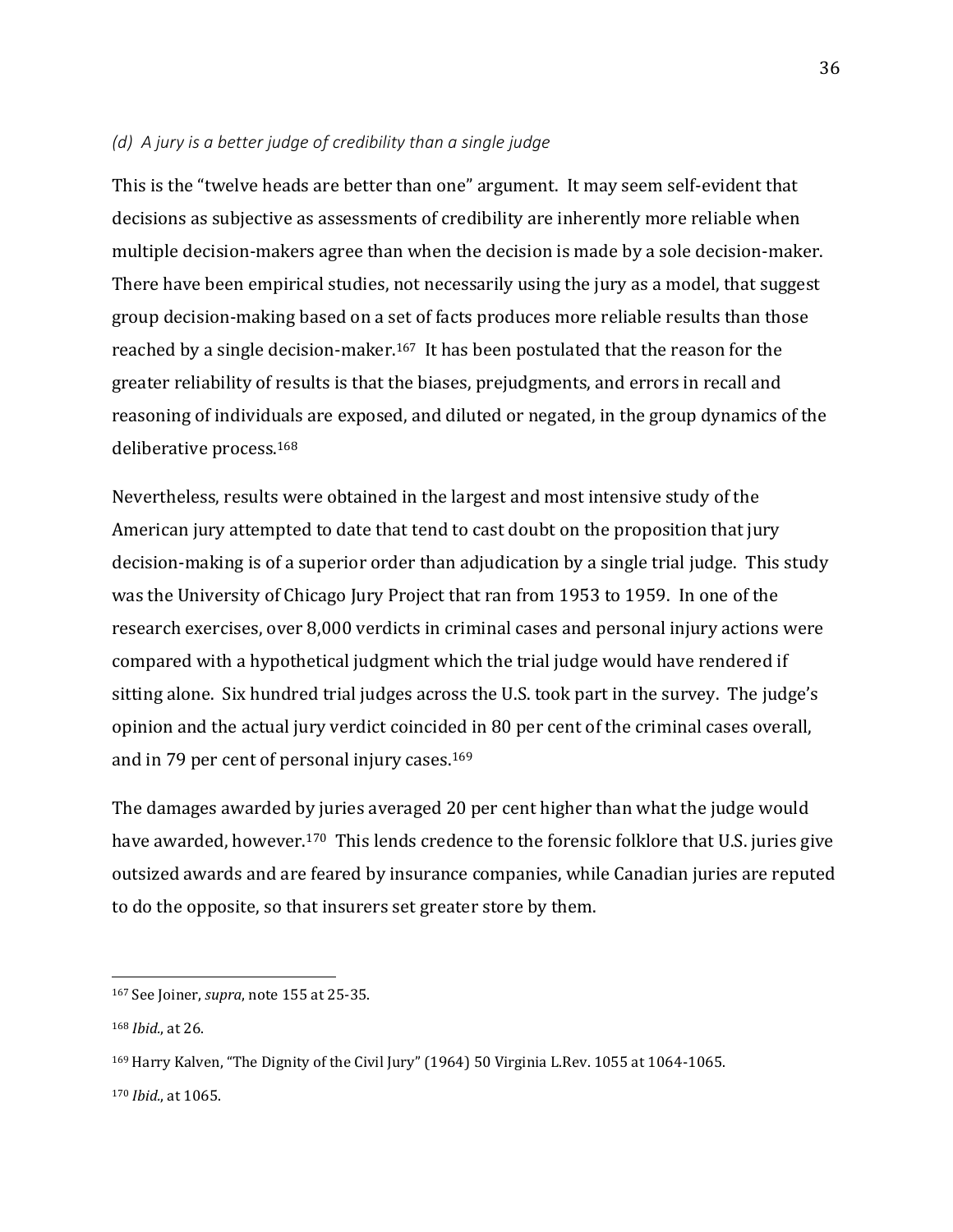*(d) A jury is a better judge of credibility than a single judge*

This is the "twelve heads are better than one" argument. It may seem self-evident that decisions as subjective as assessments of credibility are inherently more reliable when multiple decision-makers agree than when the decision is made by a sole decision-maker. There have been empirical studies, not necessarily using the jury as a model, that suggest group decision-making based on a set of facts produces more reliable results than those reached by a single decision-maker.[167] It has been postulated that the reason for the greater reliability of results is that the biases, prejudgments, and errors in recall and reasoning of individuals are exposed, and diluted or negated, in the group dynamics of the deliberative process.[168]

Nevertheless, results were obtained in the largest and most intensive study of the American jury attempted to date that tend to cast doubt on the proposition that jury decision-making is of a superior order than adjudication by a single trial judge. This study was the University of Chicago Jury Project that ran from 1953 to 1959. In one of the research exercises, over 8,000 verdicts in criminal cases and personal injury actions were compared with a hypothetical judgment which the trial judge would have rendered if sitting alone. Six hundred trial judges across the U.S. took part in the survey. The judge's opinion and the actual jury verdict coincided in 80 per cent of the criminal cases overall, and in 79 per cent of personal injury cases.[169]

The damages awarded by juries averaged 20 per cent higher than what the judge would have awarded, however.[170] This lends credence to the forensic folklore that U.S. juries give outsized awards and are feared by insurance companies, while Canadian juries are reputed to do the opposite, so that insurers set greater store by them.

---

[167] See Joiner, *supra*, note 155 at 25-35.

[168] *Ibid.*, at 26.

[169] Harry Kalven, "The Dignity of the Civil Jury" (1964) 50 Virginia L.Rev. 1055 at 1064-1065.

[170] *Ibid.*, at 1065.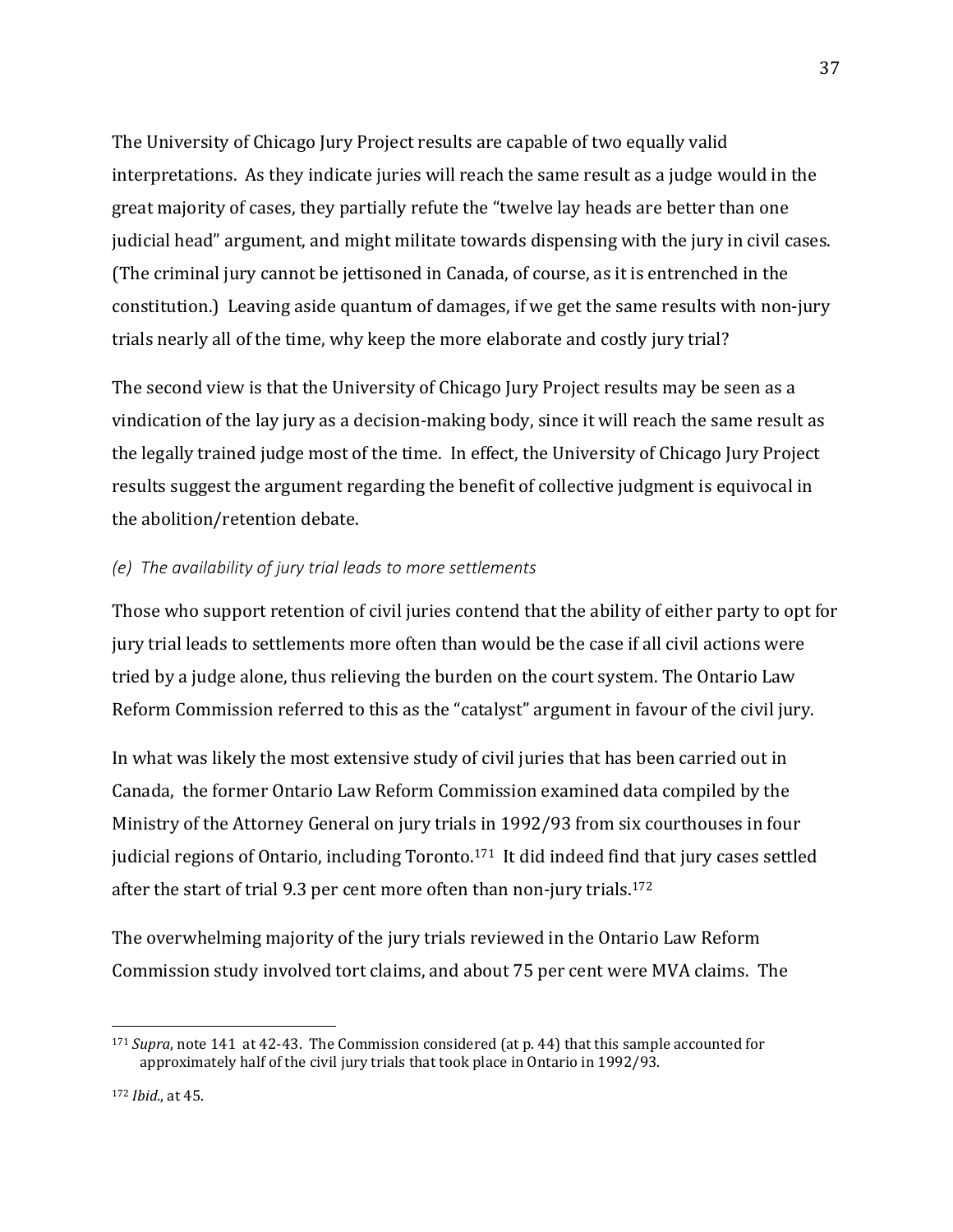The University of Chicago Jury Project results are capable of two equally valid interpretations. As they indicate juries will reach the same result as a judge would in the great majority of cases, they partially refute the "twelve lay heads are better than one judicial head" argument, and might militate towards dispensing with the jury in civil cases. (The criminal jury cannot be jettisoned in Canada, of course, as it is entrenched in the constitution.) Leaving aside quantum of damages, if we get the same results with non-jury trials nearly all of the time, why keep the more elaborate and costly jury trial?

The second view is that the University of Chicago Jury Project results may be seen as a vindication of the lay jury as a decision-making body, since it will reach the same result as the legally trained judge most of the time. In effect, the University of Chicago Jury Project results suggest the argument regarding the benefit of collective judgment is equivocal in the abolition/retention debate.

*(e) The availability of jury trial leads to more settlements*

Those who support retention of civil juries contend that the ability of either party to opt for jury trial leads to settlements more often than would be the case if all civil actions were tried by a judge alone, thus relieving the burden on the court system. The Ontario Law Reform Commission referred to this as the "catalyst" argument in favour of the civil jury.

In what was likely the most extensive study of civil juries that has been carried out in Canada, the former Ontario Law Reform Commission examined data compiled by the Ministry of the Attorney General on jury trials in 1992/93 from six courthouses in four judicial regions of Ontario, including Toronto.[171] It did indeed find that jury cases settled after the start of trial 9.3 per cent more often than non-jury trials.[172]

The overwhelming majority of the jury trials reviewed in the Ontario Law Reform Commission study involved tort claims, and about 75 per cent were MVA claims. The

---

[171] *Supra*, note 141 at 42-43. The Commission considered (at p. 44) that this sample accounted for approximately half of the civil jury trials that took place in Ontario in 1992/93.

[172] *Ibid.*, at 45.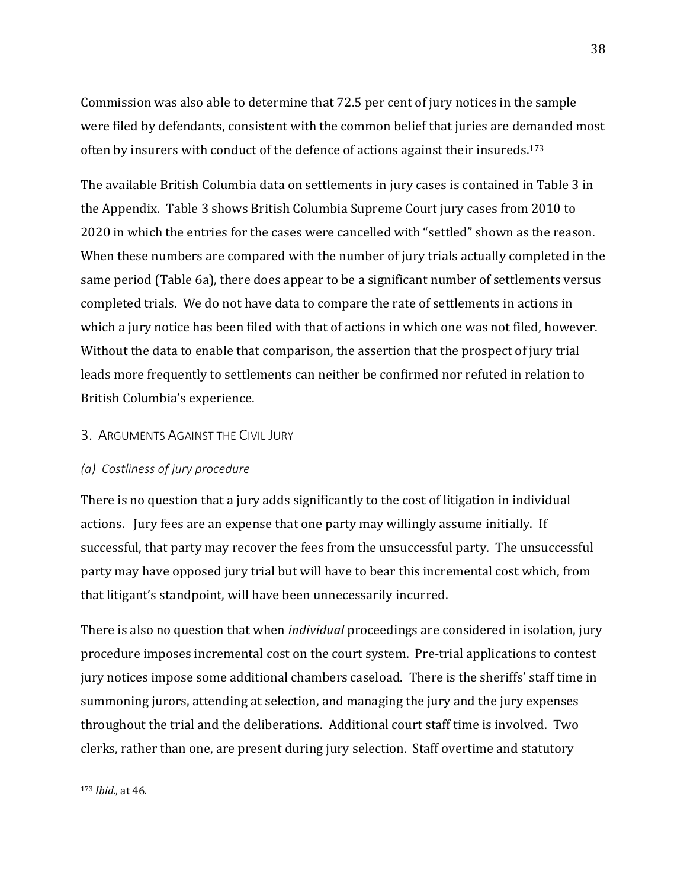Commission was also able to determine that 72.5 per cent of jury notices in the sample were filed by defendants, consistent with the common belief that juries are demanded most often by insurers with conduct of the defence of actions against their insureds.[173]

The available British Columbia data on settlements in jury cases is contained in Table 3 in the Appendix. Table 3 shows British Columbia Supreme Court jury cases from 2010 to 2020 in which the entries for the cases were cancelled with "settled" shown as the reason. When these numbers are compared with the number of jury trials actually completed in the same period (Table 6a), there does appear to be a significant number of settlements versus completed trials. We do not have data to compare the rate of settlements in actions in which a jury notice has been filed with that of actions in which one was not filed, however. Without the data to enable that comparison, the assertion that the prospect of jury trial leads more frequently to settlements can neither be confirmed nor refuted in relation to British Columbia's experience.

## 3. Arguments Against the Civil Jury

### *(a) Costliness of jury procedure*

There is no question that a jury adds significantly to the cost of litigation in individual actions. Jury fees are an expense that one party may willingly assume initially. If successful, that party may recover the fees from the unsuccessful party. The unsuccessful party may have opposed jury trial but will have to bear this incremental cost which, from that litigant's standpoint, will have been unnecessarily incurred.

There is also no question that when *individual* proceedings are considered in isolation, jury procedure imposes incremental cost on the court system. Pre-trial applications to contest jury notices impose some additional chambers caseload. There is the sheriffs' staff time in summoning jurors, attending at selection, and managing the jury and the jury expenses throughout the trial and the deliberations. Additional court staff time is involved. Two clerks, rather than one, are present during jury selection. Staff overtime and statutory

---

[173] *Ibid.*, at 46.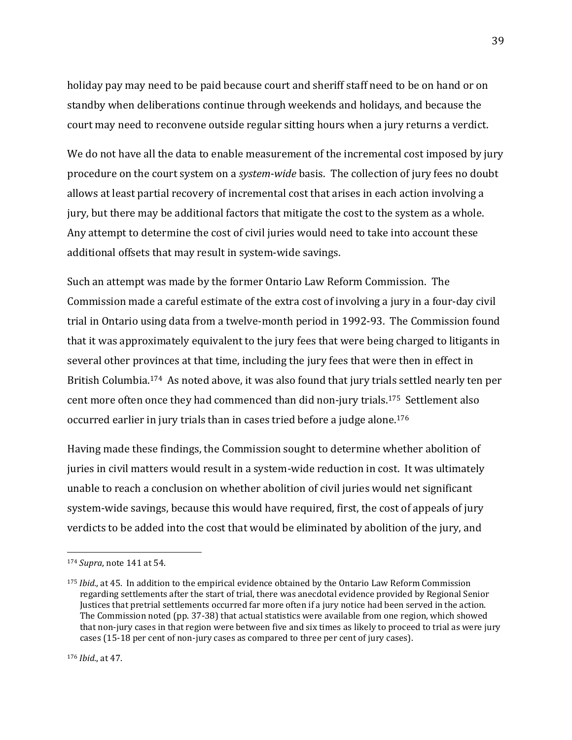holiday pay may need to be paid because court and sheriff staff need to be on hand or on standby when deliberations continue through weekends and holidays, and because the court may need to reconvene outside regular sitting hours when a jury returns a verdict.

We do not have all the data to enable measurement of the incremental cost imposed by jury procedure on the court system on a *system-wide* basis. The collection of jury fees no doubt allows at least partial recovery of incremental cost that arises in each action involving a jury, but there may be additional factors that mitigate the cost to the system as a whole. Any attempt to determine the cost of civil juries would need to take into account these additional offsets that may result in system-wide savings.

Such an attempt was made by the former Ontario Law Reform Commission. The Commission made a careful estimate of the extra cost of involving a jury in a four-day civil trial in Ontario using data from a twelve-month period in 1992-93. The Commission found that it was approximately equivalent to the jury fees that were being charged to litigants in several other provinces at that time, including the jury fees that were then in effect in British Columbia.[174] As noted above, it was also found that jury trials settled nearly ten per cent more often once they had commenced than did non-jury trials.[175] Settlement also occurred earlier in jury trials than in cases tried before a judge alone.[176]

Having made these findings, the Commission sought to determine whether abolition of juries in civil matters would result in a system-wide reduction in cost. It was ultimately unable to reach a conclusion on whether abolition of civil juries would net significant system-wide savings, because this would have required, first, the cost of appeals of jury verdicts to be added into the cost that would be eliminated by abolition of the jury, and

---

[174] *Supra*, note 141 at 54.

[175] *Ibid.*, at 45. In addition to the empirical evidence obtained by the Ontario Law Reform Commission regarding settlements after the start of trial, there was anecdotal evidence provided by Regional Senior Justices that pretrial settlements occurred far more often if a jury notice had been served in the action. The Commission noted (pp. 37-38) that actual statistics were available from one region, which showed that non-jury cases in that region were between five and six times as likely to proceed to trial as were jury cases (15-18 per cent of non-jury cases as compared to three per cent of jury cases).

[176] *Ibid.*, at 47.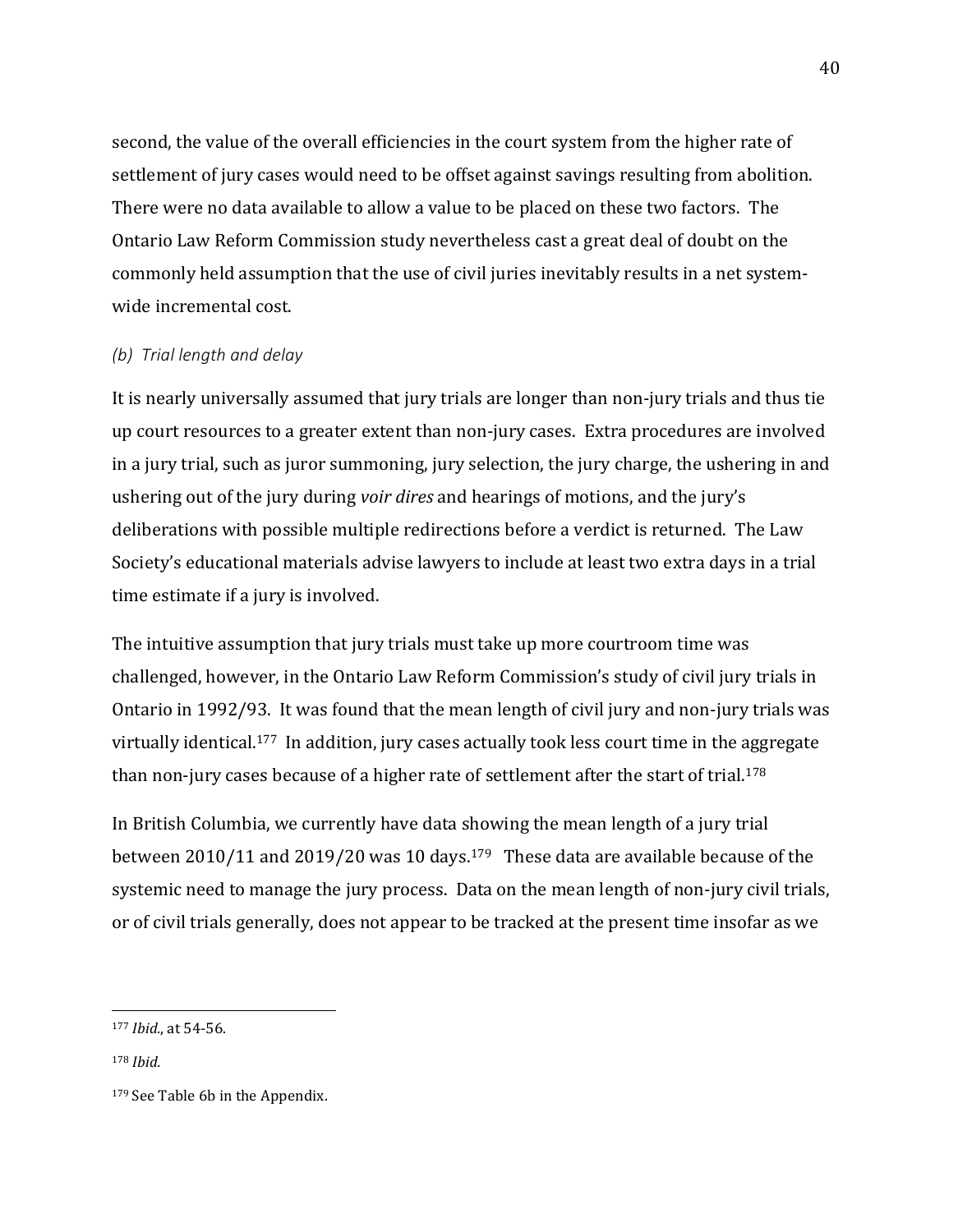second, the value of the overall efficiencies in the court system from the higher rate of settlement of jury cases would need to be offset against savings resulting from abolition. There were no data available to allow a value to be placed on these two factors. The Ontario Law Reform Commission study nevertheless cast a great deal of doubt on the commonly held assumption that the use of civil juries inevitably results in a net system-wide incremental cost.

*(b) Trial length and delay*

It is nearly universally assumed that jury trials are longer than non-jury trials and thus tie up court resources to a greater extent than non-jury cases. Extra procedures are involved in a jury trial, such as juror summoning, jury selection, the jury charge, the ushering in and ushering out of the jury during *voir dires* and hearings of motions, and the jury's deliberations with possible multiple redirections before a verdict is returned. The Law Society's educational materials advise lawyers to include at least two extra days in a trial time estimate if a jury is involved.

The intuitive assumption that jury trials must take up more courtroom time was challenged, however, in the Ontario Law Reform Commission's study of civil jury trials in Ontario in 1992/93. It was found that the mean length of civil jury and non-jury trials was virtually identical.[177] In addition, jury cases actually took less court time in the aggregate than non-jury cases because of a higher rate of settlement after the start of trial.[178]

In British Columbia, we currently have data showing the mean length of a jury trial between 2010/11 and 2019/20 was 10 days.[179] These data are available because of the systemic need to manage the jury process. Data on the mean length of non-jury civil trials, or of civil trials generally, does not appear to be tracked at the present time insofar as we

---

[177] *Ibid.*, at 54-56.

[178] *Ibid.*

[179] See Table 6b in the Appendix.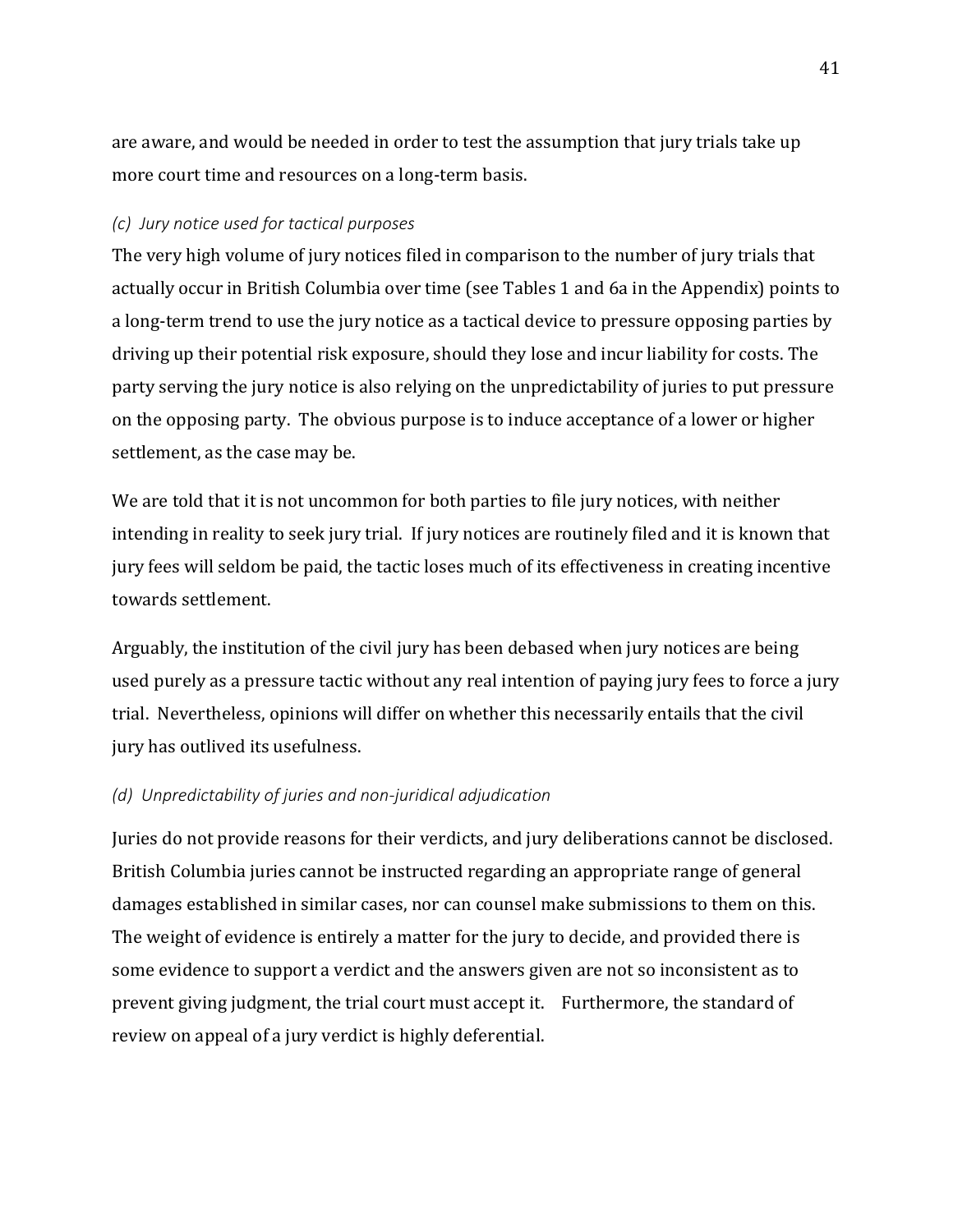are aware, and would be needed in order to test the assumption that jury trials take up more court time and resources on a long-term basis.

*(c) Jury notice used for tactical purposes*

The very high volume of jury notices filed in comparison to the number of jury trials that actually occur in British Columbia over time (see Tables 1 and 6a in the Appendix) points to a long-term trend to use the jury notice as a tactical device to pressure opposing parties by driving up their potential risk exposure, should they lose and incur liability for costs. The party serving the jury notice is also relying on the unpredictability of juries to put pressure on the opposing party. The obvious purpose is to induce acceptance of a lower or higher settlement, as the case may be.

We are told that it is not uncommon for both parties to file jury notices, with neither intending in reality to seek jury trial. If jury notices are routinely filed and it is known that jury fees will seldom be paid, the tactic loses much of its effectiveness in creating incentive towards settlement.

Arguably, the institution of the civil jury has been debased when jury notices are being used purely as a pressure tactic without any real intention of paying jury fees to force a jury trial. Nevertheless, opinions will differ on whether this necessarily entails that the civil jury has outlived its usefulness.

*(d) Unpredictability of juries and non-juridical adjudication*

Juries do not provide reasons for their verdicts, and jury deliberations cannot be disclosed. British Columbia juries cannot be instructed regarding an appropriate range of general damages established in similar cases, nor can counsel make submissions to them on this. The weight of evidence is entirely a matter for the jury to decide, and provided there is some evidence to support a verdict and the answers given are not so inconsistent as to prevent giving judgment, the trial court must accept it. Furthermore, the standard of review on appeal of a jury verdict is highly deferential.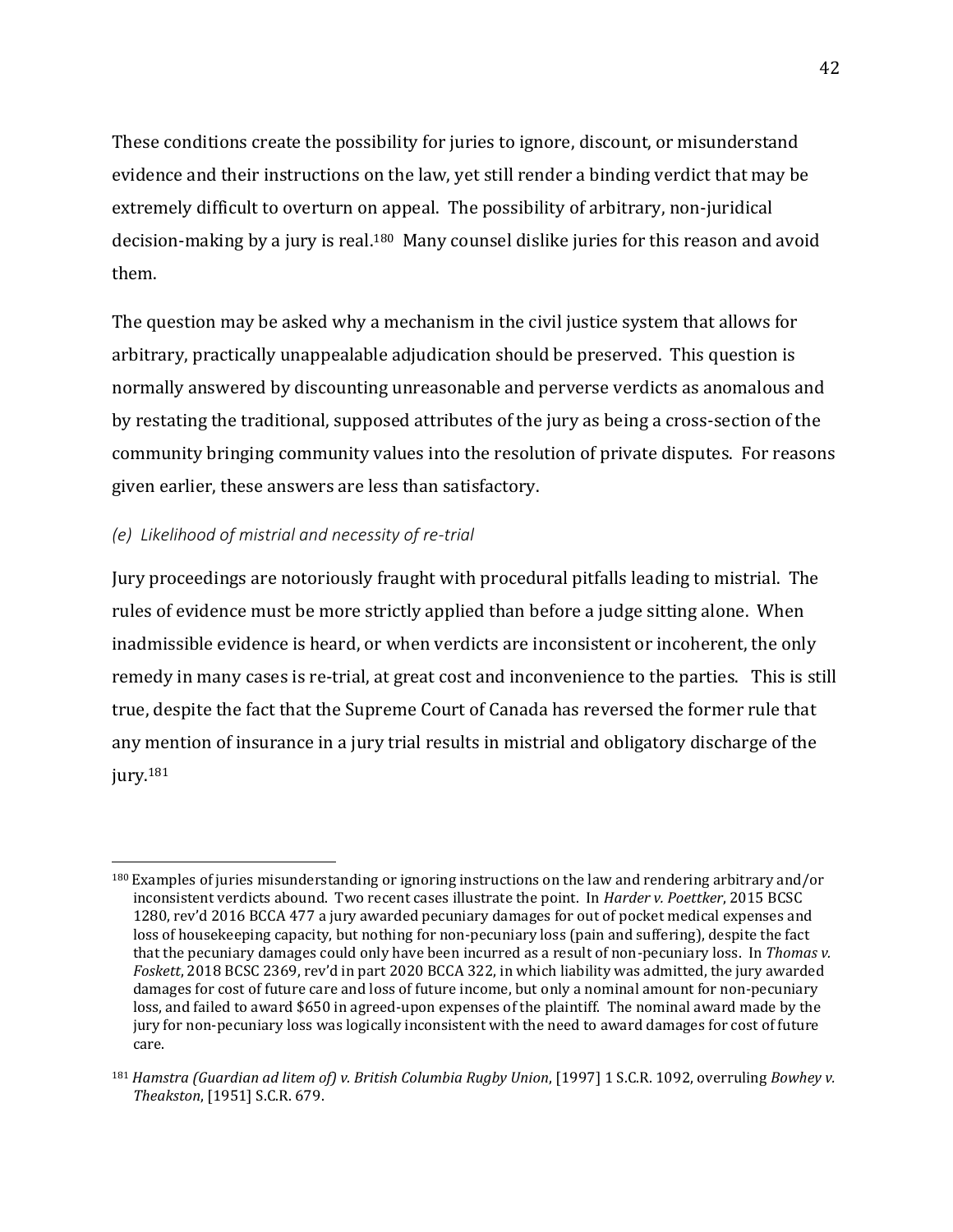These conditions create the possibility for juries to ignore, discount, or misunderstand evidence and their instructions on the law, yet still render a binding verdict that may be extremely difficult to overturn on appeal. The possibility of arbitrary, non-juridical decision-making by a jury is real.[180] Many counsel dislike juries for this reason and avoid them.

The question may be asked why a mechanism in the civil justice system that allows for arbitrary, practically unappealable adjudication should be preserved. This question is normally answered by discounting unreasonable and perverse verdicts as anomalous and by restating the traditional, supposed attributes of the jury as being a cross-section of the community bringing community values into the resolution of private disputes. For reasons given earlier, these answers are less than satisfactory.

*(e) Likelihood of mistrial and necessity of re-trial*

Jury proceedings are notoriously fraught with procedural pitfalls leading to mistrial. The rules of evidence must be more strictly applied than before a judge sitting alone. When inadmissible evidence is heard, or when verdicts are inconsistent or incoherent, the only remedy in many cases is re-trial, at great cost and inconvenience to the parties. This is still true, despite the fact that the Supreme Court of Canada has reversed the former rule that any mention of insurance in a jury trial results in mistrial and obligatory discharge of the jury.[181]

---

[180] Examples of juries misunderstanding or ignoring instructions on the law and rendering arbitrary and/or inconsistent verdicts abound. Two recent cases illustrate the point. In *Harder v. Poettker*, 2015 BCSC 1280, rev'd 2016 BCCA 477 a jury awarded pecuniary damages for out of pocket medical expenses and loss of housekeeping capacity, but nothing for non-pecuniary loss (pain and suffering), despite the fact that the pecuniary damages could only have been incurred as a result of non-pecuniary loss. In *Thomas v. Foskett*, 2018 BCSC 2369, rev'd in part 2020 BCCA 322, in which liability was admitted, the jury awarded damages for cost of future care and loss of future income, but only a nominal amount for non-pecuniary loss, and failed to award $650 in agreed-upon expenses of the plaintiff. The nominal award made by the jury for non-pecuniary loss was logically inconsistent with the need to award damages for cost of future care.

[181] *Hamstra (Guardian ad litem of) v. British Columbia Rugby Union*, [1997] 1 S.C.R. 1092, overruling *Bowhey v. Theakston*, [1951] S.C.R. 679.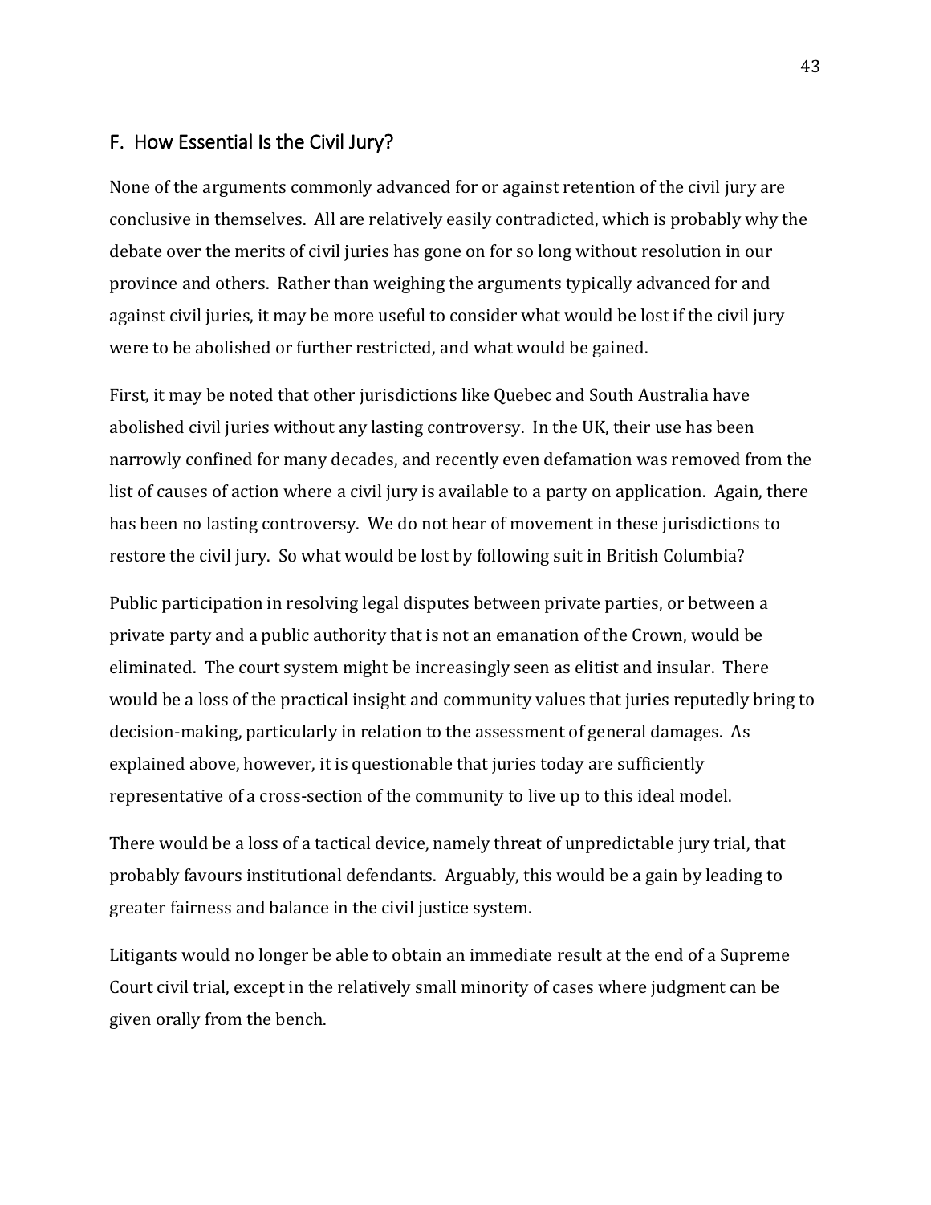## F. How Essential Is the Civil Jury?

None of the arguments commonly advanced for or against retention of the civil jury are conclusive in themselves. All are relatively easily contradicted, which is probably why the debate over the merits of civil juries has gone on for so long without resolution in our province and others. Rather than weighing the arguments typically advanced for and against civil juries, it may be more useful to consider what would be lost if the civil jury were to be abolished or further restricted, and what would be gained.

First, it may be noted that other jurisdictions like Quebec and South Australia have abolished civil juries without any lasting controversy. In the UK, their use has been narrowly confined for many decades, and recently even defamation was removed from the list of causes of action where a civil jury is available to a party on application. Again, there has been no lasting controversy. We do not hear of movement in these jurisdictions to restore the civil jury. So what would be lost by following suit in British Columbia?

Public participation in resolving legal disputes between private parties, or between a private party and a public authority that is not an emanation of the Crown, would be eliminated. The court system might be increasingly seen as elitist and insular. There would be a loss of the practical insight and community values that juries reputedly bring to decision-making, particularly in relation to the assessment of general damages. As explained above, however, it is questionable that juries today are sufficiently representative of a cross-section of the community to live up to this ideal model.

There would be a loss of a tactical device, namely threat of unpredictable jury trial, that probably favours institutional defendants. Arguably, this would be a gain by leading to greater fairness and balance in the civil justice system.

Litigants would no longer be able to obtain an immediate result at the end of a Supreme Court civil trial, except in the relatively small minority of cases where judgment can be given orally from the bench.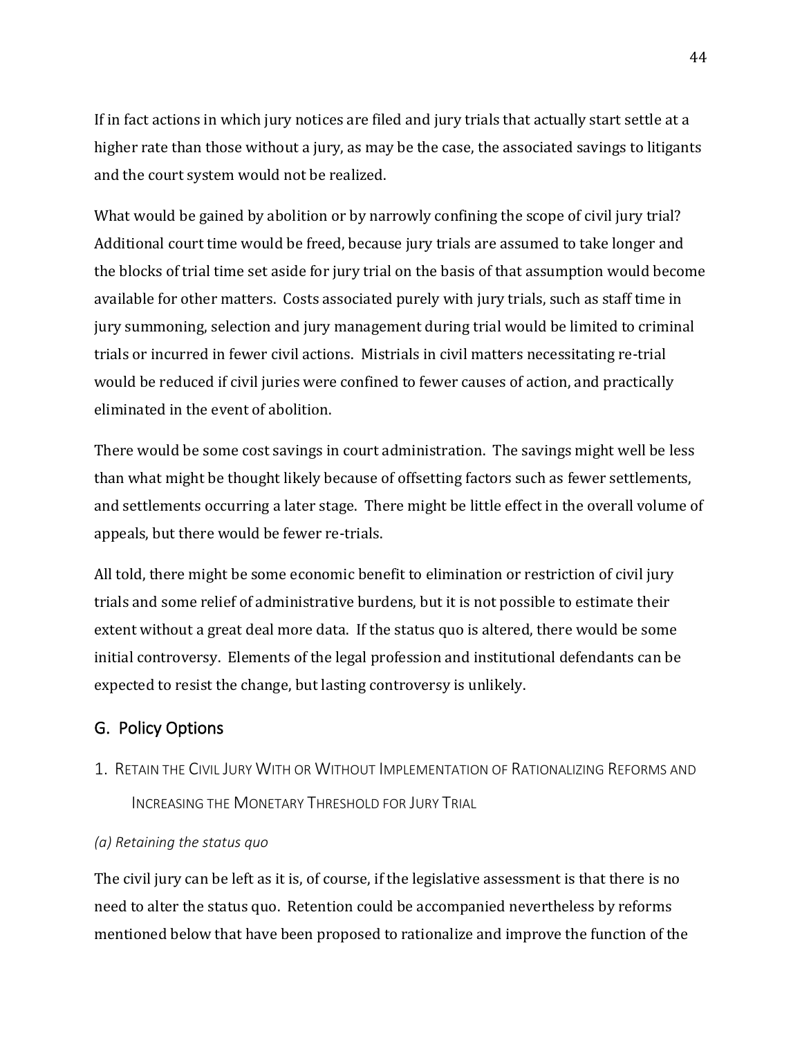If in fact actions in which jury notices are filed and jury trials that actually start settle at a higher rate than those without a jury, as may be the case, the associated savings to litigants and the court system would not be realized.

What would be gained by abolition or by narrowly confining the scope of civil jury trial? Additional court time would be freed, because jury trials are assumed to take longer and the blocks of trial time set aside for jury trial on the basis of that assumption would become available for other matters. Costs associated purely with jury trials, such as staff time in jury summoning, selection and jury management during trial would be limited to criminal trials or incurred in fewer civil actions. Mistrials in civil matters necessitating re-trial would be reduced if civil juries were confined to fewer causes of action, and practically eliminated in the event of abolition.

There would be some cost savings in court administration. The savings might well be less than what might be thought likely because of offsetting factors such as fewer settlements, and settlements occurring a later stage. There might be little effect in the overall volume of appeals, but there would be fewer re-trials.

All told, there might be some economic benefit to elimination or restriction of civil jury trials and some relief of administrative burdens, but it is not possible to estimate their extent without a great deal more data. If the status quo is altered, there would be some initial controversy. Elements of the legal profession and institutional defendants can be expected to resist the change, but lasting controversy is unlikely.

## G. Policy Options

### 1. Retain the Civil Jury With or Without Implementation of Rationalizing Reforms and Increasing the Monetary Threshold for Jury Trial

*(a) Retaining the status quo*

The civil jury can be left as it is, of course, if the legislative assessment is that there is no need to alter the status quo. Retention could be accompanied nevertheless by reforms mentioned below that have been proposed to rationalize and improve the function of the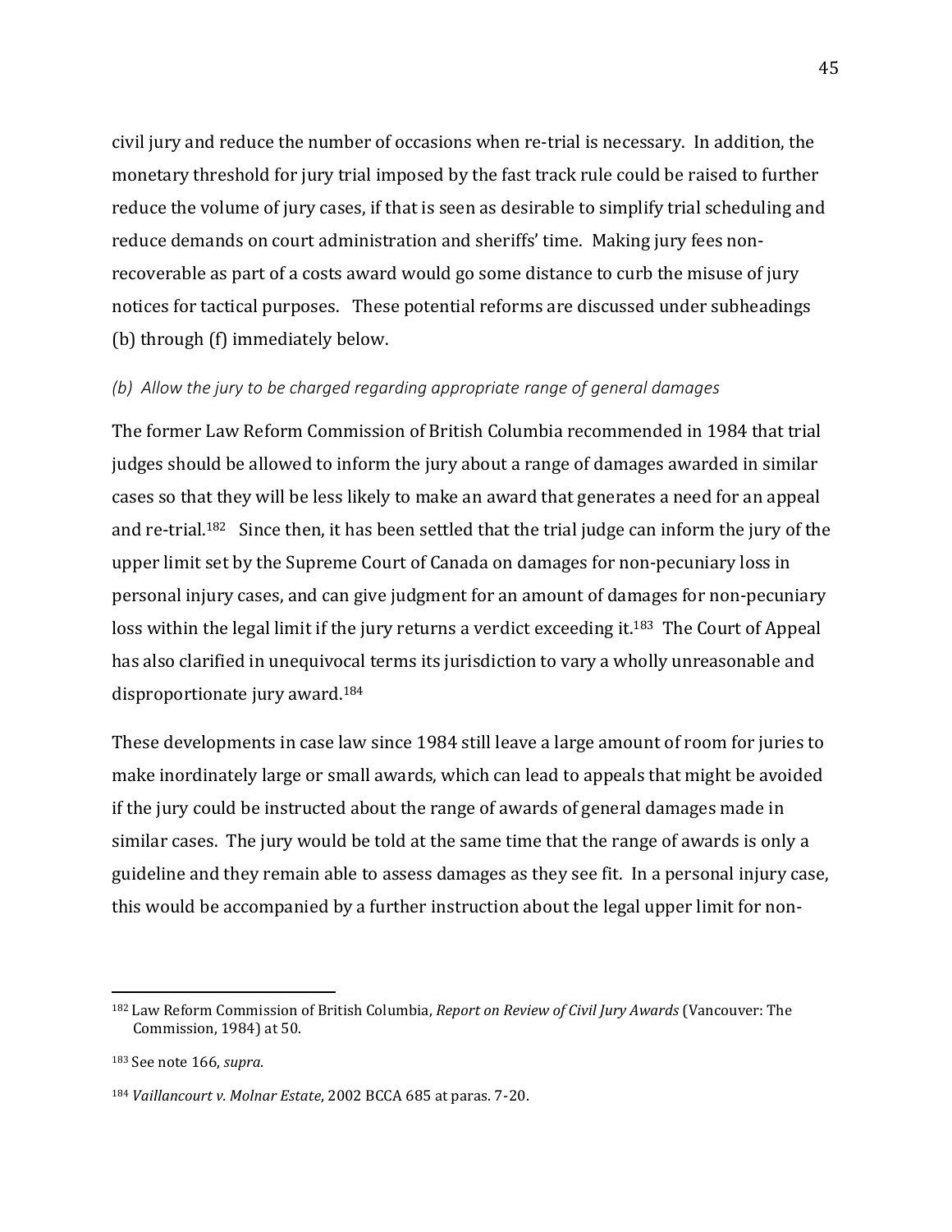civil jury and reduce the number of occasions when re-trial is necessary. In addition, the monetary threshold for jury trial imposed by the fast track rule could be raised to further reduce the volume of jury cases, if that is seen as desirable to simplify trial scheduling and reduce demands on court administration and sheriffs' time. Making jury fees non-recoverable as part of a costs award would go some distance to curb the misuse of jury notices for tactical purposes. These potential reforms are discussed under subheadings (b) through (f) immediately below.

*(b) Allow the jury to be charged regarding appropriate range of general damages*

The former Law Reform Commission of British Columbia recommended in 1984 that trial judges should be allowed to inform the jury about a range of damages awarded in similar cases so that they will be less likely to make an award that generates a need for an appeal and re-trial.[182] Since then, it has been settled that the trial judge can inform the jury of the upper limit set by the Supreme Court of Canada on damages for non-pecuniary loss in personal injury cases, and can give judgment for an amount of damages for non-pecuniary loss within the legal limit if the jury returns a verdict exceeding it.[183] The Court of Appeal has also clarified in unequivocal terms its jurisdiction to vary a wholly unreasonable and disproportionate jury award.[184]

These developments in case law since 1984 still leave a large amount of room for juries to make inordinately large or small awards, which can lead to appeals that might be avoided if the jury could be instructed about the range of awards of general damages made in similar cases. The jury would be told at the same time that the range of awards is only a guideline and they remain able to assess damages as they see fit. In a personal injury case, this would be accompanied by a further instruction about the legal upper limit for non-

---

[182] Law Reform Commission of British Columbia, *Report on Review of Civil Jury Awards* (Vancouver: The Commission, 1984) at 50.

[183] See note 166, *supra*.

[184] *Vaillancourt v. Molnar Estate*, 2002 BCCA 685 at paras. 7-20.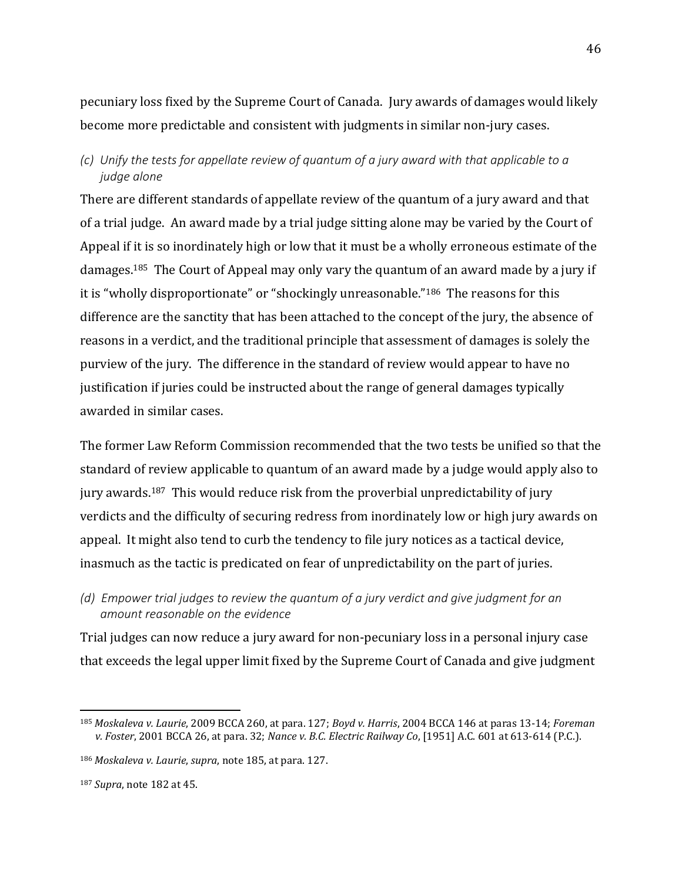pecuniary loss fixed by the Supreme Court of Canada. Jury awards of damages would likely become more predictable and consistent with judgments in similar non-jury cases.

### *(c) Unify the tests for appellate review of quantum of a jury award with that applicable to a judge alone*

There are different standards of appellate review of the quantum of a jury award and that of a trial judge. An award made by a trial judge sitting alone may be varied by the Court of Appeal if it is so inordinately high or low that it must be a wholly erroneous estimate of the damages.[185] The Court of Appeal may only vary the quantum of an award made by a jury if it is "wholly disproportionate" or "shockingly unreasonable."[186] The reasons for this difference are the sanctity that has been attached to the concept of the jury, the absence of reasons in a verdict, and the traditional principle that assessment of damages is solely the purview of the jury. The difference in the standard of review would appear to have no justification if juries could be instructed about the range of general damages typically awarded in similar cases.

The former Law Reform Commission recommended that the two tests be unified so that the standard of review applicable to quantum of an award made by a judge would apply also to jury awards.[187] This would reduce risk from the proverbial unpredictability of jury verdicts and the difficulty of securing redress from inordinately low or high jury awards on appeal. It might also tend to curb the tendency to file jury notices as a tactical device, inasmuch as the tactic is predicated on fear of unpredictability on the part of juries.

### *(d) Empower trial judges to review the quantum of a jury verdict and give judgment for an amount reasonable on the evidence*

Trial judges can now reduce a jury award for non-pecuniary loss in a personal injury case that exceeds the legal upper limit fixed by the Supreme Court of Canada and give judgment

---

[185] *Moskaleva v. Laurie*, 2009 BCCA 260, at para. 127; *Boyd v. Harris*, 2004 BCCA 146 at paras 13-14; *Foreman v. Foster*, 2001 BCCA 26, at para. 32; *Nance v. B.C. Electric Railway Co*, [1951] A.C. 601 at 613-614 (P.C.).

[186] *Moskaleva v. Laurie*, *supra*, note 185, at para. 127.

[187] *Supra*, note 182 at 45.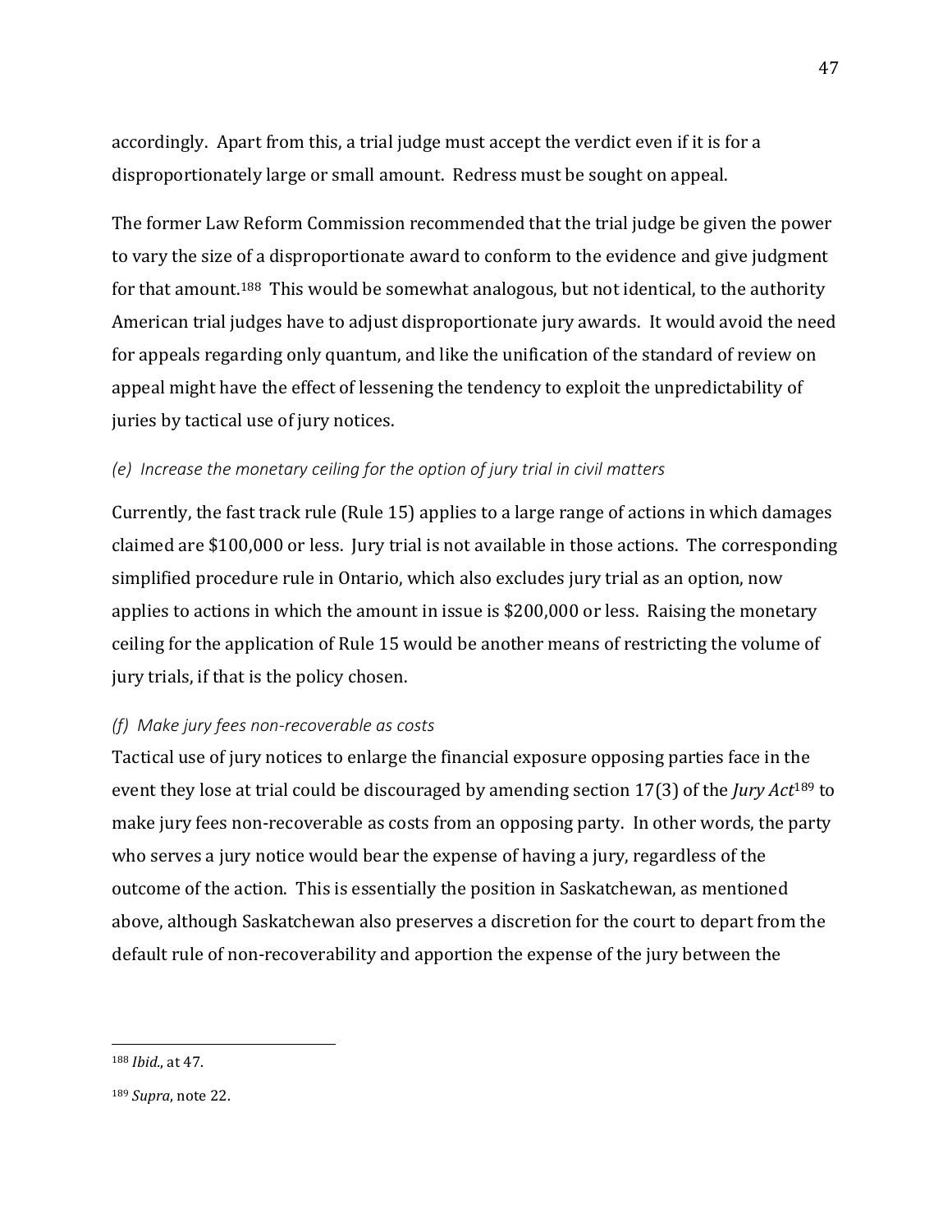accordingly. Apart from this, a trial judge must accept the verdict even if it is for a disproportionately large or small amount. Redress must be sought on appeal.

The former Law Reform Commission recommended that the trial judge be given the power to vary the size of a disproportionate award to conform to the evidence and give judgment for that amount.[188] This would be somewhat analogous, but not identical, to the authority American trial judges have to adjust disproportionate jury awards. It would avoid the need for appeals regarding only quantum, and like the unification of the standard of review on appeal might have the effect of lessening the tendency to exploit the unpredictability of juries by tactical use of jury notices.

*(e) Increase the monetary ceiling for the option of jury trial in civil matters*

Currently, the fast track rule (Rule 15) applies to a large range of actions in which damages claimed are $100,000 or less. Jury trial is not available in those actions. The corresponding simplified procedure rule in Ontario, which also excludes jury trial as an option, now applies to actions in which the amount in issue is $200,000 or less. Raising the monetary ceiling for the application of Rule 15 would be another means of restricting the volume of jury trials, if that is the policy chosen.

*(f) Make jury fees non-recoverable as costs*

Tactical use of jury notices to enlarge the financial exposure opposing parties face in the event they lose at trial could be discouraged by amending section 17(3) of the *Jury Act*[189] to make jury fees non-recoverable as costs from an opposing party. In other words, the party who serves a jury notice would bear the expense of having a jury, regardless of the outcome of the action. This is essentially the position in Saskatchewan, as mentioned above, although Saskatchewan also preserves a discretion for the court to depart from the default rule of non-recoverability and apportion the expense of the jury between the

---

[188] *Ibid.*, at 47.

[189] *Supra*, note 22.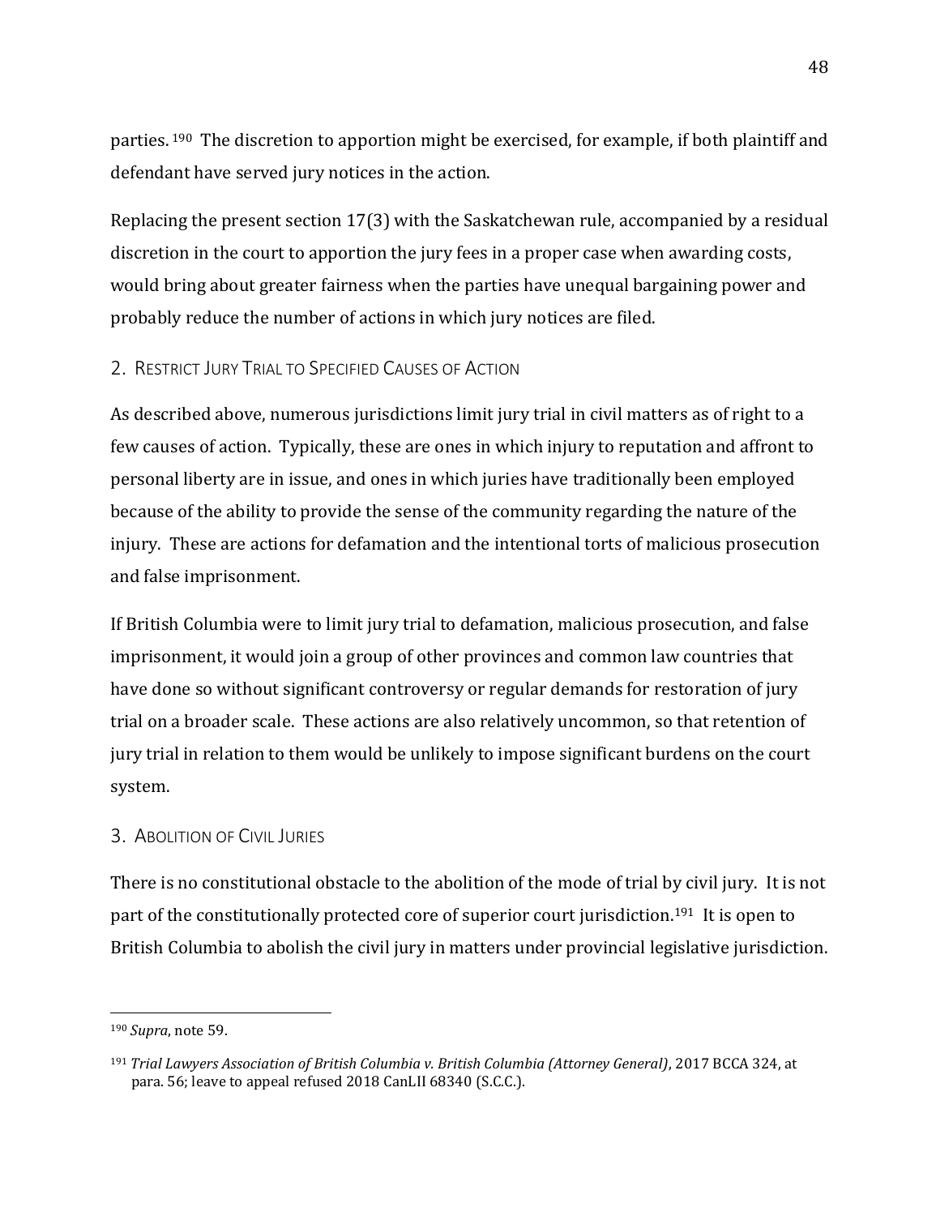parties.[190] The discretion to apportion might be exercised, for example, if both plaintiff and defendant have served jury notices in the action.

Replacing the present section 17(3) with the Saskatchewan rule, accompanied by a residual discretion in the court to apportion the jury fees in a proper case when awarding costs, would bring about greater fairness when the parties have unequal bargaining power and probably reduce the number of actions in which jury notices are filed.

### 2. Restrict Jury Trial to Specified Causes of Action

As described above, numerous jurisdictions limit jury trial in civil matters as of right to a few causes of action. Typically, these are ones in which injury to reputation and affront to personal liberty are in issue, and ones in which juries have traditionally been employed because of the ability to provide the sense of the community regarding the nature of the injury. These are actions for defamation and the intentional torts of malicious prosecution and false imprisonment.

If British Columbia were to limit jury trial to defamation, malicious prosecution, and false imprisonment, it would join a group of other provinces and common law countries that have done so without significant controversy or regular demands for restoration of jury trial on a broader scale. These actions are also relatively uncommon, so that retention of jury trial in relation to them would be unlikely to impose significant burdens on the court system.

### 3. Abolition of Civil Juries

There is no constitutional obstacle to the abolition of the mode of trial by civil jury. It is not part of the constitutionally protected core of superior court jurisdiction.[191] It is open to British Columbia to abolish the civil jury in matters under provincial legislative jurisdiction.

---

[190] *Supra*, note 59.

[191] *Trial Lawyers Association of British Columbia v. British Columbia (Attorney General)*, 2017 BCCA 324, at para. 56; leave to appeal refused 2018 CanLII 68340 (S.C.C.).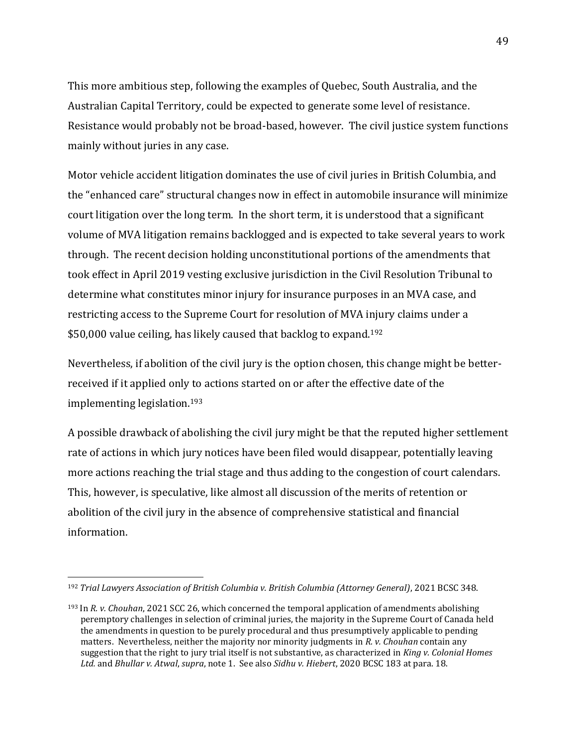This more ambitious step, following the examples of Quebec, South Australia, and the Australian Capital Territory, could be expected to generate some level of resistance. Resistance would probably not be broad-based, however. The civil justice system functions mainly without juries in any case.

Motor vehicle accident litigation dominates the use of civil juries in British Columbia, and the "enhanced care" structural changes now in effect in automobile insurance will minimize court litigation over the long term. In the short term, it is understood that a significant volume of MVA litigation remains backlogged and is expected to take several years to work through. The recent decision holding unconstitutional portions of the amendments that took effect in April 2019 vesting exclusive jurisdiction in the Civil Resolution Tribunal to determine what constitutes minor injury for insurance purposes in an MVA case, and restricting access to the Supreme Court for resolution of MVA injury claims under a $50,000 value ceiling, has likely caused that backlog to expand.[192]

Nevertheless, if abolition of the civil jury is the option chosen, this change might be better-received if it applied only to actions started on or after the effective date of the implementing legislation.[193]

A possible drawback of abolishing the civil jury might be that the reputed higher settlement rate of actions in which jury notices have been filed would disappear, potentially leaving more actions reaching the trial stage and thus adding to the congestion of court calendars. This, however, is speculative, like almost all discussion of the merits of retention or abolition of the civil jury in the absence of comprehensive statistical and financial information.

---

[192] *Trial Lawyers Association of British Columbia v. British Columbia (Attorney General)*, 2021 BCSC 348.

[193] In *R. v. Chouhan*, 2021 SCC 26, which concerned the temporal application of amendments abolishing peremptory challenges in selection of criminal juries, the majority in the Supreme Court of Canada held the amendments in question to be purely procedural and thus presumptively applicable to pending matters. Nevertheless, neither the majority nor minority judgments in *R. v. Chouhan* contain any suggestion that the right to jury trial itself is not substantive, as characterized in *King v. Colonial Homes Ltd.* and *Bhullar v. Atwal*, *supra*, note 1. See also *Sidhu v. Hiebert*, 2020 BCSC 183 at para. 18.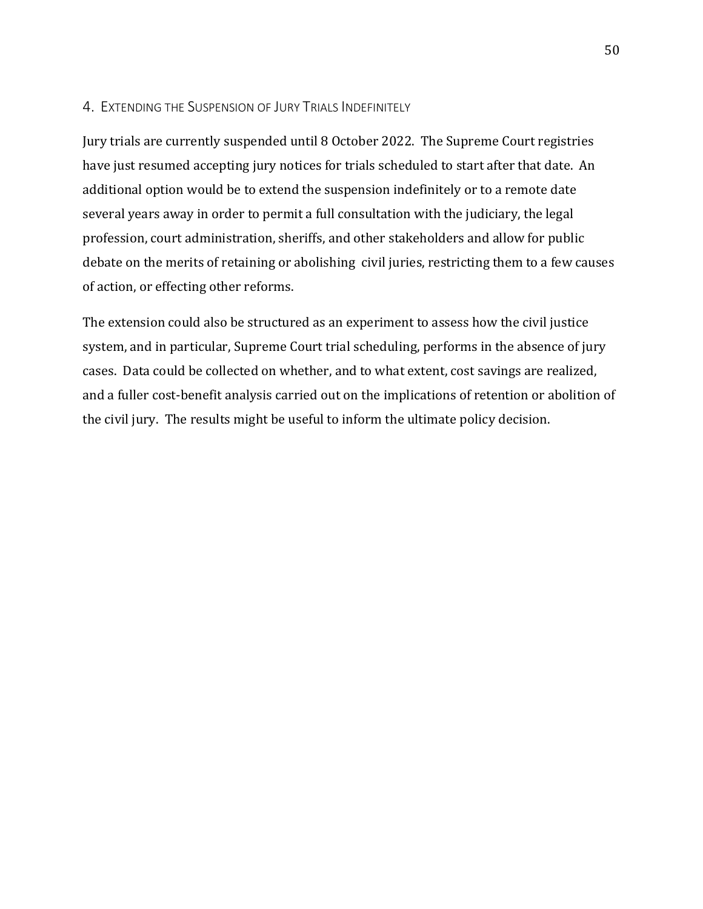### 4. Extending the Suspension of Jury Trials Indefinitely

Jury trials are currently suspended until 8 October 2022. The Supreme Court registries have just resumed accepting jury notices for trials scheduled to start after that date. An additional option would be to extend the suspension indefinitely or to a remote date several years away in order to permit a full consultation with the judiciary, the legal profession, court administration, sheriffs, and other stakeholders and allow for public debate on the merits of retaining or abolishing civil juries, restricting them to a few causes of action, or effecting other reforms.

The extension could also be structured as an experiment to assess how the civil justice system, and in particular, Supreme Court trial scheduling, performs in the absence of jury cases. Data could be collected on whether, and to what extent, cost savings are realized, and a fuller cost-benefit analysis carried out on the implications of retention or abolition of the civil jury. The results might be useful to inform the ultimate policy decision.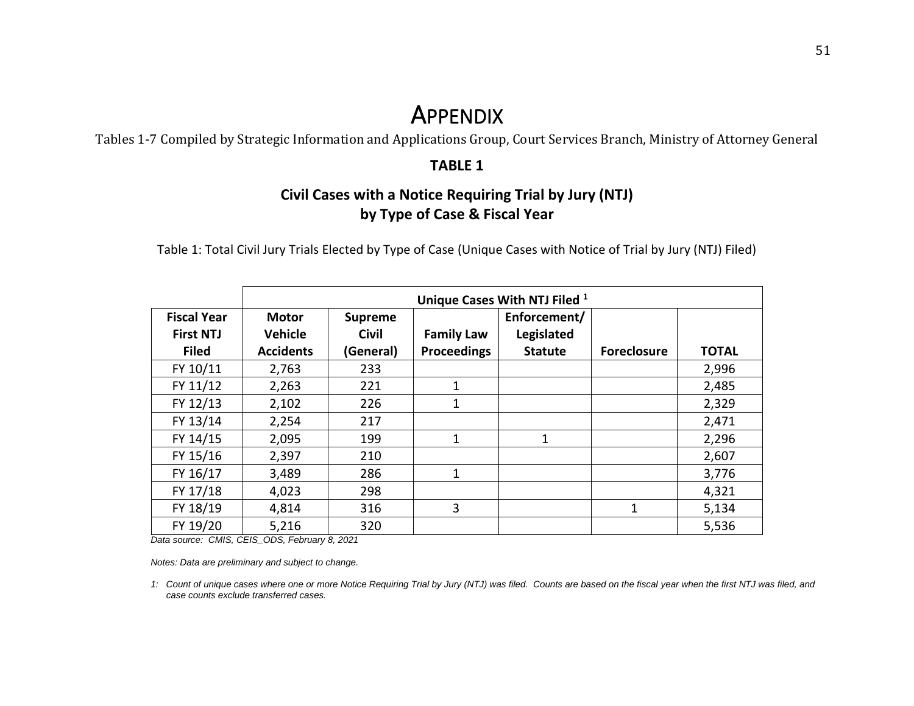# Appendix

Tables 1-7 Compiled by Strategic Information and Applications Group, Court Services Branch, Ministry of Attorney General

**TABLE 1**

**Civil Cases with a Notice Requiring Trial by Jury (NTJ) by Type of Case & Fiscal Year**

Table 1: Total Civil Jury Trials Elected by Type of Case (Unique Cases with Notice of Trial by Jury (NTJ) Filed)

| | Unique Cases With NTJ Filed [1] | | | | | |
|---|---|---|---|---|---|---|
| **Fiscal Year First NTJ Filed** | **Motor Vehicle Accidents** | **Supreme Civil (General)** | **Family Law Proceedings** | **Enforcement/ Legislated Statute** | **Foreclosure** | **TOTAL** |
| FY 10/11 | 2,763 | 233 | | | | 2,996 |
| FY 11/12 | 2,263 | 221 | 1 | | | 2,485 |
| FY 12/13 | 2,102 | 226 | 1 | | | 2,329 |
| FY 13/14 | 2,254 | 217 | | | | 2,471 |
| FY 14/15 | 2,095 | 199 | 1 | 1 | | 2,296 |
| FY 15/16 | 2,397 | 210 | | | | 2,607 |
| FY 16/17 | 3,489 | 286 | 1 | | | 3,776 |
| FY 17/18 | 4,023 | 298 | | | | 4,321 |
| FY 18/19 | 4,814 | 316 | 3 | | 1 | 5,134 |
| FY 19/20 | 5,216 | 320 | | | | 5,536 |

*Data source: CMIS, CEIS_ODS, February 8, 2021*

*Notes: Data are preliminary and subject to change.*

*1: Count of unique cases where one or more Notice Requiring Trial by Jury (NTJ) was filed. Counts are based on the fiscal year when the first NTJ was filed, and case counts exclude transferred cases.*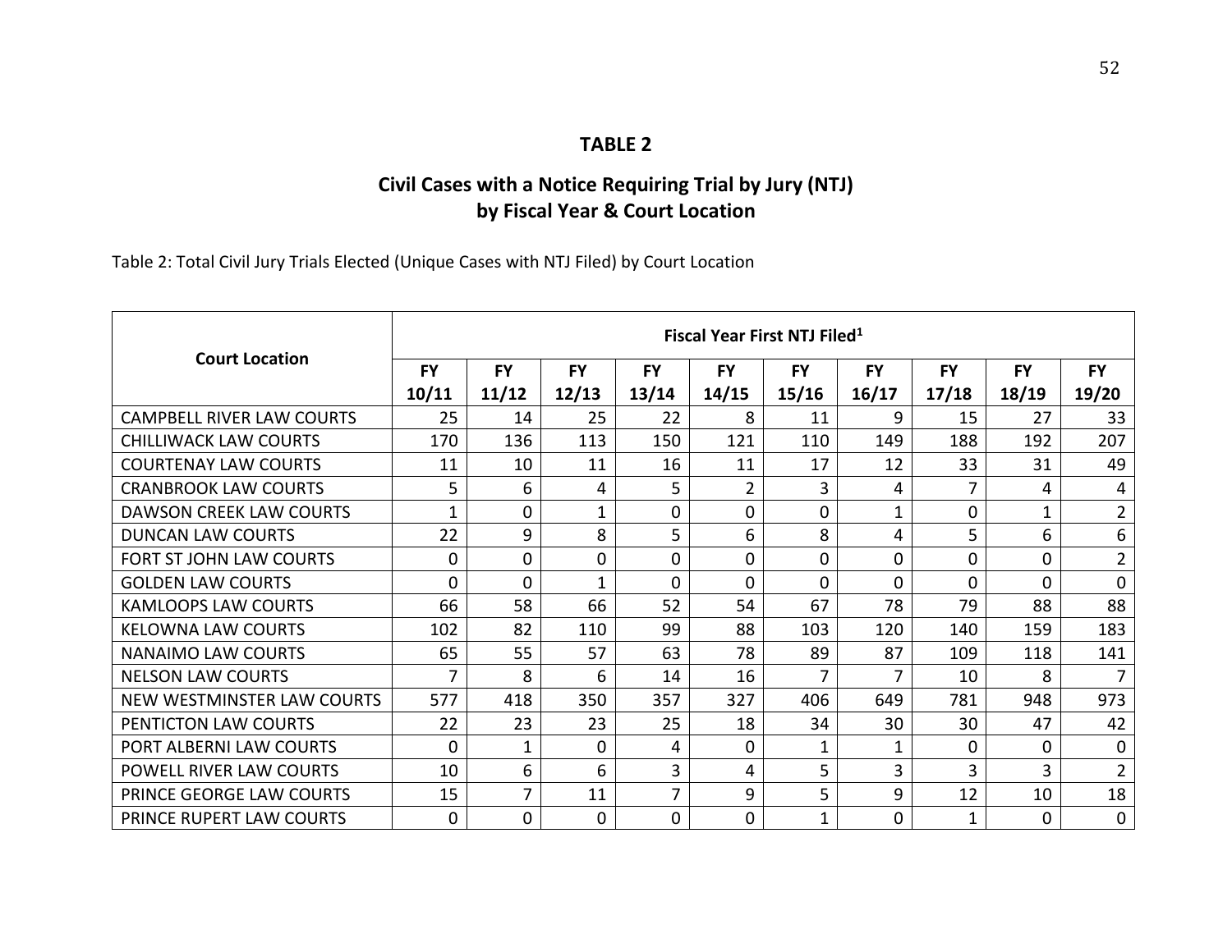## TABLE 2

## Civil Cases with a Notice Requiring Trial by Jury (NTJ) by Fiscal Year & Court Location

Table 2: Total Civil Jury Trials Elected (Unique Cases with NTJ Filed) by Court Location

| Court Location | Fiscal Year First NTJ Filed[1] | | | | | | | | | |
|---|---|---|---|---|---|---|---|---|---|---|
| | FY 10/11 | FY 11/12 | FY 12/13 | FY 13/14 | FY 14/15 | FY 15/16 | FY 16/17 | FY 17/18 | FY 18/19 | FY 19/20 |
| CAMPBELL RIVER LAW COURTS | 25 | 14 | 25 | 22 | 8 | 11 | 9 | 15 | 27 | 33 |
| CHILLIWACK LAW COURTS | 170 | 136 | 113 | 150 | 121 | 110 | 149 | 188 | 192 | 207 |
| COURTENAY LAW COURTS | 11 | 10 | 11 | 16 | 11 | 17 | 12 | 33 | 31 | 49 |
| CRANBROOK LAW COURTS | 5 | 6 | 4 | 5 | 2 | 3 | 4 | 7 | 4 | 4 |
| DAWSON CREEK LAW COURTS | 1 | 0 | 1 | 0 | 0 | 0 | 1 | 0 | 1 | 2 |
| DUNCAN LAW COURTS | 22 | 9 | 8 | 5 | 6 | 8 | 4 | 5 | 6 | 6 |
| FORT ST JOHN LAW COURTS | 0 | 0 | 0 | 0 | 0 | 0 | 0 | 0 | 0 | 2 |
| GOLDEN LAW COURTS | 0 | 0 | 1 | 0 | 0 | 0 | 0 | 0 | 0 | 0 |
| KAMLOOPS LAW COURTS | 66 | 58 | 66 | 52 | 54 | 67 | 78 | 79 | 88 | 88 |
| KELOWNA LAW COURTS | 102 | 82 | 110 | 99 | 88 | 103 | 120 | 140 | 159 | 183 |
| NANAIMO LAW COURTS | 65 | 55 | 57 | 63 | 78 | 89 | 87 | 109 | 118 | 141 |
| NELSON LAW COURTS | 7 | 8 | 6 | 14 | 16 | 7 | 7 | 10 | 8 | 7 |
| NEW WESTMINSTER LAW COURTS | 577 | 418 | 350 | 357 | 327 | 406 | 649 | 781 | 948 | 973 |
| PENTICTON LAW COURTS | 22 | 23 | 23 | 25 | 18 | 34 | 30 | 30 | 47 | 42 |
| PORT ALBERNI LAW COURTS | 0 | 1 | 0 | 4 | 0 | 1 | 1 | 0 | 0 | 0 |
| POWELL RIVER LAW COURTS | 10 | 6 | 6 | 3 | 4 | 5 | 3 | 3 | 3 | 2 |
| PRINCE GEORGE LAW COURTS | 15 | 7 | 11 | 7 | 9 | 5 | 9 | 12 | 10 | 18 |
| PRINCE RUPERT LAW COURTS | 0 | 0 | 0 | 0 | 0 | 1 | 0 | 1 | 0 | 0 |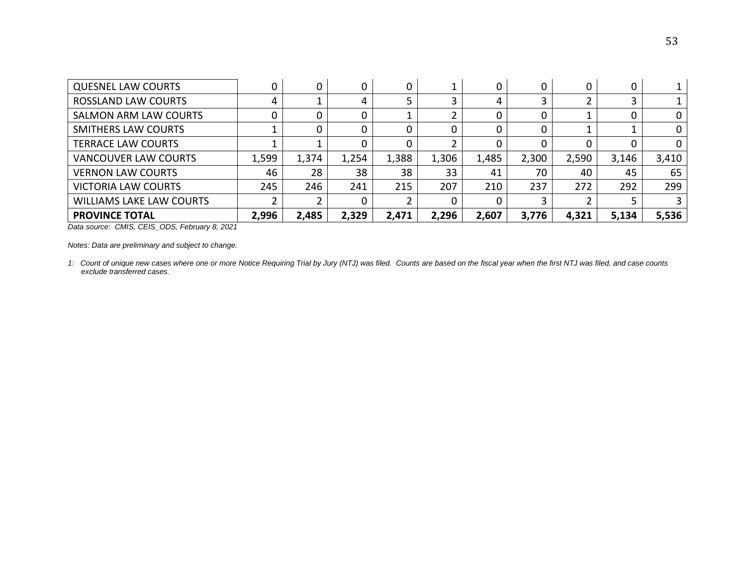| | | | | | | | | | | |
|---|---|---|---|---|---|---|---|---|---|---|
| QUESNEL LAW COURTS | 0 | 0 | 0 | 0 | 1 | 0 | 0 | 0 | 0 | 1 |
| ROSSLAND LAW COURTS | 4 | 1 | 4 | 5 | 3 | 4 | 3 | 2 | 3 | 1 |
| SALMON ARM LAW COURTS | 0 | 0 | 0 | 1 | 2 | 0 | 0 | 1 | 0 | 0 |
| SMITHERS LAW COURTS | 1 | 0 | 0 | 0 | 0 | 0 | 0 | 1 | 1 | 0 |
| TERRACE LAW COURTS | 1 | 1 | 0 | 0 | 2 | 0 | 0 | 0 | 0 | 0 |
| VANCOUVER LAW COURTS | 1,599 | 1,374 | 1,254 | 1,388 | 1,306 | 1,485 | 2,300 | 2,590 | 3,146 | 3,410 |
| VERNON LAW COURTS | 46 | 28 | 38 | 38 | 33 | 41 | 70 | 40 | 45 | 65 |
| VICTORIA LAW COURTS | 245 | 246 | 241 | 215 | 207 | 210 | 237 | 272 | 292 | 299 |
| WILLIAMS LAKE LAW COURTS | 2 | 2 | 0 | 2 | 0 | 0 | 3 | 2 | 5 | 3 |
| **PROVINCE TOTAL** | **2,996** | **2,485** | **2,329** | **2,471** | **2,296** | **2,607** | **3,776** | **4,321** | **5,134** | **5,536** |

*Data source: CMIS, CEIS_ODS, February 8, 2021*

*Notes: Data are preliminary and subject to change.*

*1: Count of unique new cases where one or more Notice Requiring Trial by Jury (NTJ) was filed. Counts are based on the fiscal year when the first NTJ was filed, and case counts exclude transferred cases.*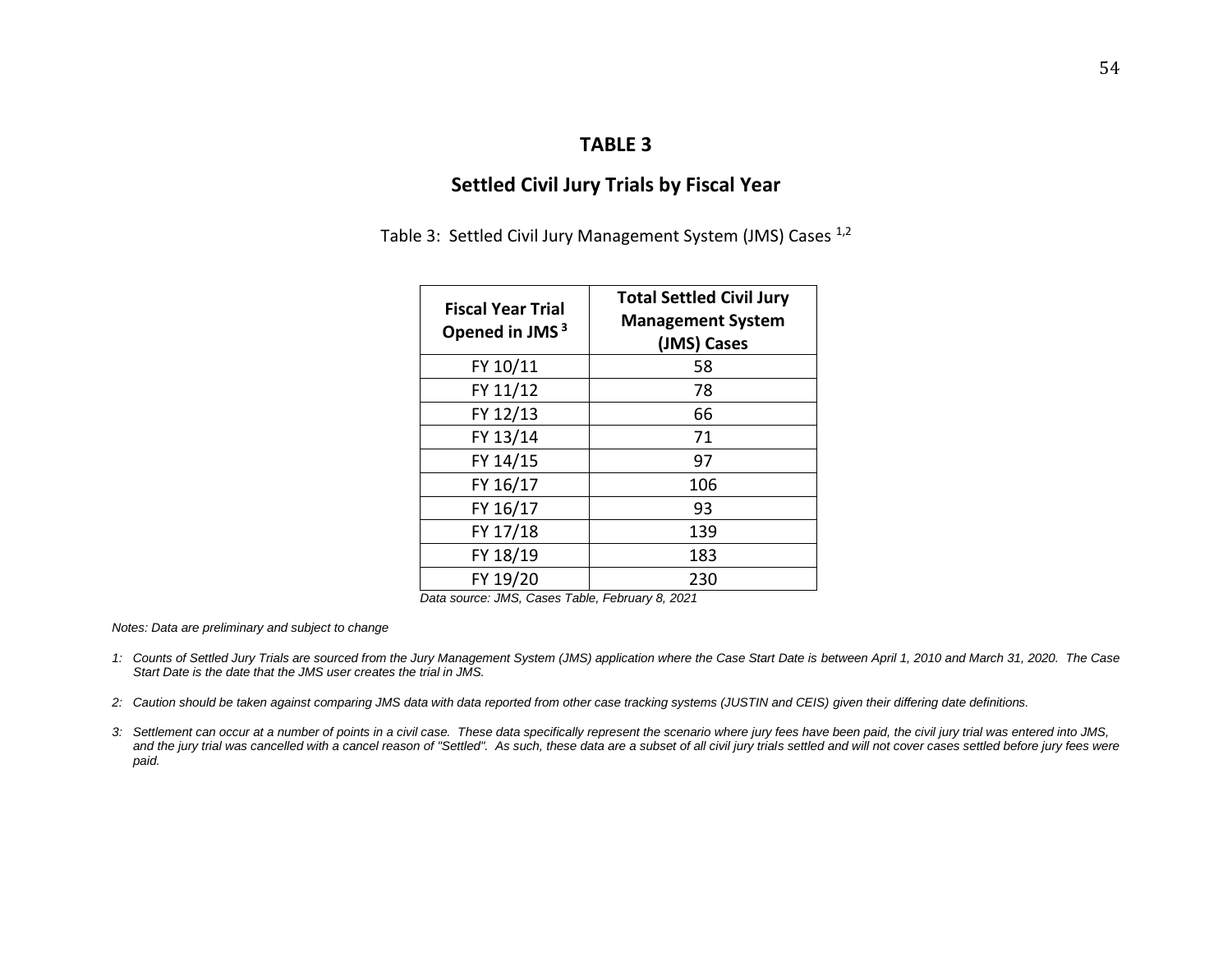# TABLE 3

## Settled Civil Jury Trials by Fiscal Year

Table 3: Settled Civil Jury Management System (JMS) Cases [1,2]

| Fiscal Year Trial Opened in JMS [3] | Total Settled Civil Jury Management System (JMS) Cases |
|---|---|
| FY 10/11 | 58 |
| FY 11/12 | 78 |
| FY 12/13 | 66 |
| FY 13/14 | 71 |
| FY 14/15 | 97 |
| FY 16/17 | 106 |
| FY 16/17 | 93 |
| FY 17/18 | 139 |
| FY 18/19 | 183 |
| FY 19/20 | 230 |

*Data source: JMS, Cases Table, February 8, 2021*

*Notes: Data are preliminary and subject to change*

*1: Counts of Settled Jury Trials are sourced from the Jury Management System (JMS) application where the Case Start Date is between April 1, 2010 and March 31, 2020. The Case Start Date is the date that the JMS user creates the trial in JMS.*

*2: Caution should be taken against comparing JMS data with data reported from other case tracking systems (JUSTIN and CEIS) given their differing date definitions.*

*3: Settlement can occur at a number of points in a civil case. These data specifically represent the scenario where jury fees have been paid, the civil jury trial was entered into JMS, and the jury trial was cancelled with a cancel reason of "Settled". As such, these data are a subset of all civil jury trials settled and will not cover cases settled before jury fees were paid.*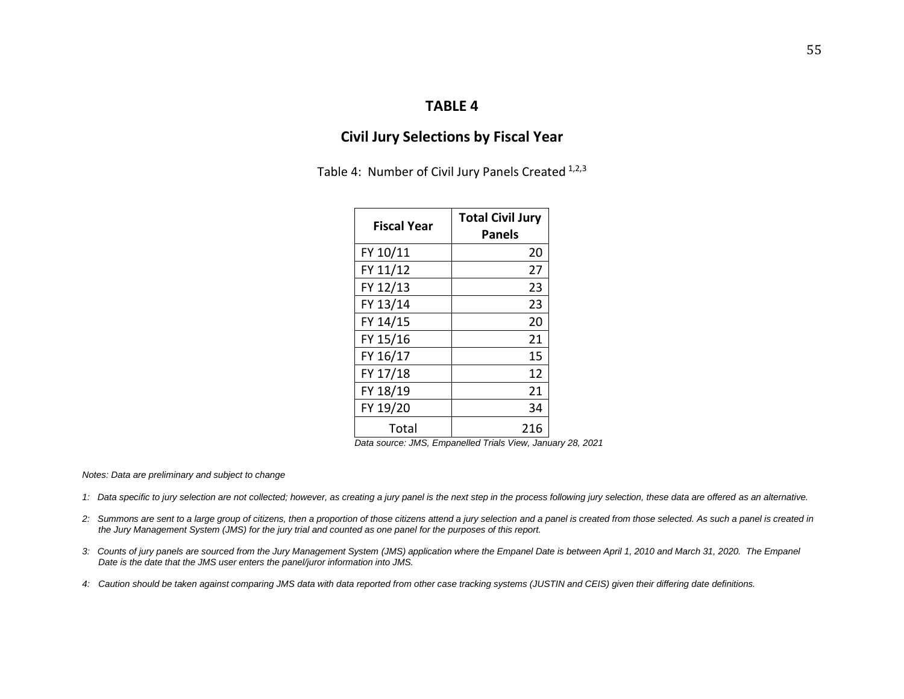# TABLE 4

## Civil Jury Selections by Fiscal Year

Table 4: Number of Civil Jury Panels Created [1,2,3]

| Fiscal Year | Total Civil Jury Panels |
|---|---|
| FY 10/11 | 20 |
| FY 11/12 | 27 |
| FY 12/13 | 23 |
| FY 13/14 | 23 |
| FY 14/15 | 20 |
| FY 15/16 | 21 |
| FY 16/17 | 15 |
| FY 17/18 | 12 |
| FY 18/19 | 21 |
| FY 19/20 | 34 |
| Total | 216 |

*Data source: JMS, Empanelled Trials View, January 28, 2021*

*Notes: Data are preliminary and subject to change*

*1: Data specific to jury selection are not collected; however, as creating a jury panel is the next step in the process following jury selection, these data are offered as an alternative.*

*2: Summons are sent to a large group of citizens, then a proportion of those citizens attend a jury selection and a panel is created from those selected. As such a panel is created in the Jury Management System (JMS) for the jury trial and counted as one panel for the purposes of this report.*

*3: Counts of jury panels are sourced from the Jury Management System (JMS) application where the Empanel Date is between April 1, 2010 and March 31, 2020. The Empanel Date is the date that the JMS user enters the panel/juror information into JMS.*

*4: Caution should be taken against comparing JMS data with data reported from other case tracking systems (JUSTIN and CEIS) given their differing date definitions.*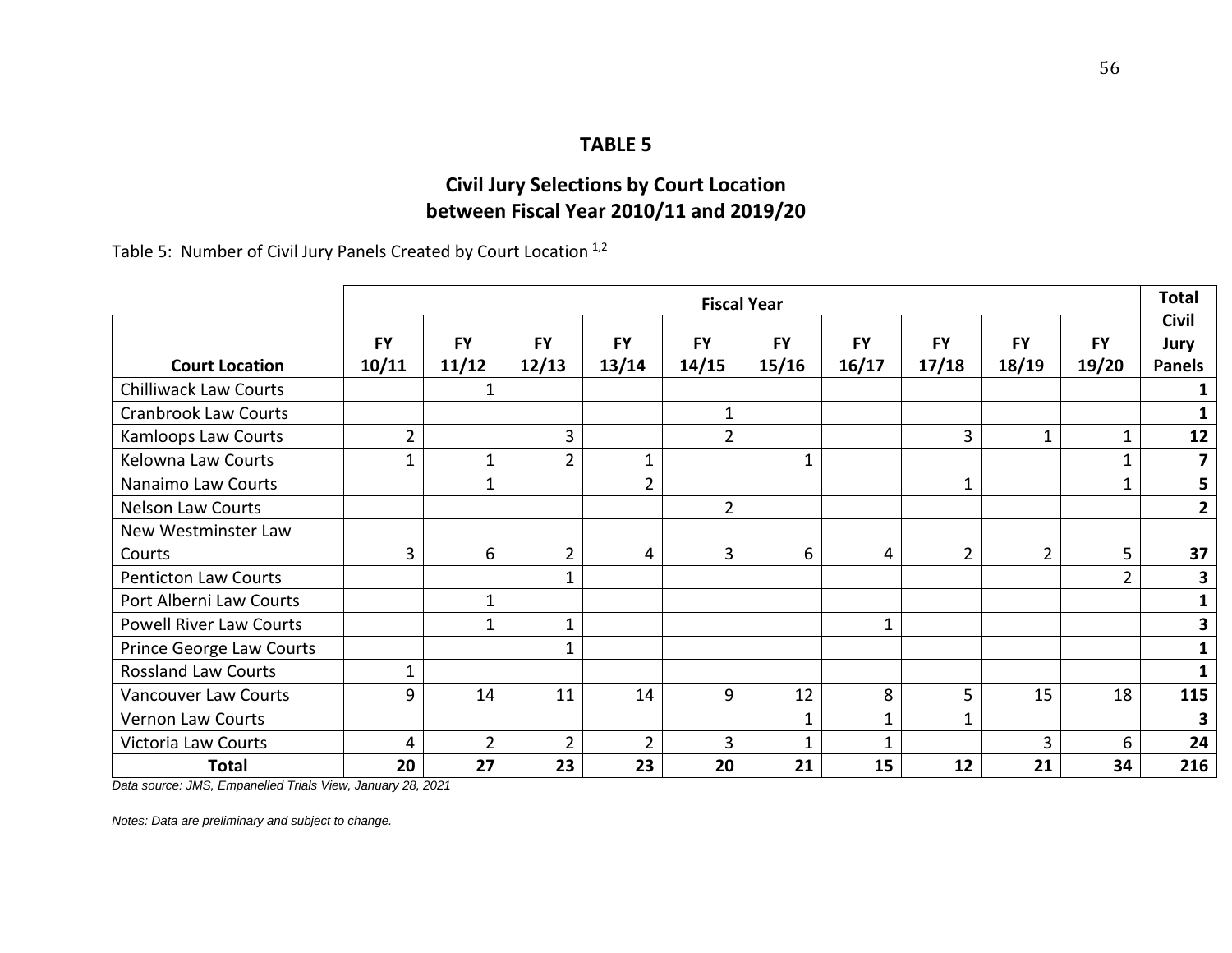# TABLE 5

## Civil Jury Selections by Court Location between Fiscal Year 2010/11 and 2019/20

Table 5: Number of Civil Jury Panels Created by Court Location [1,2]

| | Fiscal Year | | | | | | | | | | Total Civil Jury Panels |
|---|---|---|---|---|---|---|---|---|---|---|---|
| **Court Location** | **FY 10/11** | **FY 11/12** | **FY 12/13** | **FY 13/14** | **FY 14/15** | **FY 15/16** | **FY 16/17** | **FY 17/18** | **FY 18/19** | **FY 19/20** | |
| Chilliwack Law Courts | | 1 | | | | | | | | | **1** |
| Cranbrook Law Courts | | | | | 1 | | | | | | **1** |
| Kamloops Law Courts | 2 | | 3 | | 2 | | | 3 | 1 | 1 | **12** |
| Kelowna Law Courts | 1 | 1 | 2 | 1 | | 1 | | | | 1 | **7** |
| Nanaimo Law Courts | | 1 | | 2 | | | | 1 | | 1 | **5** |
| Nelson Law Courts | | | | | 2 | | | | | | **2** |
| New Westminster Law Courts | 3 | 6 | 2 | 4 | 3 | 6 | 4 | 2 | 2 | 5 | **37** |
| Penticton Law Courts | | | 1 | | | | | | | 2 | **3** |
| Port Alberni Law Courts | | 1 | | | | | | | | | **1** |
| Powell River Law Courts | | 1 | 1 | | | | 1 | | | | **3** |
| Prince George Law Courts | | | 1 | | | | | | | | **1** |
| Rossland Law Courts | 1 | | | | | | | | | | **1** |
| Vancouver Law Courts | 9 | 14 | 11 | 14 | 9 | 12 | 8 | 5 | 15 | 18 | **115** |
| Vernon Law Courts | | | | | | 1 | 1 | 1 | | | **3** |
| Victoria Law Courts | 4 | 2 | 2 | 2 | 3 | 1 | 1 | | 3 | 6 | **24** |
| **Total** | **20** | **27** | **23** | **23** | **20** | **21** | **15** | **12** | **21** | **34** | **216** |

*Data source: JMS, Empanelled Trials View, January 28, 2021*

*Notes: Data are preliminary and subject to change.*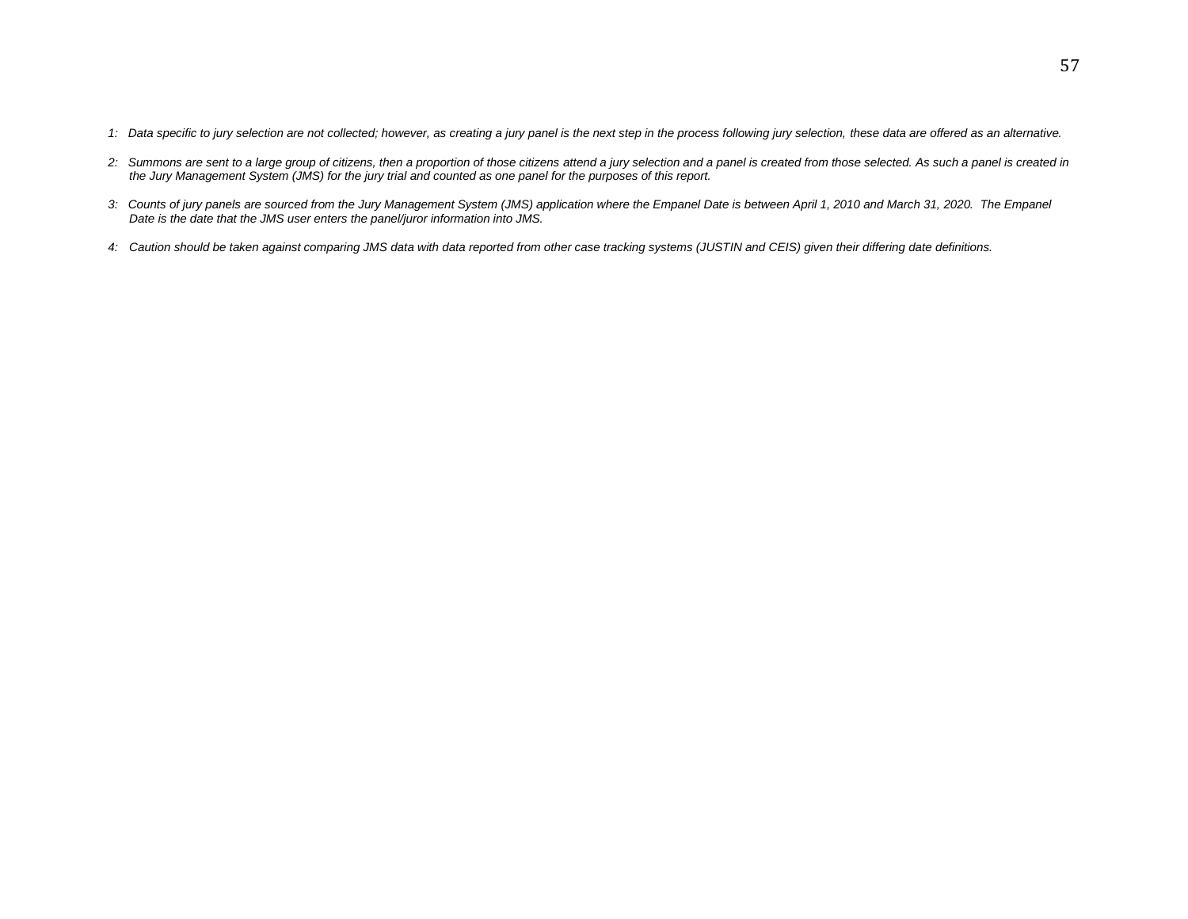*1: Data specific to jury selection are not collected; however, as creating a jury panel is the next step in the process following jury selection, these data are offered as an alternative.*

*2: Summons are sent to a large group of citizens, then a proportion of those citizens attend a jury selection and a panel is created from those selected. As such a panel is created in the Jury Management System (JMS) for the jury trial and counted as one panel for the purposes of this report.*

*3: Counts of jury panels are sourced from the Jury Management System (JMS) application where the Empanel Date is between April 1, 2010 and March 31, 2020. The Empanel Date is the date that the JMS user enters the panel/juror information into JMS.*

*4: Caution should be taken against comparing JMS data with data reported from other case tracking systems (JUSTIN and CEIS) given their differing date definitions.*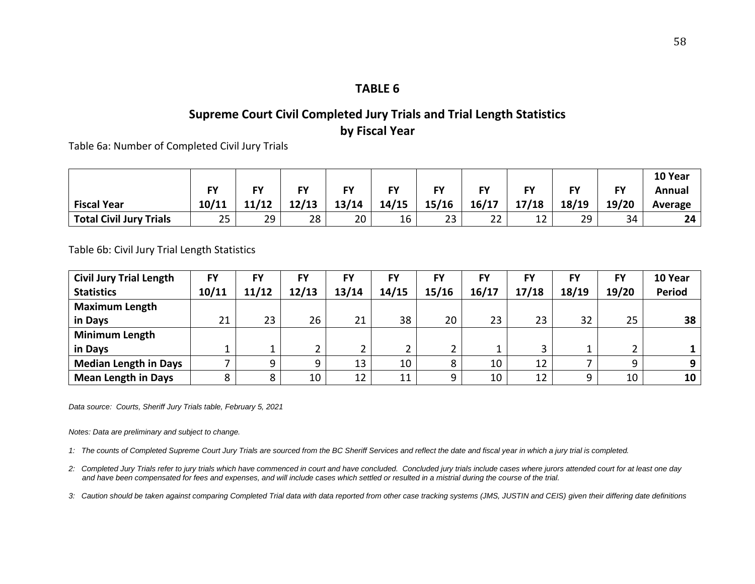## TABLE 6

## Supreme Court Civil Completed Jury Trials and Trial Length Statistics by Fiscal Year

Table 6a: Number of Completed Civil Jury Trials

| Fiscal Year | FY 10/11 | FY 11/12 | FY 12/13 | FY 13/14 | FY 14/15 | FY 15/16 | FY 16/17 | FY 17/18 | FY 18/19 | FY 19/20 | 10 Year Annual Average |
|---|---|---|---|---|---|---|---|---|---|---|---|
| **Total Civil Jury Trials** | 25 | 29 | 28 | 20 | 16 | 23 | 22 | 12 | 29 | 34 | **24** |

Table 6b: Civil Jury Trial Length Statistics

| Civil Jury Trial Length Statistics | FY 10/11 | FY 11/12 | FY 12/13 | FY 13/14 | FY 14/15 | FY 15/16 | FY 16/17 | FY 17/18 | FY 18/19 | FY 19/20 | 10 Year Period |
|---|---|---|---|---|---|---|---|---|---|---|---|
| **Maximum Length in Days** | 21 | 23 | 26 | 21 | 38 | 20 | 23 | 23 | 32 | 25 | **38** |
| **Minimum Length in Days** | 1 | 1 | 2 | 2 | 2 | 2 | 1 | 3 | 1 | 2 | **1** |
| **Median Length in Days** | 7 | 9 | 9 | 13 | 10 | 8 | 10 | 12 | 7 | 9 | **9** |
| **Mean Length in Days** | 8 | 8 | 10 | 12 | 11 | 9 | 10 | 12 | 9 | 10 | **10** |

*Data source: Courts, Sheriff Jury Trials table, February 5, 2021*

*Notes: Data are preliminary and subject to change.*

*1: The counts of Completed Supreme Court Jury Trials are sourced from the BC Sheriff Services and reflect the date and fiscal year in which a jury trial is completed.*

*2: Completed Jury Trials refer to jury trials which have commenced in court and have concluded. Concluded jury trials include cases where jurors attended court for at least one day and have been compensated for fees and expenses, and will include cases which settled or resulted in a mistrial during the course of the trial.*

*3: Caution should be taken against comparing Completed Trial data with data reported from other case tracking systems (JMS, JUSTIN and CEIS) given their differing date definitions*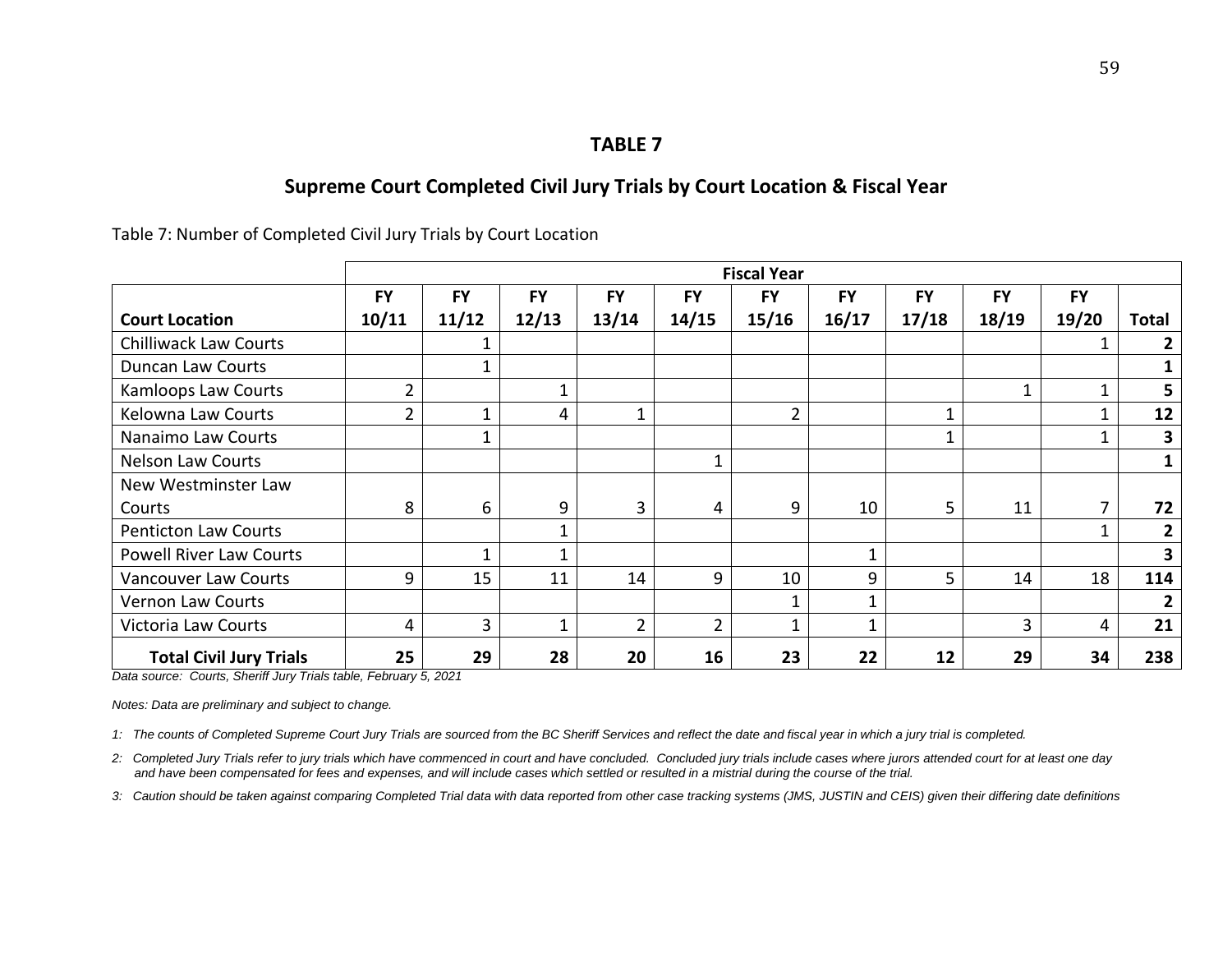## TABLE 7

## Supreme Court Completed Civil Jury Trials by Court Location & Fiscal Year

Table 7: Number of Completed Civil Jury Trials by Court Location

| | Fiscal Year | | | | | | | | | | |
|---|---|---|---|---|---|---|---|---|---|---|---|
| **Court Location** | **FY 10/11** | **FY 11/12** | **FY 12/13** | **FY 13/14** | **FY 14/15** | **FY 15/16** | **FY 16/17** | **FY 17/18** | **FY 18/19** | **FY 19/20** | **Total** |
| Chilliwack Law Courts | | 1 | | | | | | | | 1 | **2** |
| Duncan Law Courts | | 1 | | | | | | | | | **1** |
| Kamloops Law Courts | 2 | | 1 | | | | | | 1 | 1 | **5** |
| Kelowna Law Courts | 2 | 1 | 4 | 1 | | 2 | | 1 | | 1 | **12** |
| Nanaimo Law Courts | | 1 | | | | | | 1 | | 1 | **3** |
| Nelson Law Courts | | | | | 1 | | | | | | **1** |
| New Westminster Law Courts | 8 | 6 | 9 | 3 | 4 | 9 | 10 | 5 | 11 | 7 | **72** |
| Penticton Law Courts | | | 1 | | | | | | | 1 | **2** |
| Powell River Law Courts | | 1 | 1 | | | | 1 | | | | **3** |
| Vancouver Law Courts | 9 | 15 | 11 | 14 | 9 | 10 | 9 | 5 | 14 | 18 | **114** |
| Vernon Law Courts | | | | | | 1 | 1 | | | | **2** |
| Victoria Law Courts | 4 | 3 | 1 | 2 | 2 | 1 | 1 | | 3 | 4 | **21** |
| **Total Civil Jury Trials** | **25** | **29** | **28** | **20** | **16** | **23** | **22** | **12** | **29** | **34** | **238** |

*Data source: Courts, Sheriff Jury Trials table, February 5, 2021*

*Notes: Data are preliminary and subject to change.*

*1: The counts of Completed Supreme Court Jury Trials are sourced from the BC Sheriff Services and reflect the date and fiscal year in which a jury trial is completed.*

*2: Completed Jury Trials refer to jury trials which have commenced in court and have concluded. Concluded jury trials include cases where jurors attended court for at least one day and have been compensated for fees and expenses, and will include cases which settled or resulted in a mistrial during the course of the trial.*

*3: Caution should be taken against comparing Completed Trial data with data reported from other case tracking systems (JMS, JUSTIN and CEIS) given their differing date definitions*